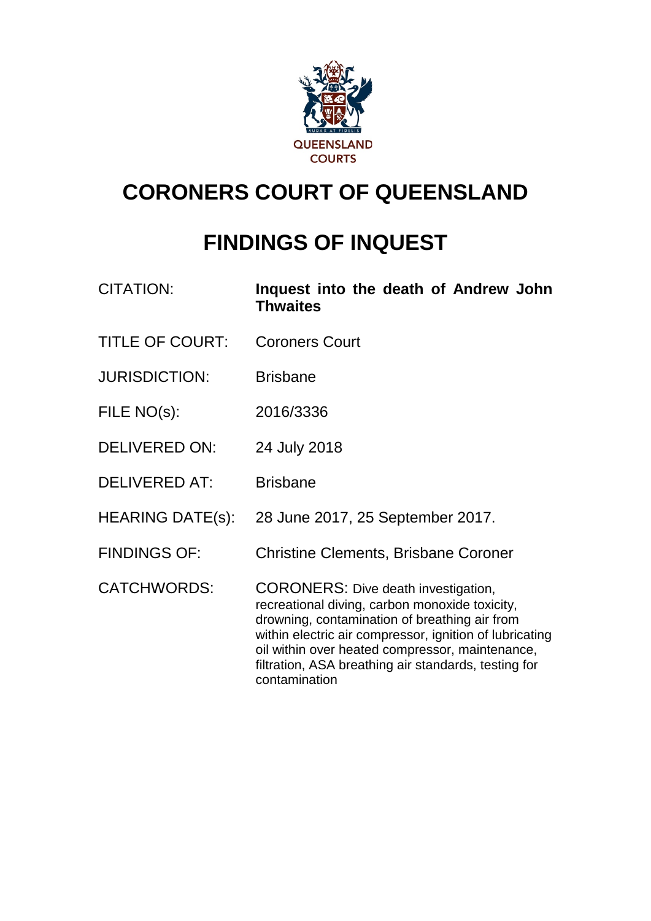QUEENSLAND COURTS

# CORONERS COURT OF QUEENSLAND

# FINDINGS OF INQUEST

| | |
|---|---|
| CITATION: | **Inquest into the death of Andrew John Thwaites** |
| TITLE OF COURT: | Coroners Court |
| JURISDICTION: | Brisbane |
| FILE NO(s): | 2016/3336 |
| DELIVERED ON: | 24 July 2018 |
| DELIVERED AT: | Brisbane |
| HEARING DATE(s): | 28 June 2017, 25 September 2017. |
| FINDINGS OF: | Christine Clements, Brisbane Coroner |
| CATCHWORDS: | CORONERS: Dive death investigation, recreational diving, carbon monoxide toxicity, drowning, contamination of breathing air from within electric air compressor, ignition of lubricating oil within over heated compressor, maintenance, filtration, ASA breathing air standards, testing for contamination |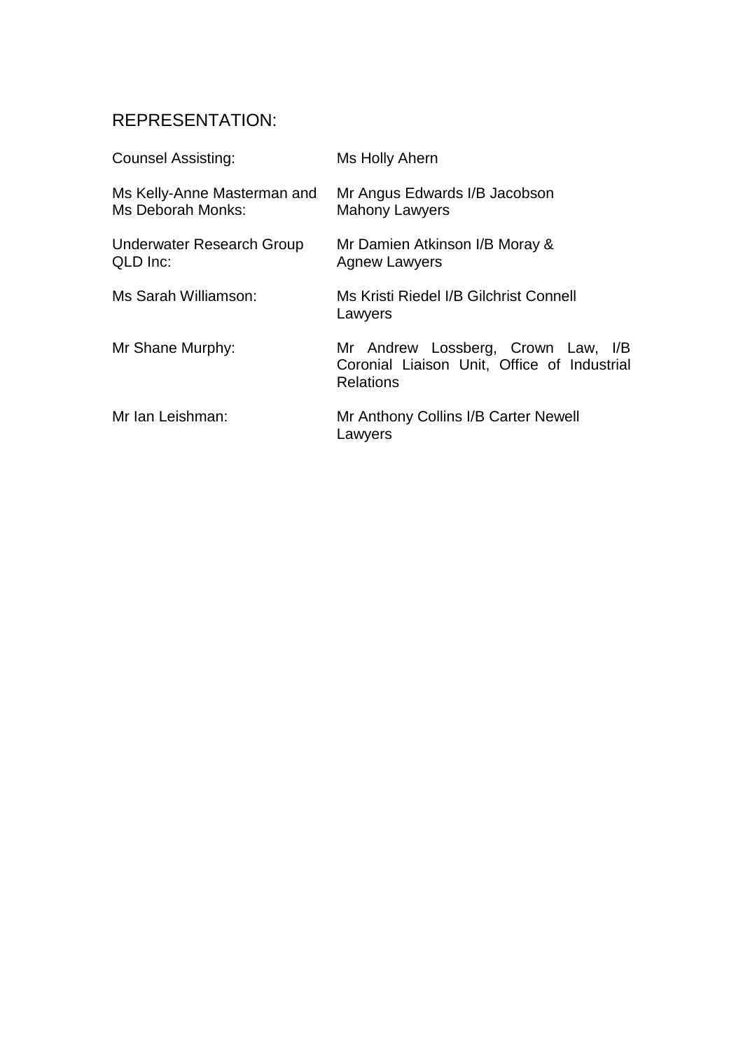## REPRESENTATION:

| | |
|---|---|
| Counsel Assisting: | Ms Holly Ahern |
| Ms Kelly-Anne Masterman and Ms Deborah Monks: | Mr Angus Edwards I/B Jacobson Mahony Lawyers |
| Underwater Research Group QLD Inc: | Mr Damien Atkinson I/B Moray & Agnew Lawyers |
| Ms Sarah Williamson: | Ms Kristi Riedel I/B Gilchrist Connell Lawyers |
| Mr Shane Murphy: | Mr Andrew Lossberg, Crown Law, I/B Coronial Liaison Unit, Office of Industrial Relations |
| Mr Ian Leishman: | Mr Anthony Collins I/B Carter Newell Lawyers |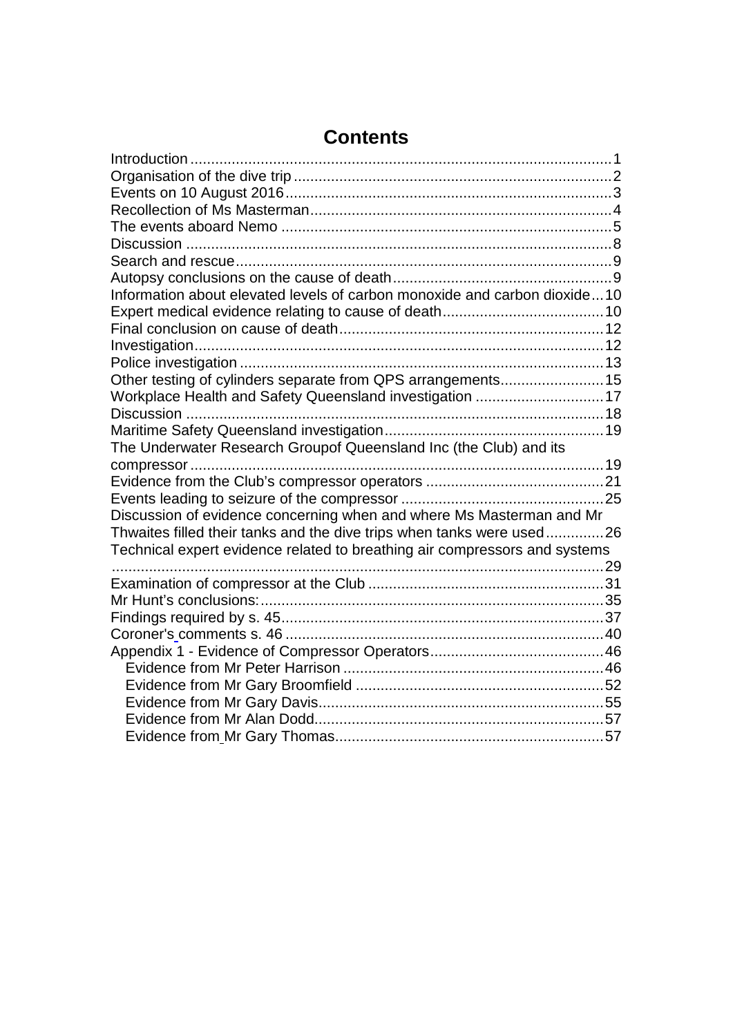# Contents

Introduction ..................................................................................................1
Organisation of the dive trip ............................................................................2
Events on 10 August 2016..............................................................................3
Recollection of Ms Masterman.........................................................................4
The events aboard Nemo ................................................................................5
Discussion ......................................................................................................8
Search and rescue..........................................................................................9
Autopsy conclusions on the cause of death.....................................................9
Information about elevated levels of carbon monoxide and carbon dioxide...10
Expert medical evidence relating to cause of death.......................................10
Final conclusion on cause of death................................................................12
Investigation...................................................................................................12
Police investigation ........................................................................................13
Other testing of cylinders separate from QPS arrangements.........................15
Workplace Health and Safety Queensland investigation ...............................17
Discussion .....................................................................................................18
Maritime Safety Queensland investigation.....................................................19
The Underwater Research Groupof Queensland Inc (the Club) and its compressor ...................................................................................................19
Evidence from the Club's compressor operators ...........................................21
Events leading to seizure of the compressor .................................................25
Discussion of evidence concerning when and where Ms Masterman and Mr Thwaites filled their tanks and the dive trips when tanks were used.............26
Technical expert evidence related to breathing air compressors and systems .......................................................................................................................29
Examination of compressor at the Club .........................................................31
Mr Hunt's conclusions:...................................................................................35
Findings required by s. 45..............................................................................37
Coroner's comments s. 46 .............................................................................40
Appendix 1 - Evidence of Compressor Operators..........................................46
    Evidence from Mr Peter Harrison ...............................................................46
    Evidence from Mr Gary Broomfield ............................................................52
    Evidence from Mr Gary Davis.....................................................................55
    Evidence from Mr Alan Dodd......................................................................57
    Evidence from Mr Gary Thomas.................................................................57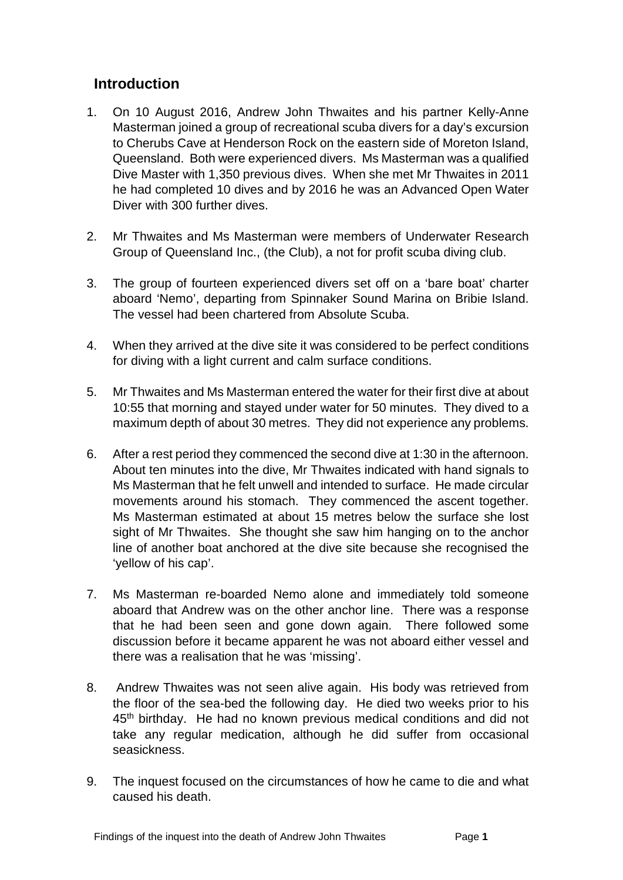## Introduction

1. On 10 August 2016, Andrew John Thwaites and his partner Kelly-Anne Masterman joined a group of recreational scuba divers for a day's excursion to Cherubs Cave at Henderson Rock on the eastern side of Moreton Island, Queensland. Both were experienced divers. Ms Masterman was a qualified Dive Master with 1,350 previous dives. When she met Mr Thwaites in 2011 he had completed 10 dives and by 2016 he was an Advanced Open Water Diver with 300 further dives.

2. Mr Thwaites and Ms Masterman were members of Underwater Research Group of Queensland Inc., (the Club), a not for profit scuba diving club.

3. The group of fourteen experienced divers set off on a 'bare boat' charter aboard 'Nemo', departing from Spinnaker Sound Marina on Bribie Island. The vessel had been chartered from Absolute Scuba.

4. When they arrived at the dive site it was considered to be perfect conditions for diving with a light current and calm surface conditions.

5. Mr Thwaites and Ms Masterman entered the water for their first dive at about 10:55 that morning and stayed under water for 50 minutes. They dived to a maximum depth of about 30 metres. They did not experience any problems.

6. After a rest period they commenced the second dive at 1:30 in the afternoon. About ten minutes into the dive, Mr Thwaites indicated with hand signals to Ms Masterman that he felt unwell and intended to surface. He made circular movements around his stomach. They commenced the ascent together. Ms Masterman estimated at about 15 metres below the surface she lost sight of Mr Thwaites. She thought she saw him hanging on to the anchor line of another boat anchored at the dive site because she recognised the 'yellow of his cap'.

7. Ms Masterman re-boarded Nemo alone and immediately told someone aboard that Andrew was on the other anchor line. There was a response that he had been seen and gone down again. There followed some discussion before it became apparent he was not aboard either vessel and there was a realisation that he was 'missing'.

8. Andrew Thwaites was not seen alive again. His body was retrieved from the floor of the sea-bed the following day. He died two weeks prior to his 45th birthday. He had no known previous medical conditions and did not take any regular medication, although he did suffer from occasional seasickness.

9. The inquest focused on the circumstances of how he came to die and what caused his death.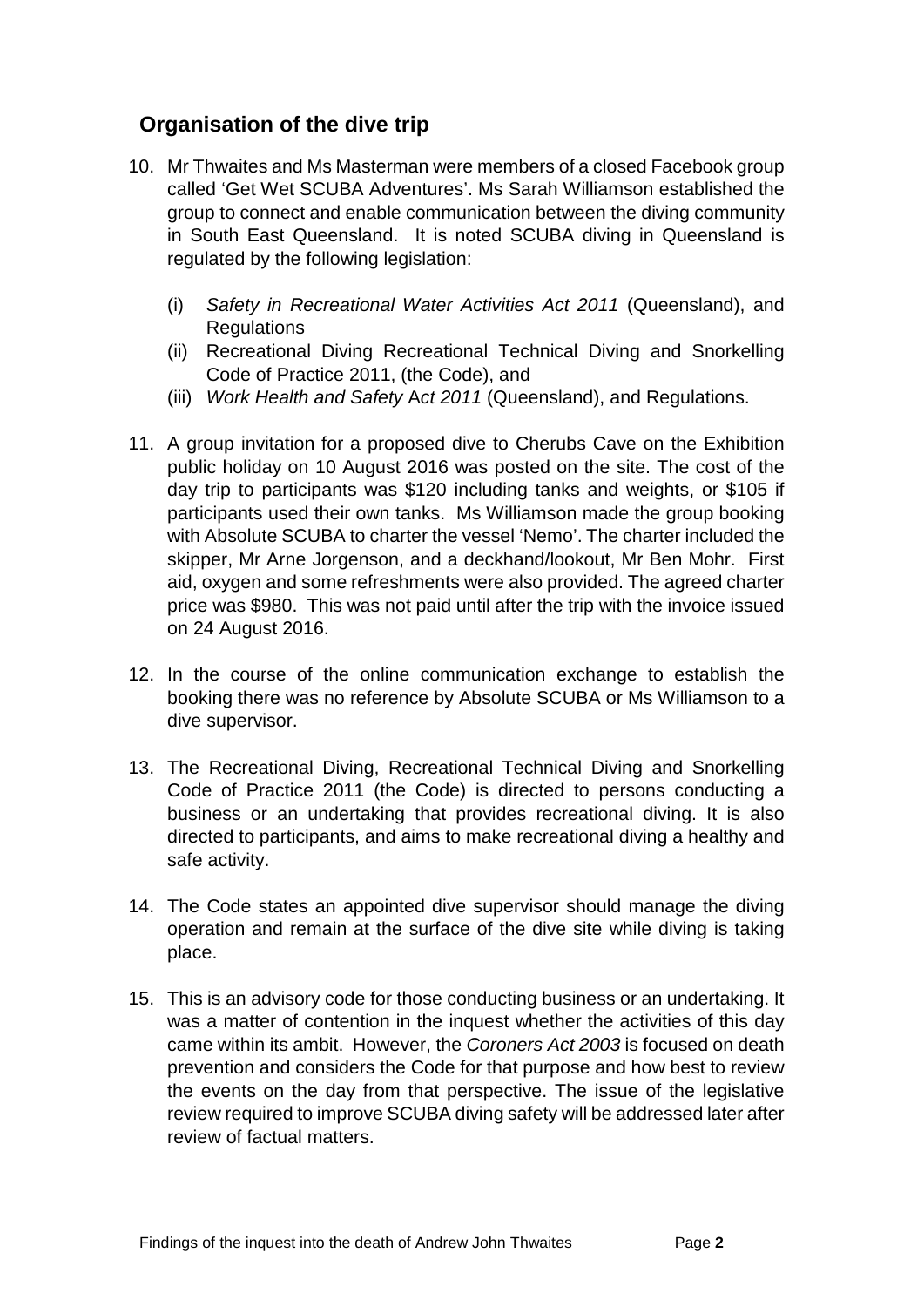## Organisation of the dive trip

10. Mr Thwaites and Ms Masterman were members of a closed Facebook group called 'Get Wet SCUBA Adventures'. Ms Sarah Williamson established the group to connect and enable communication between the diving community in South East Queensland. It is noted SCUBA diving in Queensland is regulated by the following legislation:

    (i) *Safety in Recreational Water Activities Act 2011* (Queensland), and Regulations
    (ii) Recreational Diving Recreational Technical Diving and Snorkelling Code of Practice 2011, (the Code), and
    (iii) *Work Health and Safety* A*ct 2011* (Queensland), and Regulations.

11. A group invitation for a proposed dive to Cherubs Cave on the Exhibition public holiday on 10 August 2016 was posted on the site. The cost of the day trip to participants was $120 including tanks and weights, or $105 if participants used their own tanks. Ms Williamson made the group booking with Absolute SCUBA to charter the vessel 'Nemo'. The charter included the skipper, Mr Arne Jorgenson, and a deckhand/lookout, Mr Ben Mohr. First aid, oxygen and some refreshments were also provided. The agreed charter price was $980. This was not paid until after the trip with the invoice issued on 24 August 2016.

12. In the course of the online communication exchange to establish the booking there was no reference by Absolute SCUBA or Ms Williamson to a dive supervisor.

13. The Recreational Diving, Recreational Technical Diving and Snorkelling Code of Practice 2011 (the Code) is directed to persons conducting a business or an undertaking that provides recreational diving. It is also directed to participants, and aims to make recreational diving a healthy and safe activity.

14. The Code states an appointed dive supervisor should manage the diving operation and remain at the surface of the dive site while diving is taking place.

15. This is an advisory code for those conducting business or an undertaking. It was a matter of contention in the inquest whether the activities of this day came within its ambit. However, the *Coroners Act 2003* is focused on death prevention and considers the Code for that purpose and how best to review the events on the day from that perspective. The issue of the legislative review required to improve SCUBA diving safety will be addressed later after review of factual matters.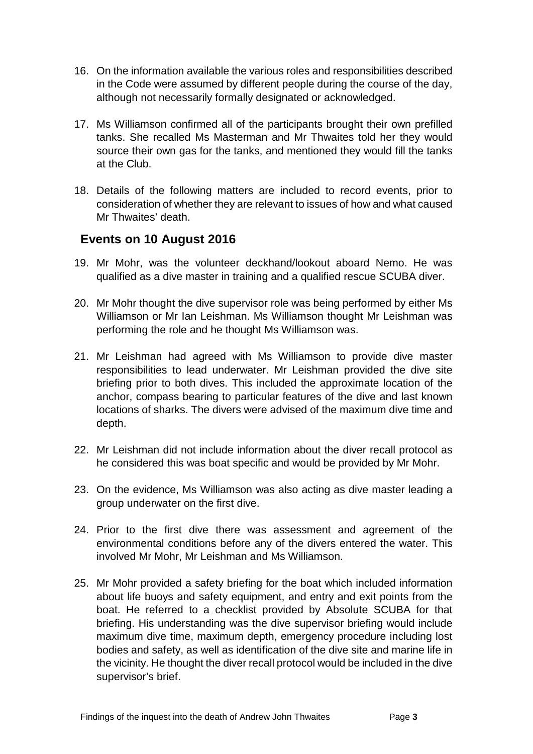16. On the information available the various roles and responsibilities described in the Code were assumed by different people during the course of the day, although not necessarily formally designated or acknowledged.

17. Ms Williamson confirmed all of the participants brought their own prefilled tanks. She recalled Ms Masterman and Mr Thwaites told her they would source their own gas for the tanks, and mentioned they would fill the tanks at the Club.

18. Details of the following matters are included to record events, prior to consideration of whether they are relevant to issues of how and what caused Mr Thwaites' death.

## Events on 10 August 2016

19. Mr Mohr, was the volunteer deckhand/lookout aboard Nemo. He was qualified as a dive master in training and a qualified rescue SCUBA diver.

20. Mr Mohr thought the dive supervisor role was being performed by either Ms Williamson or Mr Ian Leishman. Ms Williamson thought Mr Leishman was performing the role and he thought Ms Williamson was.

21. Mr Leishman had agreed with Ms Williamson to provide dive master responsibilities to lead underwater. Mr Leishman provided the dive site briefing prior to both dives. This included the approximate location of the anchor, compass bearing to particular features of the dive and last known locations of sharks. The divers were advised of the maximum dive time and depth.

22. Mr Leishman did not include information about the diver recall protocol as he considered this was boat specific and would be provided by Mr Mohr.

23. On the evidence, Ms Williamson was also acting as dive master leading a group underwater on the first dive.

24. Prior to the first dive there was assessment and agreement of the environmental conditions before any of the divers entered the water. This involved Mr Mohr, Mr Leishman and Ms Williamson.

25. Mr Mohr provided a safety briefing for the boat which included information about life buoys and safety equipment, and entry and exit points from the boat. He referred to a checklist provided by Absolute SCUBA for that briefing. His understanding was the dive supervisor briefing would include maximum dive time, maximum depth, emergency procedure including lost bodies and safety, as well as identification of the dive site and marine life in the vicinity. He thought the diver recall protocol would be included in the dive supervisor's brief.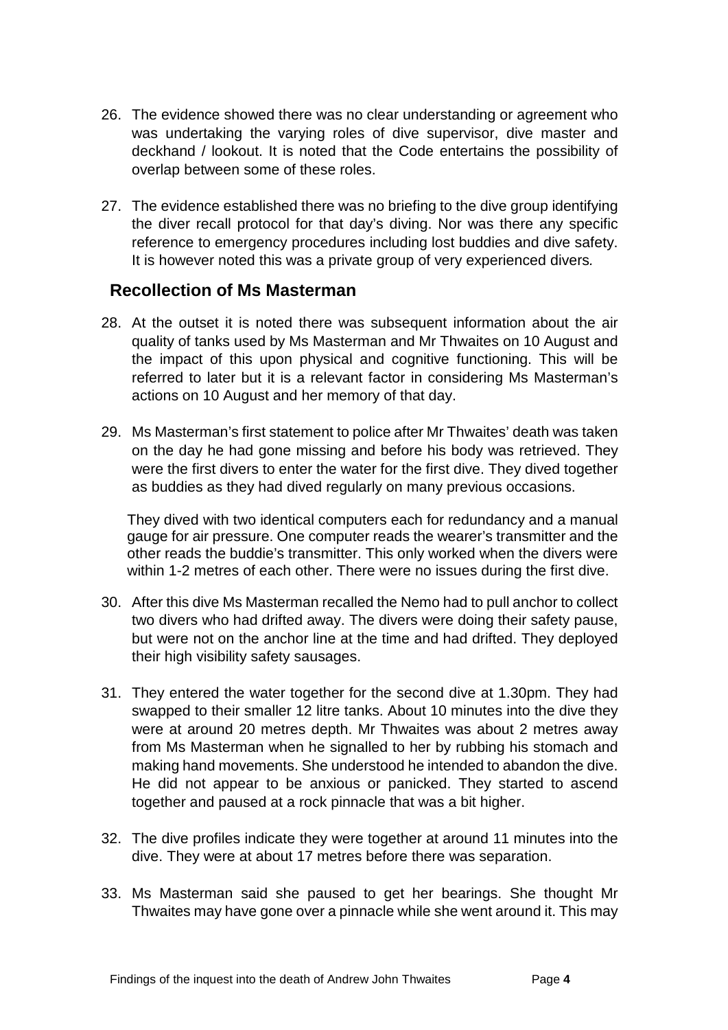26. The evidence showed there was no clear understanding or agreement who was undertaking the varying roles of dive supervisor, dive master and deckhand / lookout. It is noted that the Code entertains the possibility of overlap between some of these roles.

27. The evidence established there was no briefing to the dive group identifying the diver recall protocol for that day's diving. Nor was there any specific reference to emergency procedures including lost buddies and dive safety. It is however noted this was a private group of very experienced divers.

## Recollection of Ms Masterman

28. At the outset it is noted there was subsequent information about the air quality of tanks used by Ms Masterman and Mr Thwaites on 10 August and the impact of this upon physical and cognitive functioning. This will be referred to later but it is a relevant factor in considering Ms Masterman's actions on 10 August and her memory of that day.

29. Ms Masterman's first statement to police after Mr Thwaites' death was taken on the day he had gone missing and before his body was retrieved. They were the first divers to enter the water for the first dive. They dived together as buddies as they had dived regularly on many previous occasions.

    They dived with two identical computers each for redundancy and a manual gauge for air pressure. One computer reads the wearer's transmitter and the other reads the buddie's transmitter. This only worked when the divers were within 1-2 metres of each other. There were no issues during the first dive.

30. After this dive Ms Masterman recalled the Nemo had to pull anchor to collect two divers who had drifted away. The divers were doing their safety pause, but were not on the anchor line at the time and had drifted. They deployed their high visibility safety sausages.

31. They entered the water together for the second dive at 1.30pm. They had swapped to their smaller 12 litre tanks. About 10 minutes into the dive they were at around 20 metres depth. Mr Thwaites was about 2 metres away from Ms Masterman when he signalled to her by rubbing his stomach and making hand movements. She understood he intended to abandon the dive. He did not appear to be anxious or panicked. They started to ascend together and paused at a rock pinnacle that was a bit higher.

32. The dive profiles indicate they were together at around 11 minutes into the dive. They were at about 17 metres before there was separation.

33. Ms Masterman said she paused to get her bearings. She thought Mr Thwaites may have gone over a pinnacle while she went around it. This may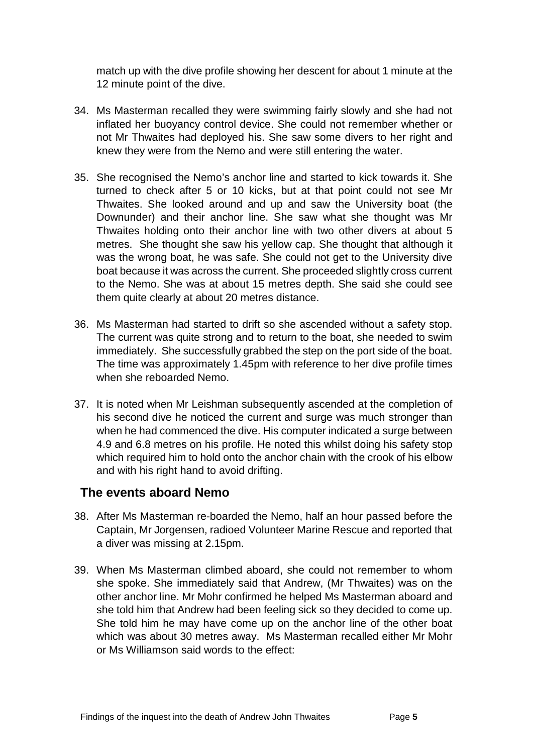match up with the dive profile showing her descent for about 1 minute at the 12 minute point of the dive.

34. Ms Masterman recalled they were swimming fairly slowly and she had not inflated her buoyancy control device. She could not remember whether or not Mr Thwaites had deployed his. She saw some divers to her right and knew they were from the Nemo and were still entering the water.

35. She recognised the Nemo's anchor line and started to kick towards it. She turned to check after 5 or 10 kicks, but at that point could not see Mr Thwaites. She looked around and up and saw the University boat (the Downunder) and their anchor line. She saw what she thought was Mr Thwaites holding onto their anchor line with two other divers at about 5 metres. She thought she saw his yellow cap. She thought that although it was the wrong boat, he was safe. She could not get to the University dive boat because it was across the current. She proceeded slightly cross current to the Nemo. She was at about 15 metres depth. She said she could see them quite clearly at about 20 metres distance.

36. Ms Masterman had started to drift so she ascended without a safety stop. The current was quite strong and to return to the boat, she needed to swim immediately. She successfully grabbed the step on the port side of the boat. The time was approximately 1.45pm with reference to her dive profile times when she reboarded Nemo.

37. It is noted when Mr Leishman subsequently ascended at the completion of his second dive he noticed the current and surge was much stronger than when he had commenced the dive. His computer indicated a surge between 4.9 and 6.8 metres on his profile. He noted this whilst doing his safety stop which required him to hold onto the anchor chain with the crook of his elbow and with his right hand to avoid drifting.

## The events aboard Nemo

38. After Ms Masterman re-boarded the Nemo, half an hour passed before the Captain, Mr Jorgensen, radioed Volunteer Marine Rescue and reported that a diver was missing at 2.15pm.

39. When Ms Masterman climbed aboard, she could not remember to whom she spoke. She immediately said that Andrew, (Mr Thwaites) was on the other anchor line. Mr Mohr confirmed he helped Ms Masterman aboard and she told him that Andrew had been feeling sick so they decided to come up. She told him he may have come up on the anchor line of the other boat which was about 30 metres away. Ms Masterman recalled either Mr Mohr or Ms Williamson said words to the effect: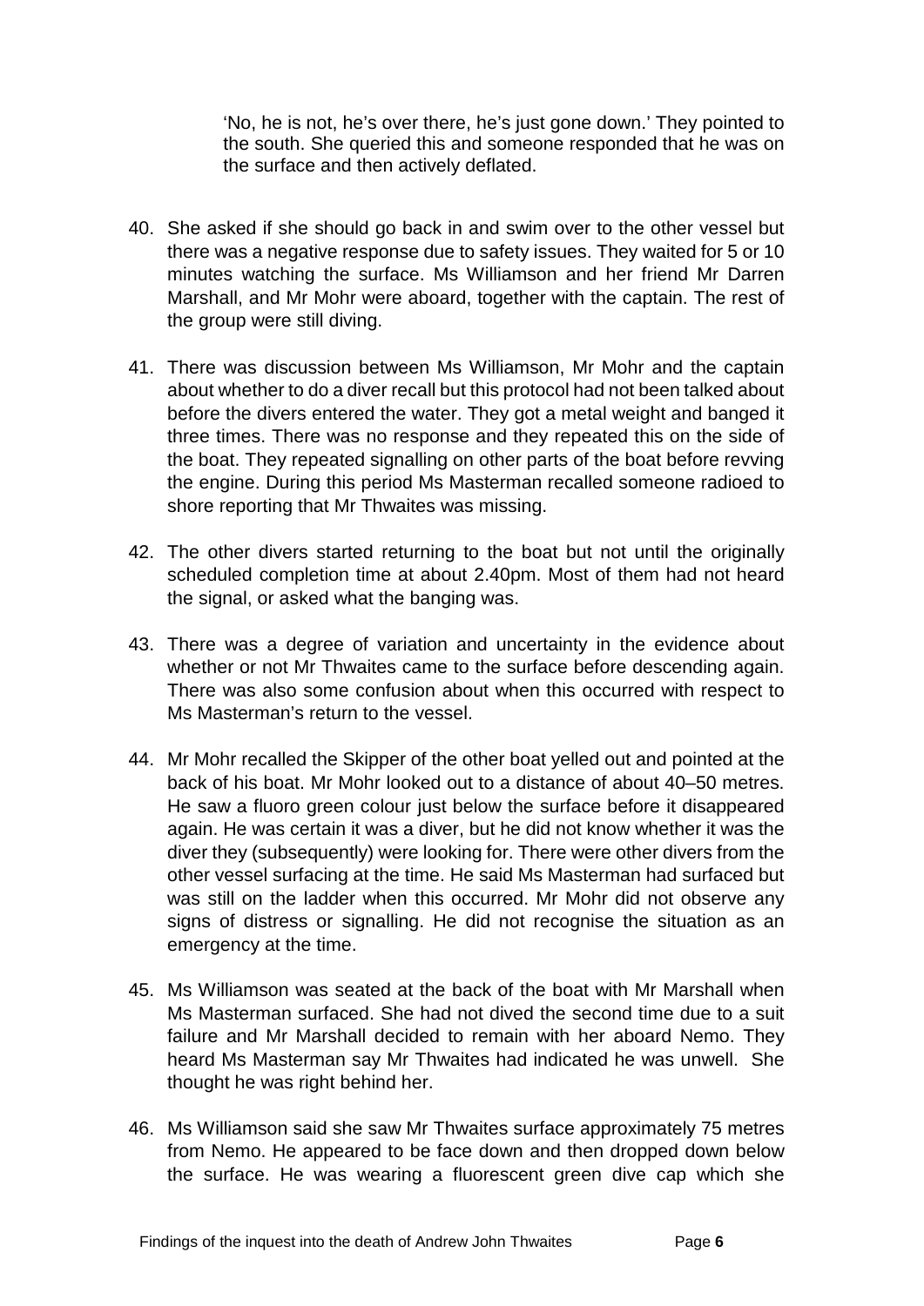> 'No, he is not, he's over there, he's just gone down.' They pointed to the south. She queried this and someone responded that he was on the surface and then actively deflated.

40. She asked if she should go back in and swim over to the other vessel but there was a negative response due to safety issues. They waited for 5 or 10 minutes watching the surface. Ms Williamson and her friend Mr Darren Marshall, and Mr Mohr were aboard, together with the captain. The rest of the group were still diving.

41. There was discussion between Ms Williamson, Mr Mohr and the captain about whether to do a diver recall but this protocol had not been talked about before the divers entered the water. They got a metal weight and banged it three times. There was no response and they repeated this on the side of the boat. They repeated signalling on other parts of the boat before revving the engine. During this period Ms Masterman recalled someone radioed to shore reporting that Mr Thwaites was missing.

42. The other divers started returning to the boat but not until the originally scheduled completion time at about 2.40pm. Most of them had not heard the signal, or asked what the banging was.

43. There was a degree of variation and uncertainty in the evidence about whether or not Mr Thwaites came to the surface before descending again. There was also some confusion about when this occurred with respect to Ms Masterman's return to the vessel.

44. Mr Mohr recalled the Skipper of the other boat yelled out and pointed at the back of his boat. Mr Mohr looked out to a distance of about 40–50 metres. He saw a fluoro green colour just below the surface before it disappeared again. He was certain it was a diver, but he did not know whether it was the diver they (subsequently) were looking for. There were other divers from the other vessel surfacing at the time. He said Ms Masterman had surfaced but was still on the ladder when this occurred. Mr Mohr did not observe any signs of distress or signalling. He did not recognise the situation as an emergency at the time.

45. Ms Williamson was seated at the back of the boat with Mr Marshall when Ms Masterman surfaced. She had not dived the second time due to a suit failure and Mr Marshall decided to remain with her aboard Nemo. They heard Ms Masterman say Mr Thwaites had indicated he was unwell. She thought he was right behind her.

46. Ms Williamson said she saw Mr Thwaites surface approximately 75 metres from Nemo. He appeared to be face down and then dropped down below the surface. He was wearing a fluorescent green dive cap which she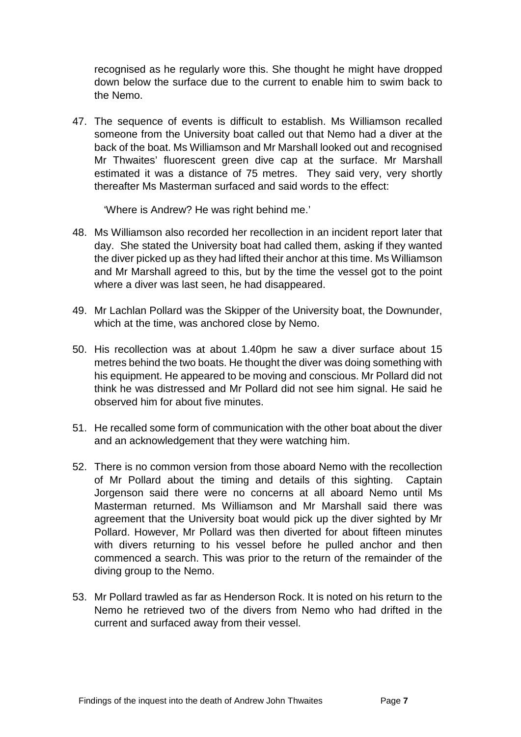recognised as he regularly wore this. She thought he might have dropped down below the surface due to the current to enable him to swim back to the Nemo.

47. The sequence of events is difficult to establish. Ms Williamson recalled someone from the University boat called out that Nemo had a diver at the back of the boat. Ms Williamson and Mr Marshall looked out and recognised Mr Thwaites' fluorescent green dive cap at the surface. Mr Marshall estimated it was a distance of 75 metres. They said very, very shortly thereafter Ms Masterman surfaced and said words to the effect:

   'Where is Andrew? He was right behind me.'

48. Ms Williamson also recorded her recollection in an incident report later that day. She stated the University boat had called them, asking if they wanted the diver picked up as they had lifted their anchor at this time. Ms Williamson and Mr Marshall agreed to this, but by the time the vessel got to the point where a diver was last seen, he had disappeared.

49. Mr Lachlan Pollard was the Skipper of the University boat, the Downunder, which at the time, was anchored close by Nemo.

50. His recollection was at about 1.40pm he saw a diver surface about 15 metres behind the two boats. He thought the diver was doing something with his equipment. He appeared to be moving and conscious. Mr Pollard did not think he was distressed and Mr Pollard did not see him signal. He said he observed him for about five minutes.

51. He recalled some form of communication with the other boat about the diver and an acknowledgement that they were watching him.

52. There is no common version from those aboard Nemo with the recollection of Mr Pollard about the timing and details of this sighting. Captain Jorgenson said there were no concerns at all aboard Nemo until Ms Masterman returned. Ms Williamson and Mr Marshall said there was agreement that the University boat would pick up the diver sighted by Mr Pollard. However, Mr Pollard was then diverted for about fifteen minutes with divers returning to his vessel before he pulled anchor and then commenced a search. This was prior to the return of the remainder of the diving group to the Nemo.

53. Mr Pollard trawled as far as Henderson Rock. It is noted on his return to the Nemo he retrieved two of the divers from Nemo who had drifted in the current and surfaced away from their vessel.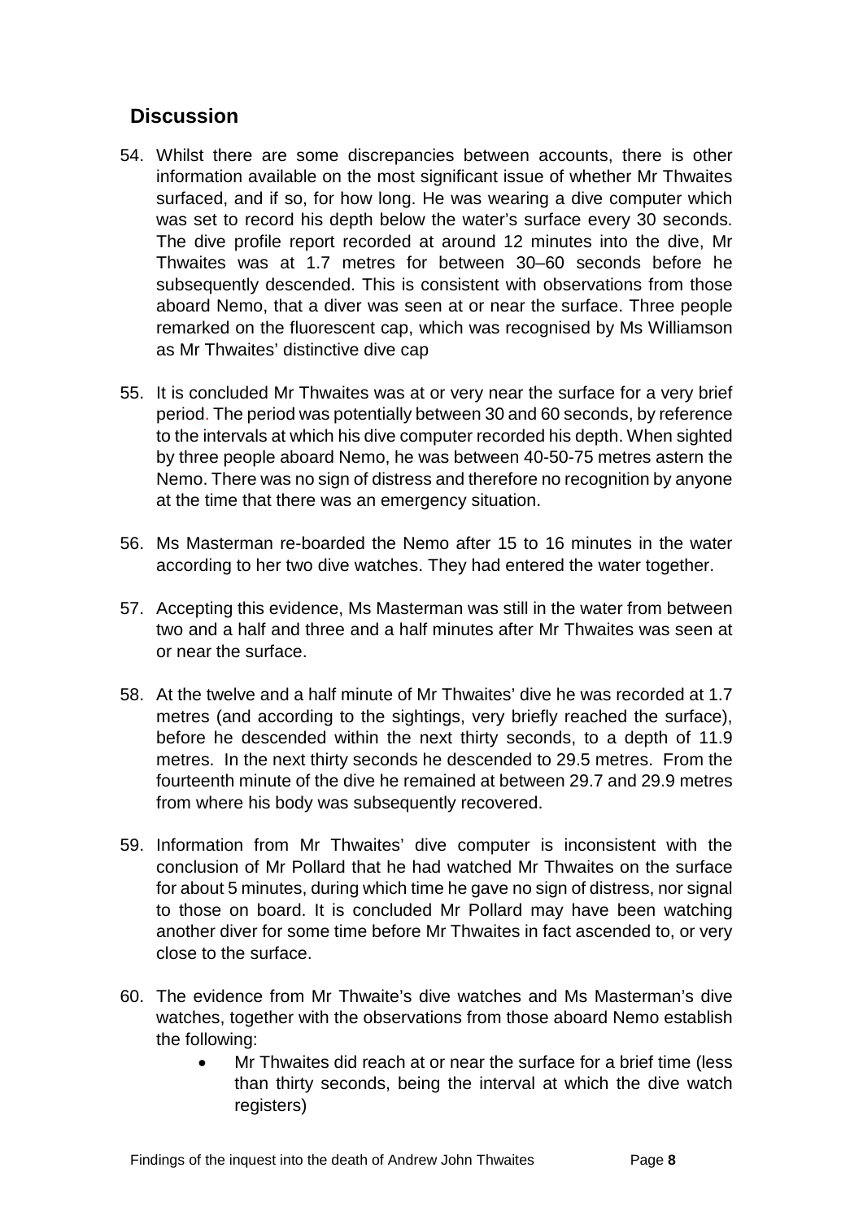## Discussion

54. Whilst there are some discrepancies between accounts, there is other information available on the most significant issue of whether Mr Thwaites surfaced, and if so, for how long. He was wearing a dive computer which was set to record his depth below the water's surface every 30 seconds. The dive profile report recorded at around 12 minutes into the dive, Mr Thwaites was at 1.7 metres for between 30–60 seconds before he subsequently descended. This is consistent with observations from those aboard Nemo, that a diver was seen at or near the surface. Three people remarked on the fluorescent cap, which was recognised by Ms Williamson as Mr Thwaites' distinctive dive cap

55. It is concluded Mr Thwaites was at or very near the surface for a very brief period. The period was potentially between 30 and 60 seconds, by reference to the intervals at which his dive computer recorded his depth. When sighted by three people aboard Nemo, he was between 40-50-75 metres astern the Nemo. There was no sign of distress and therefore no recognition by anyone at the time that there was an emergency situation.

56. Ms Masterman re-boarded the Nemo after 15 to 16 minutes in the water according to her two dive watches. They had entered the water together.

57. Accepting this evidence, Ms Masterman was still in the water from between two and a half and three and a half minutes after Mr Thwaites was seen at or near the surface.

58. At the twelve and a half minute of Mr Thwaites' dive he was recorded at 1.7 metres (and according to the sightings, very briefly reached the surface), before he descended within the next thirty seconds, to a depth of 11.9 metres. In the next thirty seconds he descended to 29.5 metres. From the fourteenth minute of the dive he remained at between 29.7 and 29.9 metres from where his body was subsequently recovered.

59. Information from Mr Thwaites' dive computer is inconsistent with the conclusion of Mr Pollard that he had watched Mr Thwaites on the surface for about 5 minutes, during which time he gave no sign of distress, nor signal to those on board. It is concluded Mr Pollard may have been watching another diver for some time before Mr Thwaites in fact ascended to, or very close to the surface.

60. The evidence from Mr Thwaite's dive watches and Ms Masterman's dive watches, together with the observations from those aboard Nemo establish the following:
    - Mr Thwaites did reach at or near the surface for a brief time (less than thirty seconds, being the interval at which the dive watch registers)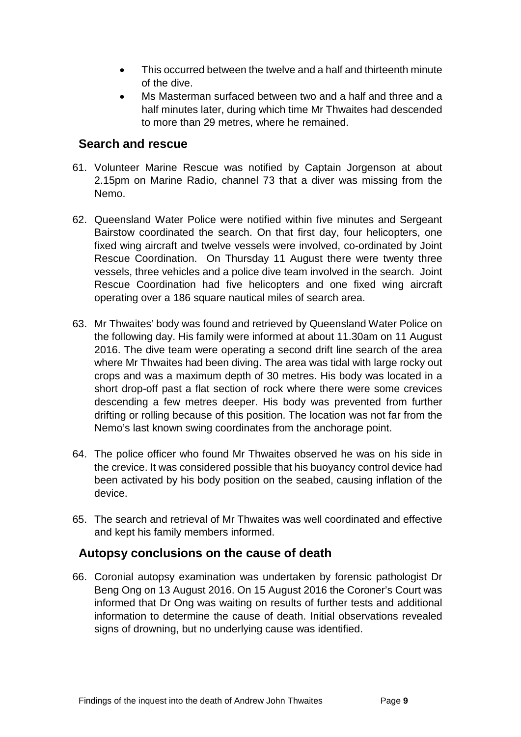- This occurred between the twelve and a half and thirteenth minute of the dive.
- Ms Masterman surfaced between two and a half and three and a half minutes later, during which time Mr Thwaites had descended to more than 29 metres, where he remained.

## Search and rescue

61. Volunteer Marine Rescue was notified by Captain Jorgenson at about 2.15pm on Marine Radio, channel 73 that a diver was missing from the Nemo.

62. Queensland Water Police were notified within five minutes and Sergeant Bairstow coordinated the search. On that first day, four helicopters, one fixed wing aircraft and twelve vessels were involved, co-ordinated by Joint Rescue Coordination. On Thursday 11 August there were twenty three vessels, three vehicles and a police dive team involved in the search. Joint Rescue Coordination had five helicopters and one fixed wing aircraft operating over a 186 square nautical miles of search area.

63. Mr Thwaites' body was found and retrieved by Queensland Water Police on the following day. His family were informed at about 11.30am on 11 August 2016. The dive team were operating a second drift line search of the area where Mr Thwaites had been diving. The area was tidal with large rocky out crops and was a maximum depth of 30 metres. His body was located in a short drop-off past a flat section of rock where there were some crevices descending a few metres deeper. His body was prevented from further drifting or rolling because of this position. The location was not far from the Nemo's last known swing coordinates from the anchorage point.

64. The police officer who found Mr Thwaites observed he was on his side in the crevice. It was considered possible that his buoyancy control device had been activated by his body position on the seabed, causing inflation of the device.

65. The search and retrieval of Mr Thwaites was well coordinated and effective and kept his family members informed.

## Autopsy conclusions on the cause of death

66. Coronial autopsy examination was undertaken by forensic pathologist Dr Beng Ong on 13 August 2016. On 15 August 2016 the Coroner's Court was informed that Dr Ong was waiting on results of further tests and additional information to determine the cause of death. Initial observations revealed signs of drowning, but no underlying cause was identified.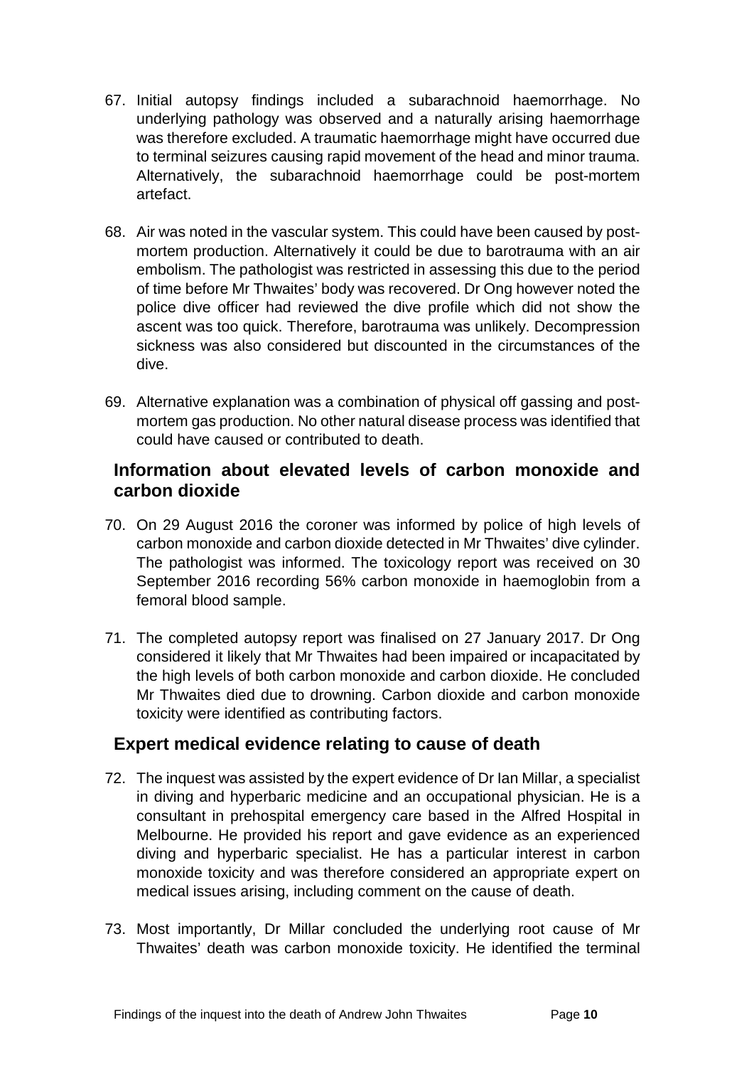67. Initial autopsy findings included a subarachnoid haemorrhage. No underlying pathology was observed and a naturally arising haemorrhage was therefore excluded. A traumatic haemorrhage might have occurred due to terminal seizures causing rapid movement of the head and minor trauma. Alternatively, the subarachnoid haemorrhage could be post-mortem artefact.

68. Air was noted in the vascular system. This could have been caused by post-mortem production. Alternatively it could be due to barotrauma with an air embolism. The pathologist was restricted in assessing this due to the period of time before Mr Thwaites' body was recovered. Dr Ong however noted the police dive officer had reviewed the dive profile which did not show the ascent was too quick. Therefore, barotrauma was unlikely. Decompression sickness was also considered but discounted in the circumstances of the dive.

69. Alternative explanation was a combination of physical off gassing and post-mortem gas production. No other natural disease process was identified that could have caused or contributed to death.

## Information about elevated levels of carbon monoxide and carbon dioxide

70. On 29 August 2016 the coroner was informed by police of high levels of carbon monoxide and carbon dioxide detected in Mr Thwaites' dive cylinder. The pathologist was informed. The toxicology report was received on 30 September 2016 recording 56% carbon monoxide in haemoglobin from a femoral blood sample.

71. The completed autopsy report was finalised on 27 January 2017. Dr Ong considered it likely that Mr Thwaites had been impaired or incapacitated by the high levels of both carbon monoxide and carbon dioxide. He concluded Mr Thwaites died due to drowning. Carbon dioxide and carbon monoxide toxicity were identified as contributing factors.

## Expert medical evidence relating to cause of death

72. The inquest was assisted by the expert evidence of Dr Ian Millar, a specialist in diving and hyperbaric medicine and an occupational physician. He is a consultant in prehospital emergency care based in the Alfred Hospital in Melbourne. He provided his report and gave evidence as an experienced diving and hyperbaric specialist. He has a particular interest in carbon monoxide toxicity and was therefore considered an appropriate expert on medical issues arising, including comment on the cause of death.

73. Most importantly, Dr Millar concluded the underlying root cause of Mr Thwaites' death was carbon monoxide toxicity. He identified the terminal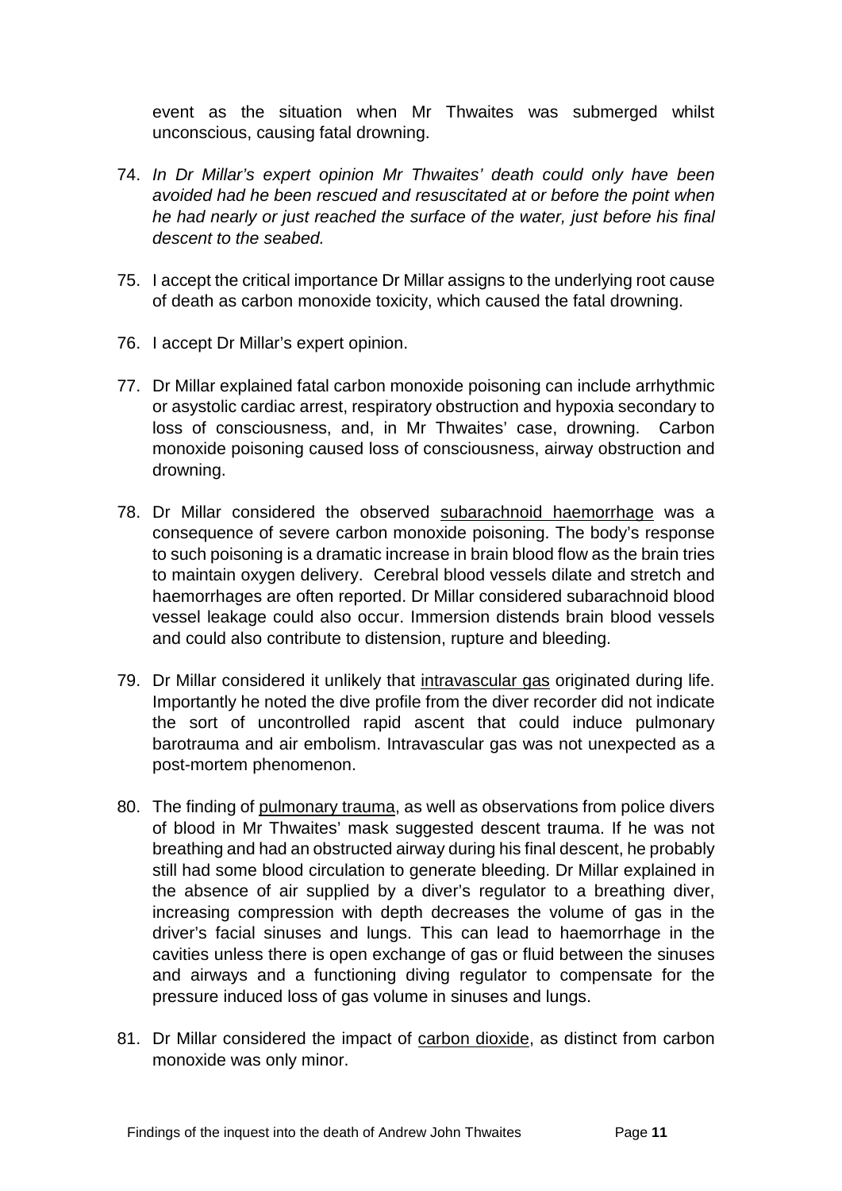event as the situation when Mr Thwaites was submerged whilst unconscious, causing fatal drowning.

74. *In Dr Millar's expert opinion Mr Thwaites' death could only have been avoided had he been rescued and resuscitated at or before the point when he had nearly or just reached the surface of the water, just before his final descent to the seabed.*

75. I accept the critical importance Dr Millar assigns to the underlying root cause of death as carbon monoxide toxicity, which caused the fatal drowning.

76. I accept Dr Millar's expert opinion.

77. Dr Millar explained fatal carbon monoxide poisoning can include arrhythmic or asystolic cardiac arrest, respiratory obstruction and hypoxia secondary to loss of consciousness, and, in Mr Thwaites' case, drowning. Carbon monoxide poisoning caused loss of consciousness, airway obstruction and drowning.

78. Dr Millar considered the observed <u>subarachnoid haemorrhage</u> was a consequence of severe carbon monoxide poisoning. The body's response to such poisoning is a dramatic increase in brain blood flow as the brain tries to maintain oxygen delivery. Cerebral blood vessels dilate and stretch and haemorrhages are often reported. Dr Millar considered subarachnoid blood vessel leakage could also occur. Immersion distends brain blood vessels and could also contribute to distension, rupture and bleeding.

79. Dr Millar considered it unlikely that <u>intravascular gas</u> originated during life. Importantly he noted the dive profile from the diver recorder did not indicate the sort of uncontrolled rapid ascent that could induce pulmonary barotrauma and air embolism. Intravascular gas was not unexpected as a post-mortem phenomenon.

80. The finding of <u>pulmonary trauma</u>, as well as observations from police divers of blood in Mr Thwaites' mask suggested descent trauma. If he was not breathing and had an obstructed airway during his final descent, he probably still had some blood circulation to generate bleeding. Dr Millar explained in the absence of air supplied by a diver's regulator to a breathing diver, increasing compression with depth decreases the volume of gas in the driver's facial sinuses and lungs. This can lead to haemorrhage in the cavities unless there is open exchange of gas or fluid between the sinuses and airways and a functioning diving regulator to compensate for the pressure induced loss of gas volume in sinuses and lungs.

81. Dr Millar considered the impact of <u>carbon dioxide</u>, as distinct from carbon monoxide was only minor.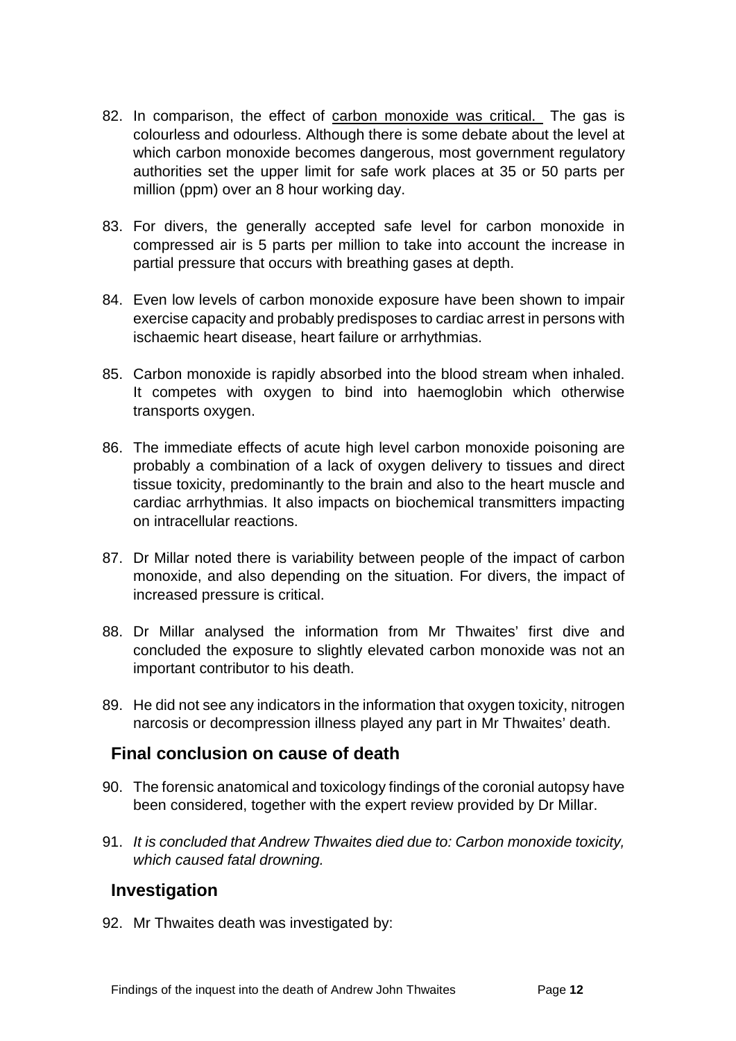82. In comparison, the effect of carbon monoxide was critical. The gas is colourless and odourless. Although there is some debate about the level at which carbon monoxide becomes dangerous, most government regulatory authorities set the upper limit for safe work places at 35 or 50 parts per million (ppm) over an 8 hour working day.

83. For divers, the generally accepted safe level for carbon monoxide in compressed air is 5 parts per million to take into account the increase in partial pressure that occurs with breathing gases at depth.

84. Even low levels of carbon monoxide exposure have been shown to impair exercise capacity and probably predisposes to cardiac arrest in persons with ischaemic heart disease, heart failure or arrhythmias.

85. Carbon monoxide is rapidly absorbed into the blood stream when inhaled. It competes with oxygen to bind into haemoglobin which otherwise transports oxygen.

86. The immediate effects of acute high level carbon monoxide poisoning are probably a combination of a lack of oxygen delivery to tissues and direct tissue toxicity, predominantly to the brain and also to the heart muscle and cardiac arrhythmias. It also impacts on biochemical transmitters impacting on intracellular reactions.

87. Dr Millar noted there is variability between people of the impact of carbon monoxide, and also depending on the situation. For divers, the impact of increased pressure is critical.

88. Dr Millar analysed the information from Mr Thwaites' first dive and concluded the exposure to slightly elevated carbon monoxide was not an important contributor to his death.

89. He did not see any indicators in the information that oxygen toxicity, nitrogen narcosis or decompression illness played any part in Mr Thwaites' death.

## Final conclusion on cause of death

90. The forensic anatomical and toxicology findings of the coronial autopsy have been considered, together with the expert review provided by Dr Millar.

91. *It is concluded that Andrew Thwaites died due to: Carbon monoxide toxicity, which caused fatal drowning.*

## Investigation

92. Mr Thwaites death was investigated by: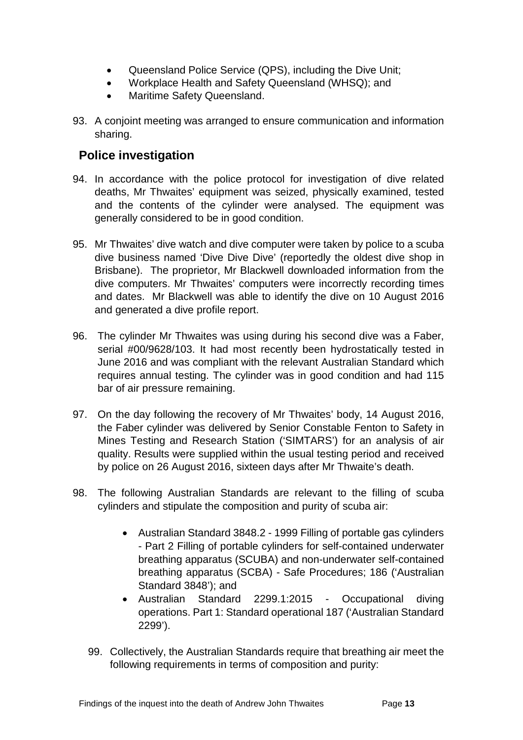- Queensland Police Service (QPS), including the Dive Unit;
- Workplace Health and Safety Queensland (WHSQ); and
- Maritime Safety Queensland.

93. A conjoint meeting was arranged to ensure communication and information sharing.

## Police investigation

94. In accordance with the police protocol for investigation of dive related deaths, Mr Thwaites' equipment was seized, physically examined, tested and the contents of the cylinder were analysed. The equipment was generally considered to be in good condition.

95. Mr Thwaites' dive watch and dive computer were taken by police to a scuba dive business named 'Dive Dive Dive' (reportedly the oldest dive shop in Brisbane). The proprietor, Mr Blackwell downloaded information from the dive computers. Mr Thwaites' computers were incorrectly recording times and dates. Mr Blackwell was able to identify the dive on 10 August 2016 and generated a dive profile report.

96. The cylinder Mr Thwaites was using during his second dive was a Faber, serial #00/9628/103. It had most recently been hydrostatically tested in June 2016 and was compliant with the relevant Australian Standard which requires annual testing. The cylinder was in good condition and had 115 bar of air pressure remaining.

97. On the day following the recovery of Mr Thwaites' body, 14 August 2016, the Faber cylinder was delivered by Senior Constable Fenton to Safety in Mines Testing and Research Station ('SIMTARS') for an analysis of air quality. Results were supplied within the usual testing period and received by police on 26 August 2016, sixteen days after Mr Thwaite's death.

98. The following Australian Standards are relevant to the filling of scuba cylinders and stipulate the composition and purity of scuba air:

    - Australian Standard 3848.2 - 1999 Filling of portable gas cylinders - Part 2 Filling of portable cylinders for self-contained underwater breathing apparatus (SCUBA) and non-underwater self-contained breathing apparatus (SCBA) - Safe Procedures; 186 ('Australian Standard 3848'); and
    - Australian Standard 2299.1:2015 - Occupational diving operations. Part 1: Standard operational 187 ('Australian Standard 2299').

99. Collectively, the Australian Standards require that breathing air meet the following requirements in terms of composition and purity: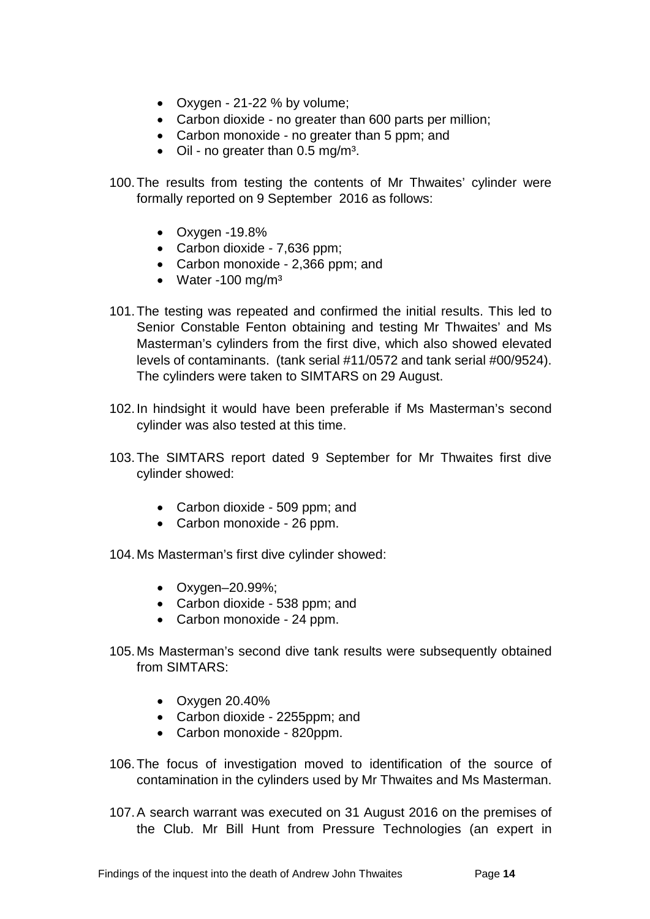- Oxygen - 21-22 % by volume;
- Carbon dioxide - no greater than 600 parts per million;
- Carbon monoxide - no greater than 5 ppm; and
- Oil - no greater than 0.5 mg/m³.

100. The results from testing the contents of Mr Thwaites' cylinder were formally reported on 9 September 2016 as follows:

    - Oxygen -19.8%
    - Carbon dioxide - 7,636 ppm;
    - Carbon monoxide - 2,366 ppm; and
    - Water -100 mg/m³

101. The testing was repeated and confirmed the initial results. This led to Senior Constable Fenton obtaining and testing Mr Thwaites' and Ms Masterman's cylinders from the first dive, which also showed elevated levels of contaminants. (tank serial #11/0572 and tank serial #00/9524). The cylinders were taken to SIMTARS on 29 August.

102. In hindsight it would have been preferable if Ms Masterman's second cylinder was also tested at this time.

103. The SIMTARS report dated 9 September for Mr Thwaites first dive cylinder showed:

    - Carbon dioxide - 509 ppm; and
    - Carbon monoxide - 26 ppm.

104. Ms Masterman's first dive cylinder showed:

    - Oxygen–20.99%;
    - Carbon dioxide - 538 ppm; and
    - Carbon monoxide - 24 ppm.

105. Ms Masterman's second dive tank results were subsequently obtained from SIMTARS:

    - Oxygen 20.40%
    - Carbon dioxide - 2255ppm; and
    - Carbon monoxide - 820ppm.

106. The focus of investigation moved to identification of the source of contamination in the cylinders used by Mr Thwaites and Ms Masterman.

107. A search warrant was executed on 31 August 2016 on the premises of the Club. Mr Bill Hunt from Pressure Technologies (an expert in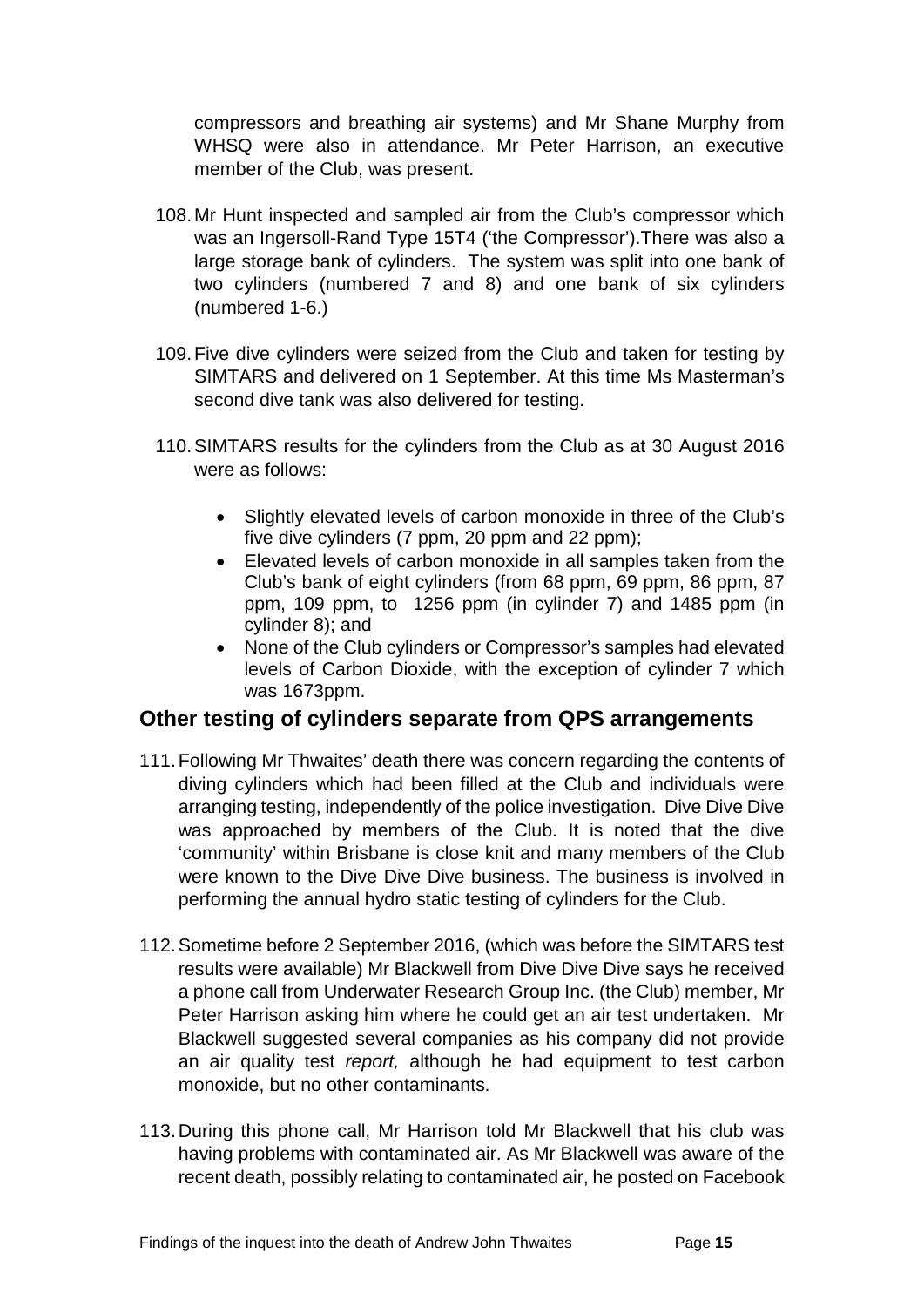compressors and breathing air systems) and Mr Shane Murphy from WHSQ were also in attendance. Mr Peter Harrison, an executive member of the Club, was present.

108. Mr Hunt inspected and sampled air from the Club's compressor which was an Ingersoll-Rand Type 15T4 ('the Compressor').There was also a large storage bank of cylinders. The system was split into one bank of two cylinders (numbered 7 and 8) and one bank of six cylinders (numbered 1-6.)

109. Five dive cylinders were seized from the Club and taken for testing by SIMTARS and delivered on 1 September. At this time Ms Masterman's second dive tank was also delivered for testing.

110. SIMTARS results for the cylinders from the Club as at 30 August 2016 were as follows:

- Slightly elevated levels of carbon monoxide in three of the Club's five dive cylinders (7 ppm, 20 ppm and 22 ppm);
- Elevated levels of carbon monoxide in all samples taken from the Club's bank of eight cylinders (from 68 ppm, 69 ppm, 86 ppm, 87 ppm, 109 ppm, to 1256 ppm (in cylinder 7) and 1485 ppm (in cylinder 8); and
- None of the Club cylinders or Compressor's samples had elevated levels of Carbon Dioxide, with the exception of cylinder 7 which was 1673ppm.

## Other testing of cylinders separate from QPS arrangements

111. Following Mr Thwaites' death there was concern regarding the contents of diving cylinders which had been filled at the Club and individuals were arranging testing, independently of the police investigation. Dive Dive Dive was approached by members of the Club. It is noted that the dive 'community' within Brisbane is close knit and many members of the Club were known to the Dive Dive Dive business. The business is involved in performing the annual hydro static testing of cylinders for the Club.

112. Sometime before 2 September 2016, (which was before the SIMTARS test results were available) Mr Blackwell from Dive Dive Dive says he received a phone call from Underwater Research Group Inc. (the Club) member, Mr Peter Harrison asking him where he could get an air test undertaken. Mr Blackwell suggested several companies as his company did not provide an air quality test *report,* although he had equipment to test carbon monoxide, but no other contaminants.

113. During this phone call, Mr Harrison told Mr Blackwell that his club was having problems with contaminated air. As Mr Blackwell was aware of the recent death, possibly relating to contaminated air, he posted on Facebook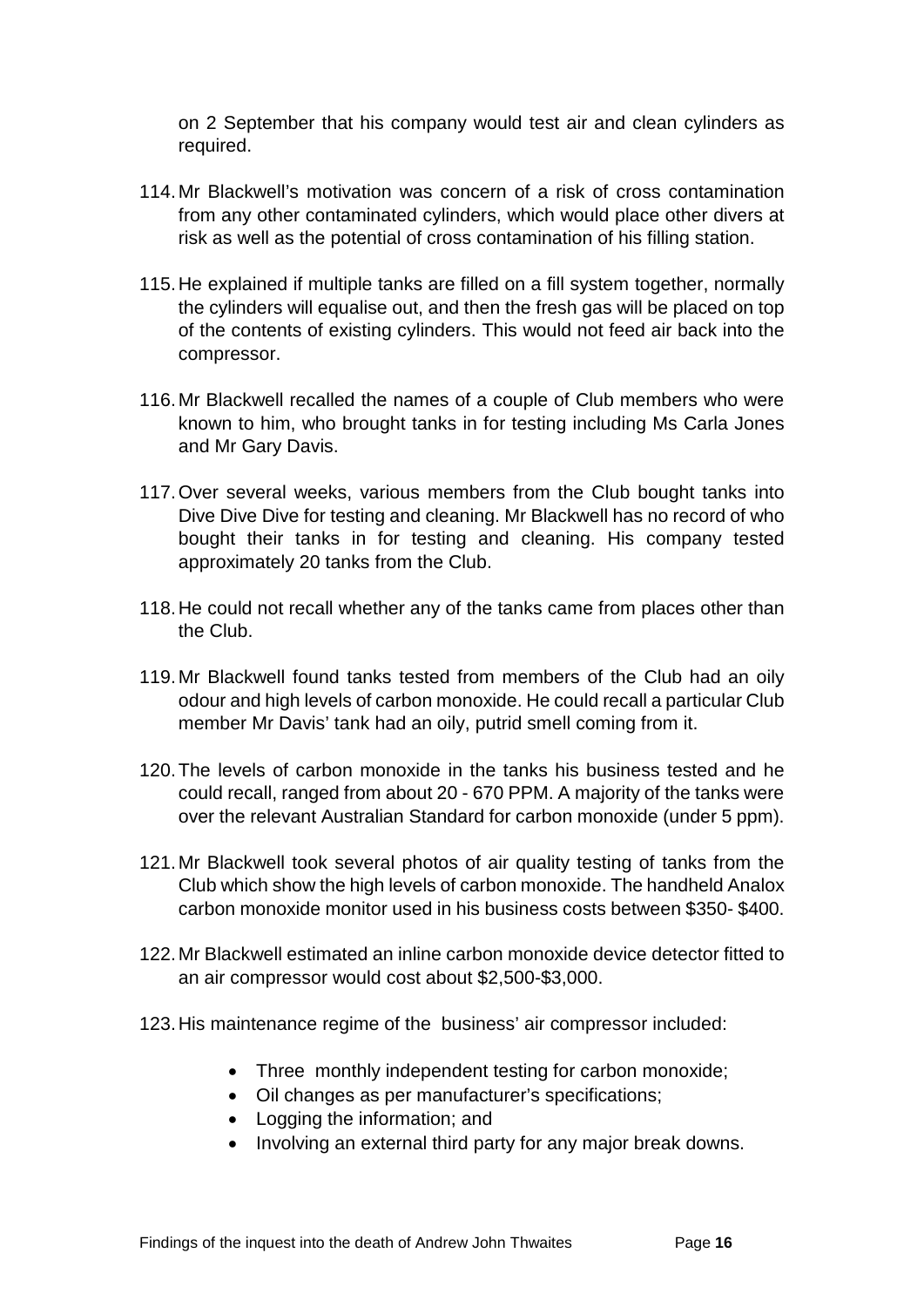on 2 September that his company would test air and clean cylinders as required.

114. Mr Blackwell's motivation was concern of a risk of cross contamination from any other contaminated cylinders, which would place other divers at risk as well as the potential of cross contamination of his filling station.

115. He explained if multiple tanks are filled on a fill system together, normally the cylinders will equalise out, and then the fresh gas will be placed on top of the contents of existing cylinders. This would not feed air back into the compressor.

116. Mr Blackwell recalled the names of a couple of Club members who were known to him, who brought tanks in for testing including Ms Carla Jones and Mr Gary Davis.

117. Over several weeks, various members from the Club bought tanks into Dive Dive Dive for testing and cleaning. Mr Blackwell has no record of who bought their tanks in for testing and cleaning. His company tested approximately 20 tanks from the Club.

118. He could not recall whether any of the tanks came from places other than the Club.

119. Mr Blackwell found tanks tested from members of the Club had an oily odour and high levels of carbon monoxide. He could recall a particular Club member Mr Davis' tank had an oily, putrid smell coming from it.

120. The levels of carbon monoxide in the tanks his business tested and he could recall, ranged from about 20 - 670 PPM. A majority of the tanks were over the relevant Australian Standard for carbon monoxide (under 5 ppm).

121. Mr Blackwell took several photos of air quality testing of tanks from the Club which show the high levels of carbon monoxide. The handheld Analox carbon monoxide monitor used in his business costs between $350- $400.

122. Mr Blackwell estimated an inline carbon monoxide device detector fitted to an air compressor would cost about $2,500-$3,000.

123. His maintenance regime of the business' air compressor included:

- Three monthly independent testing for carbon monoxide;
- Oil changes as per manufacturer's specifications;
- Logging the information; and
- Involving an external third party for any major break downs.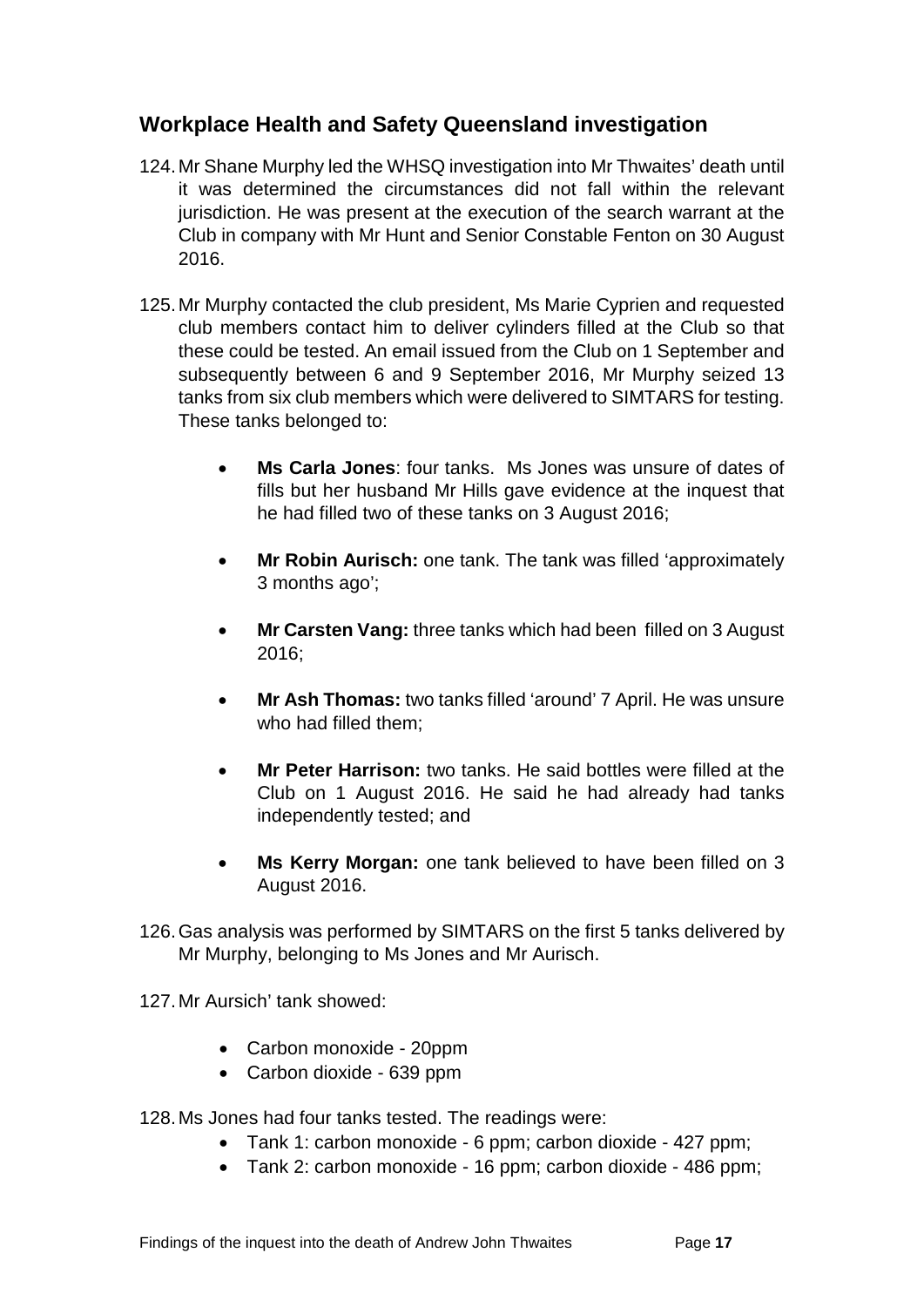## Workplace Health and Safety Queensland investigation

124. Mr Shane Murphy led the WHSQ investigation into Mr Thwaites' death until it was determined the circumstances did not fall within the relevant jurisdiction. He was present at the execution of the search warrant at the Club in company with Mr Hunt and Senior Constable Fenton on 30 August 2016.

125. Mr Murphy contacted the club president, Ms Marie Cyprien and requested club members contact him to deliver cylinders filled at the Club so that these could be tested. An email issued from the Club on 1 September and subsequently between 6 and 9 September 2016, Mr Murphy seized 13 tanks from six club members which were delivered to SIMTARS for testing. These tanks belonged to:

    - **Ms Carla Jones**: four tanks. Ms Jones was unsure of dates of fills but her husband Mr Hills gave evidence at the inquest that he had filled two of these tanks on 3 August 2016;
    - **Mr Robin Aurisch:** one tank. The tank was filled 'approximately 3 months ago';
    - **Mr Carsten Vang:** three tanks which had been filled on 3 August 2016;
    - **Mr Ash Thomas:** two tanks filled 'around' 7 April. He was unsure who had filled them;
    - **Mr Peter Harrison:** two tanks. He said bottles were filled at the Club on 1 August 2016. He said he had already had tanks independently tested; and
    - **Ms Kerry Morgan:** one tank believed to have been filled on 3 August 2016.

126. Gas analysis was performed by SIMTARS on the first 5 tanks delivered by Mr Murphy, belonging to Ms Jones and Mr Aurisch.

127. Mr Aursich' tank showed:

    - Carbon monoxide - 20ppm
    - Carbon dioxide - 639 ppm

128. Ms Jones had four tanks tested. The readings were:
    - Tank 1: carbon monoxide - 6 ppm; carbon dioxide - 427 ppm;
    - Tank 2: carbon monoxide - 16 ppm; carbon dioxide - 486 ppm;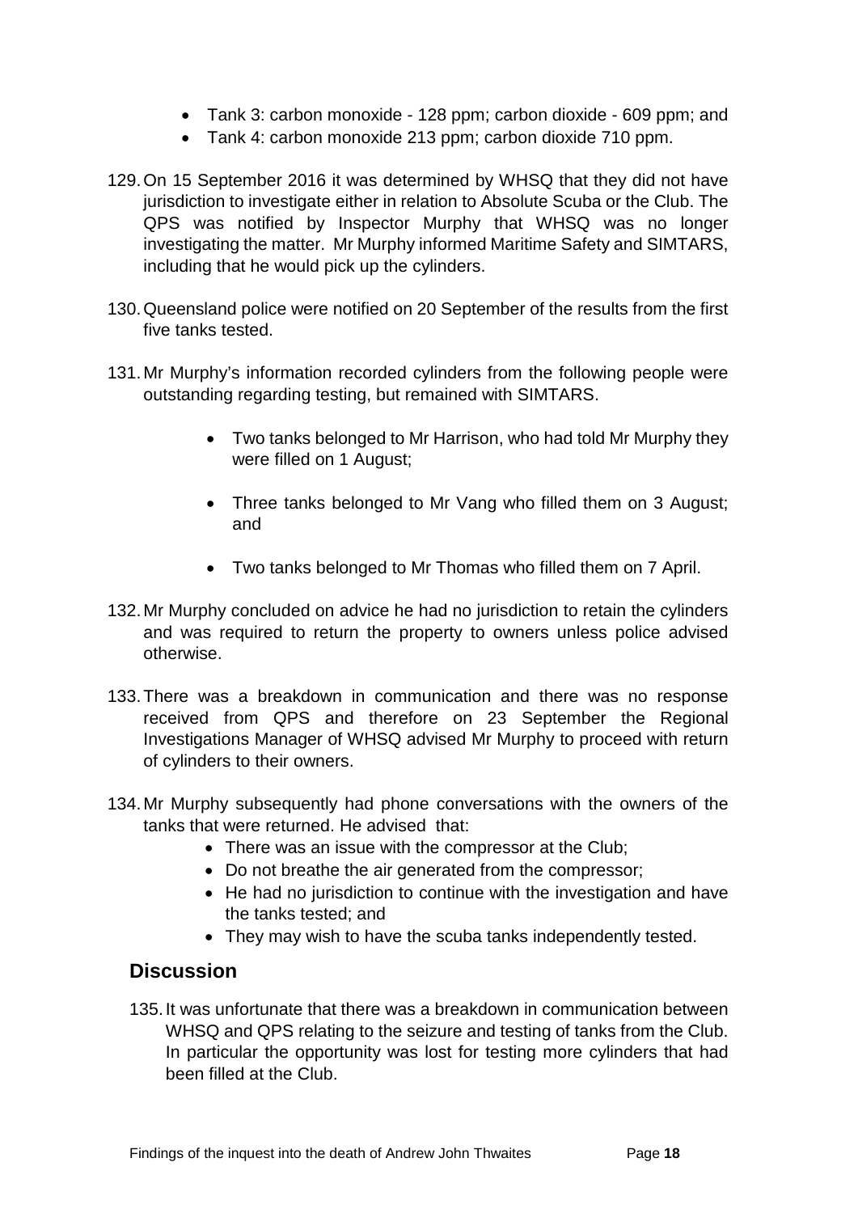- Tank 3: carbon monoxide - 128 ppm; carbon dioxide - 609 ppm; and
- Tank 4: carbon monoxide 213 ppm; carbon dioxide 710 ppm.

129. On 15 September 2016 it was determined by WHSQ that they did not have jurisdiction to investigate either in relation to Absolute Scuba or the Club. The QPS was notified by Inspector Murphy that WHSQ was no longer investigating the matter. Mr Murphy informed Maritime Safety and SIMTARS, including that he would pick up the cylinders.

130. Queensland police were notified on 20 September of the results from the first five tanks tested.

131. Mr Murphy's information recorded cylinders from the following people were outstanding regarding testing, but remained with SIMTARS.

    - Two tanks belonged to Mr Harrison, who had told Mr Murphy they were filled on 1 August;
    - Three tanks belonged to Mr Vang who filled them on 3 August; and
    - Two tanks belonged to Mr Thomas who filled them on 7 April.

132. Mr Murphy concluded on advice he had no jurisdiction to retain the cylinders and was required to return the property to owners unless police advised otherwise.

133. There was a breakdown in communication and there was no response received from QPS and therefore on 23 September the Regional Investigations Manager of WHSQ advised Mr Murphy to proceed with return of cylinders to their owners.

134. Mr Murphy subsequently had phone conversations with the owners of the tanks that were returned. He advised that:
    - There was an issue with the compressor at the Club;
    - Do not breathe the air generated from the compressor;
    - He had no jurisdiction to continue with the investigation and have the tanks tested; and
    - They may wish to have the scuba tanks independently tested.

## Discussion

135. It was unfortunate that there was a breakdown in communication between WHSQ and QPS relating to the seizure and testing of tanks from the Club. In particular the opportunity was lost for testing more cylinders that had been filled at the Club.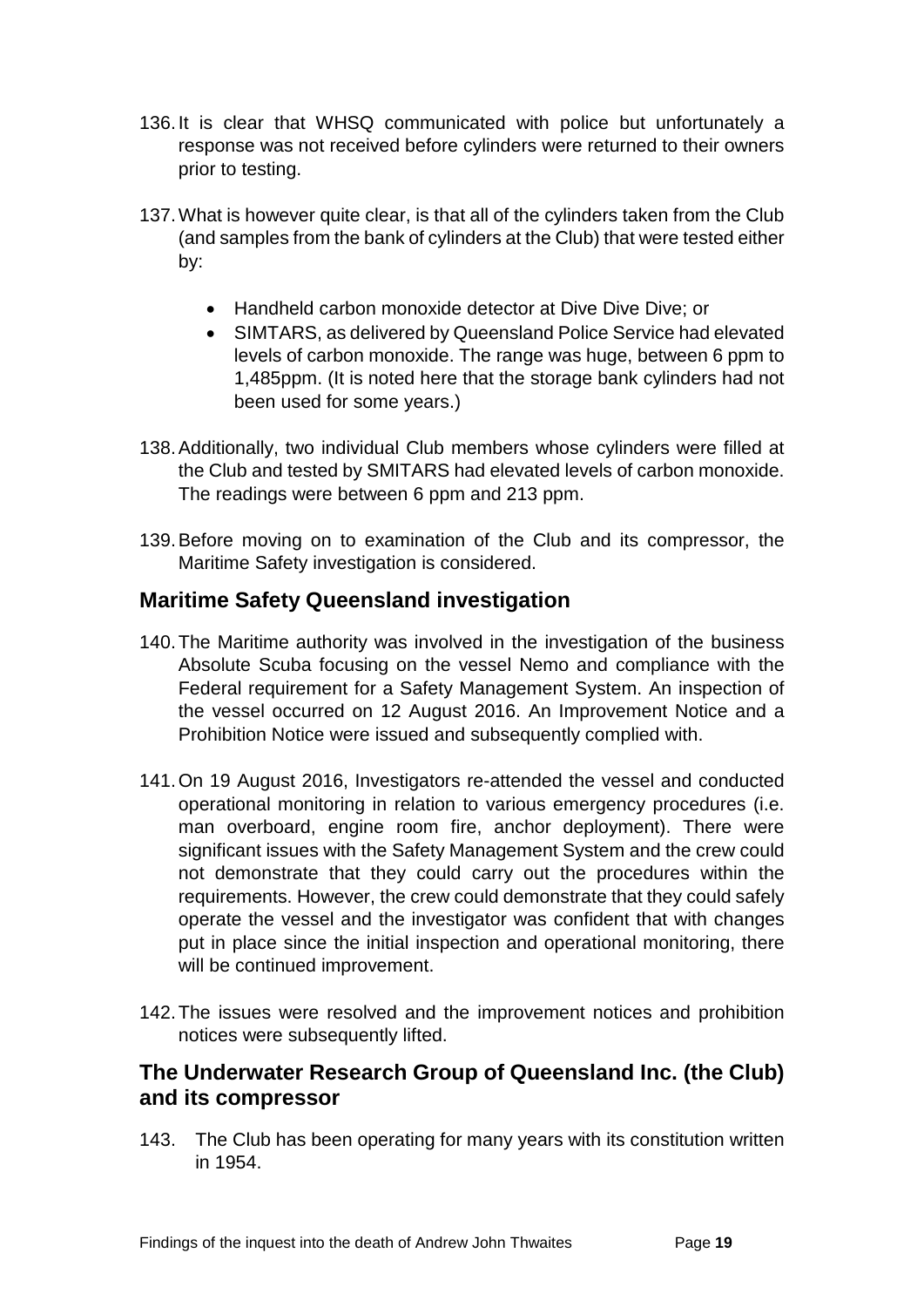136. It is clear that WHSQ communicated with police but unfortunately a response was not received before cylinders were returned to their owners prior to testing.

137. What is however quite clear, is that all of the cylinders taken from the Club (and samples from the bank of cylinders at the Club) that were tested either by:

- Handheld carbon monoxide detector at Dive Dive Dive; or
- SIMTARS, as delivered by Queensland Police Service had elevated levels of carbon monoxide. The range was huge, between 6 ppm to 1,485ppm. (It is noted here that the storage bank cylinders had not been used for some years.)

138. Additionally, two individual Club members whose cylinders were filled at the Club and tested by SMITARS had elevated levels of carbon monoxide. The readings were between 6 ppm and 213 ppm.

139. Before moving on to examination of the Club and its compressor, the Maritime Safety investigation is considered.

## Maritime Safety Queensland investigation

140. The Maritime authority was involved in the investigation of the business Absolute Scuba focusing on the vessel Nemo and compliance with the Federal requirement for a Safety Management System. An inspection of the vessel occurred on 12 August 2016. An Improvement Notice and a Prohibition Notice were issued and subsequently complied with.

141. On 19 August 2016, Investigators re-attended the vessel and conducted operational monitoring in relation to various emergency procedures (i.e. man overboard, engine room fire, anchor deployment). There were significant issues with the Safety Management System and the crew could not demonstrate that they could carry out the procedures within the requirements. However, the crew could demonstrate that they could safely operate the vessel and the investigator was confident that with changes put in place since the initial inspection and operational monitoring, there will be continued improvement.

142. The issues were resolved and the improvement notices and prohibition notices were subsequently lifted.

## The Underwater Research Group of Queensland Inc. (the Club) and its compressor

143. The Club has been operating for many years with its constitution written in 1954.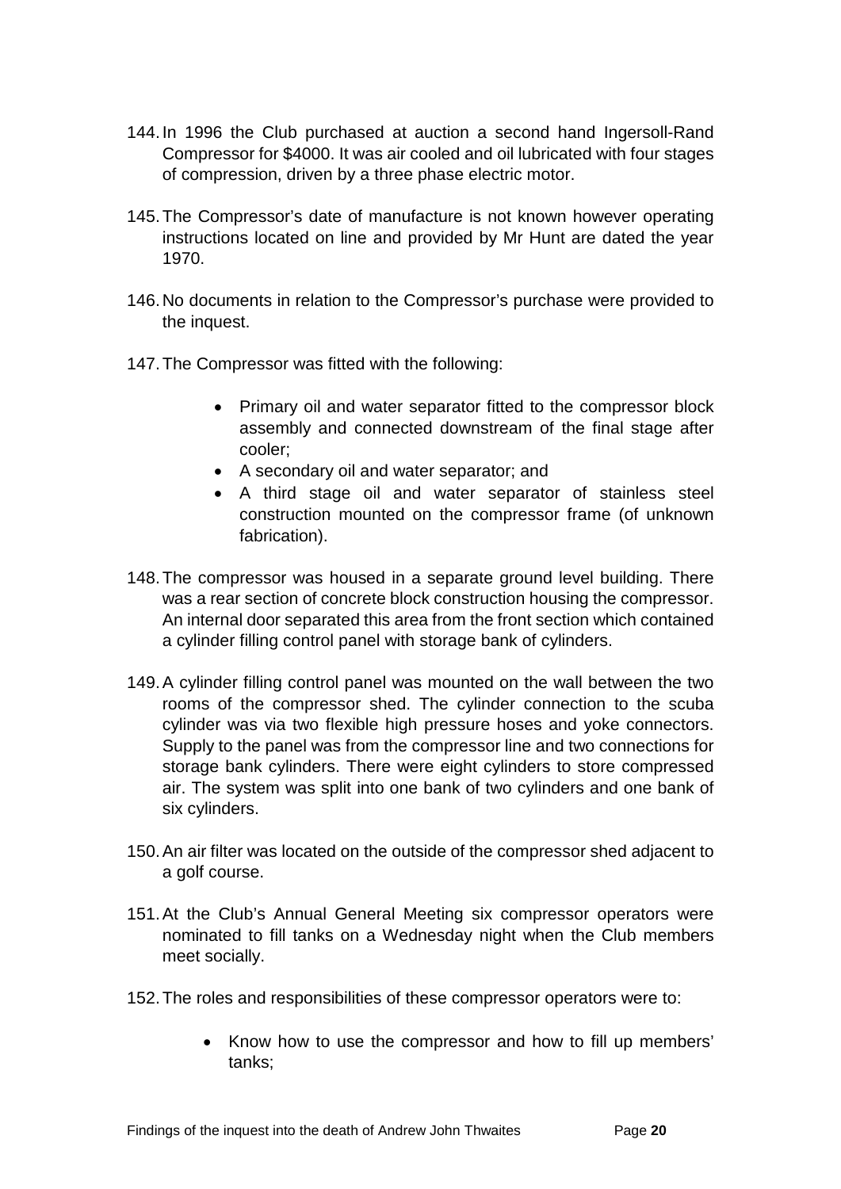144. In 1996 the Club purchased at auction a second hand Ingersoll-Rand Compressor for $4000. It was air cooled and oil lubricated with four stages of compression, driven by a three phase electric motor.

145. The Compressor's date of manufacture is not known however operating instructions located on line and provided by Mr Hunt are dated the year 1970.

146. No documents in relation to the Compressor's purchase were provided to the inquest.

147. The Compressor was fitted with the following:

- Primary oil and water separator fitted to the compressor block assembly and connected downstream of the final stage after cooler;
- A secondary oil and water separator; and
- A third stage oil and water separator of stainless steel construction mounted on the compressor frame (of unknown fabrication).

148. The compressor was housed in a separate ground level building. There was a rear section of concrete block construction housing the compressor. An internal door separated this area from the front section which contained a cylinder filling control panel with storage bank of cylinders.

149. A cylinder filling control panel was mounted on the wall between the two rooms of the compressor shed. The cylinder connection to the scuba cylinder was via two flexible high pressure hoses and yoke connectors. Supply to the panel was from the compressor line and two connections for storage bank cylinders. There were eight cylinders to store compressed air. The system was split into one bank of two cylinders and one bank of six cylinders.

150. An air filter was located on the outside of the compressor shed adjacent to a golf course.

151. At the Club's Annual General Meeting six compressor operators were nominated to fill tanks on a Wednesday night when the Club members meet socially.

152. The roles and responsibilities of these compressor operators were to:

- Know how to use the compressor and how to fill up members' tanks;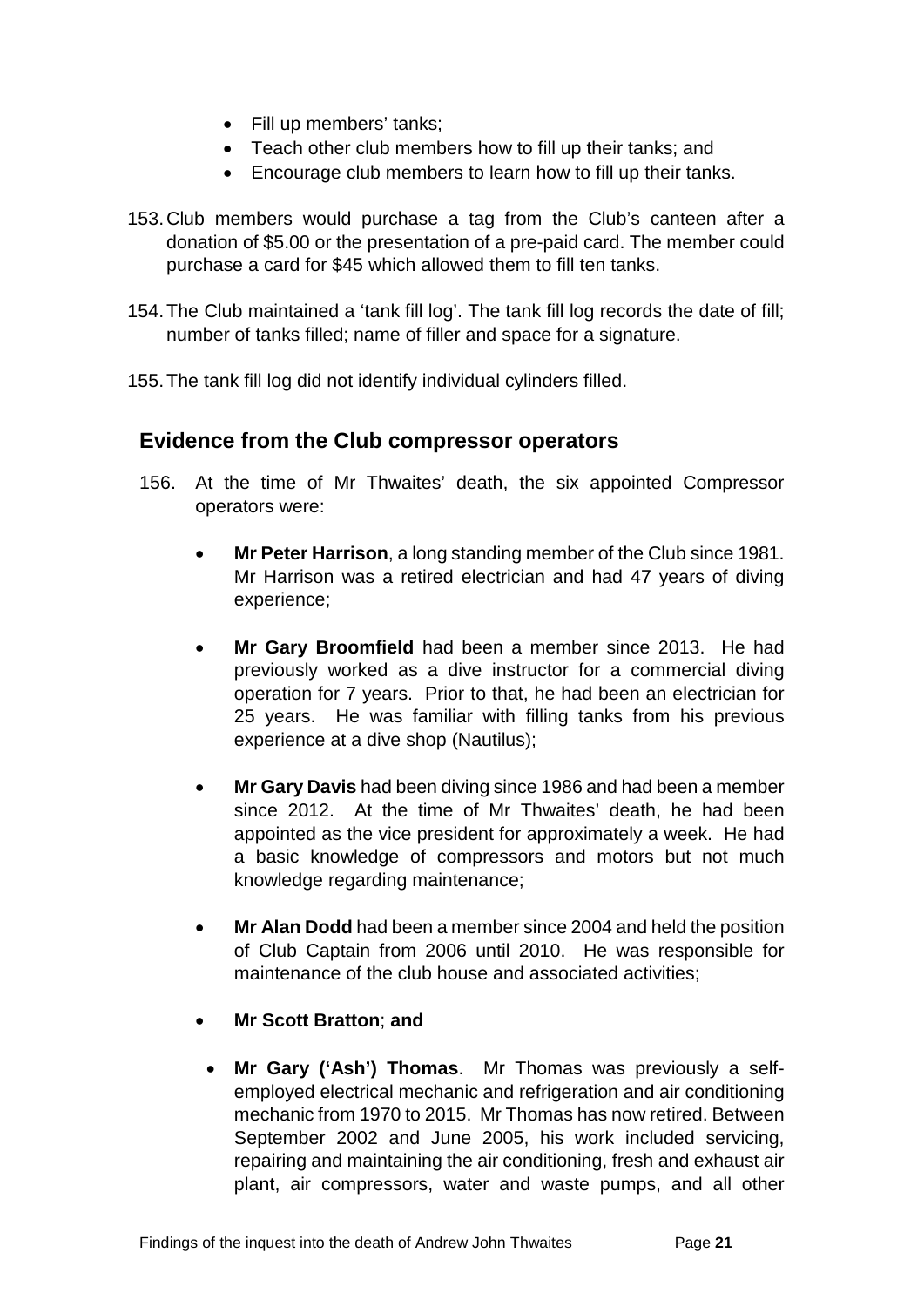- Fill up members' tanks;
- Teach other club members how to fill up their tanks; and
- Encourage club members to learn how to fill up their tanks.

153. Club members would purchase a tag from the Club's canteen after a donation of $5.00 or the presentation of a pre-paid card. The member could purchase a card for $45 which allowed them to fill ten tanks.

154. The Club maintained a 'tank fill log'. The tank fill log records the date of fill; number of tanks filled; name of filler and space for a signature.

155. The tank fill log did not identify individual cylinders filled.

## Evidence from the Club compressor operators

156. At the time of Mr Thwaites' death, the six appointed Compressor operators were:

- **Mr Peter Harrison**, a long standing member of the Club since 1981. Mr Harrison was a retired electrician and had 47 years of diving experience;

- **Mr Gary Broomfield** had been a member since 2013. He had previously worked as a dive instructor for a commercial diving operation for 7 years. Prior to that, he had been an electrician for 25 years. He was familiar with filling tanks from his previous experience at a dive shop (Nautilus);

- **Mr Gary Davis** had been diving since 1986 and had been a member since 2012. At the time of Mr Thwaites' death, he had been appointed as the vice president for approximately a week. He had a basic knowledge of compressors and motors but not much knowledge regarding maintenance;

- **Mr Alan Dodd** had been a member since 2004 and held the position of Club Captain from 2006 until 2010. He was responsible for maintenance of the club house and associated activities;

- **Mr Scott Bratton**; **and**

- **Mr Gary ('Ash') Thomas**. Mr Thomas was previously a self-employed electrical mechanic and refrigeration and air conditioning mechanic from 1970 to 2015. Mr Thomas has now retired. Between September 2002 and June 2005, his work included servicing, repairing and maintaining the air conditioning, fresh and exhaust air plant, air compressors, water and waste pumps, and all other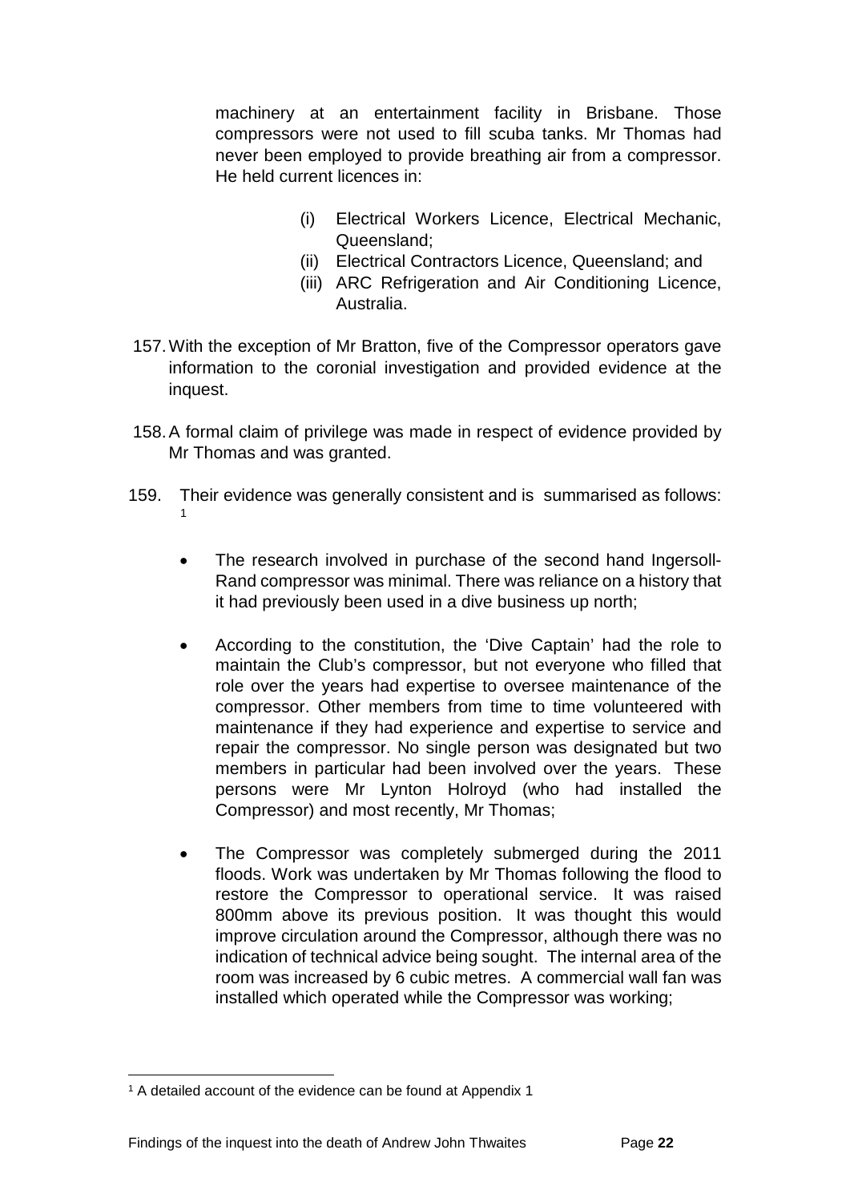machinery at an entertainment facility in Brisbane. Those compressors were not used to fill scuba tanks. Mr Thomas had never been employed to provide breathing air from a compressor. He held current licences in:

(i) Electrical Workers Licence, Electrical Mechanic, Queensland;
(ii) Electrical Contractors Licence, Queensland; and
(iii) ARC Refrigeration and Air Conditioning Licence, Australia.

157. With the exception of Mr Bratton, five of the Compressor operators gave information to the coronial investigation and provided evidence at the inquest.

158. A formal claim of privilege was made in respect of evidence provided by Mr Thomas and was granted.

159. Their evidence was generally consistent and is summarised as follows: [1]

- The research involved in purchase of the second hand Ingersoll-Rand compressor was minimal. There was reliance on a history that it had previously been used in a dive business up north;

- According to the constitution, the 'Dive Captain' had the role to maintain the Club's compressor, but not everyone who filled that role over the years had expertise to oversee maintenance of the compressor. Other members from time to time volunteered with maintenance if they had experience and expertise to service and repair the compressor. No single person was designated but two members in particular had been involved over the years. These persons were Mr Lynton Holroyd (who had installed the Compressor) and most recently, Mr Thomas;

- The Compressor was completely submerged during the 2011 floods. Work was undertaken by Mr Thomas following the flood to restore the Compressor to operational service. It was raised 800mm above its previous position. It was thought this would improve circulation around the Compressor, although there was no indication of technical advice being sought. The internal area of the room was increased by 6 cubic metres. A commercial wall fan was installed which operated while the Compressor was working;

[1] A detailed account of the evidence can be found at Appendix 1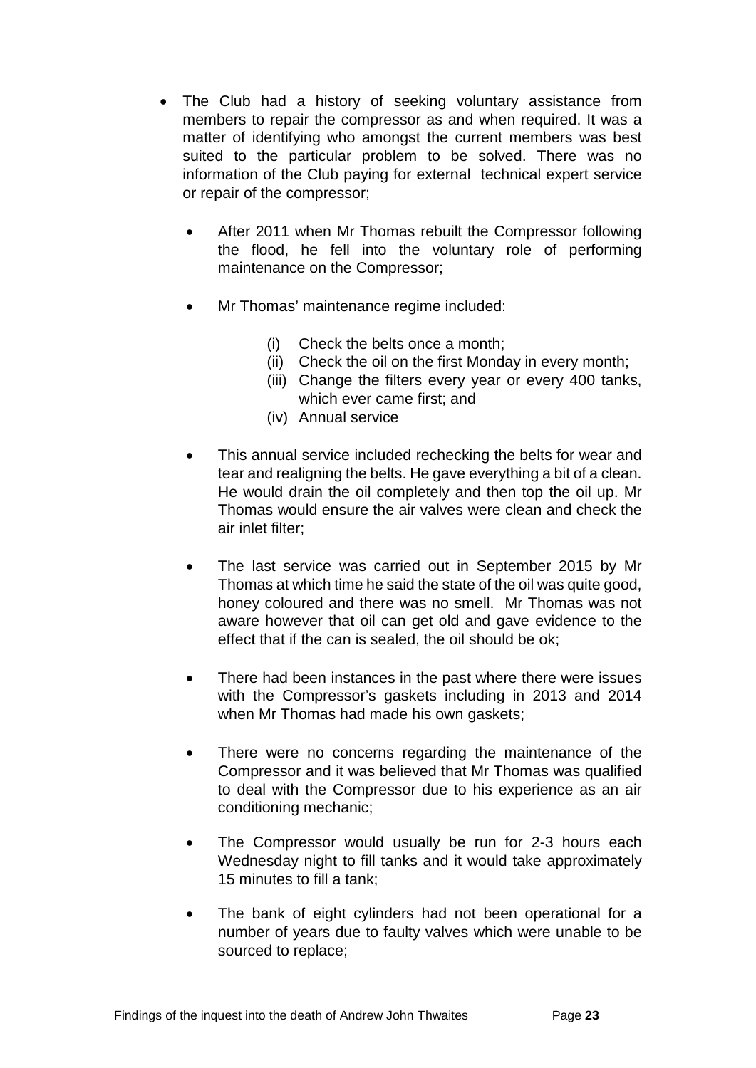- The Club had a history of seeking voluntary assistance from members to repair the compressor as and when required. It was a matter of identifying who amongst the current members was best suited to the particular problem to be solved. There was no information of the Club paying for external technical expert service or repair of the compressor;

  - After 2011 when Mr Thomas rebuilt the Compressor following the flood, he fell into the voluntary role of performing maintenance on the Compressor;

  - Mr Thomas' maintenance regime included:

    (i) Check the belts once a month;
    (ii) Check the oil on the first Monday in every month;
    (iii) Change the filters every year or every 400 tanks, which ever came first; and
    (iv) Annual service

  - This annual service included rechecking the belts for wear and tear and realigning the belts. He gave everything a bit of a clean. He would drain the oil completely and then top the oil up. Mr Thomas would ensure the air valves were clean and check the air inlet filter;

  - The last service was carried out in September 2015 by Mr Thomas at which time he said the state of the oil was quite good, honey coloured and there was no smell. Mr Thomas was not aware however that oil can get old and gave evidence to the effect that if the can is sealed, the oil should be ok;

  - There had been instances in the past where there were issues with the Compressor's gaskets including in 2013 and 2014 when Mr Thomas had made his own gaskets;

  - There were no concerns regarding the maintenance of the Compressor and it was believed that Mr Thomas was qualified to deal with the Compressor due to his experience as an air conditioning mechanic;

  - The Compressor would usually be run for 2-3 hours each Wednesday night to fill tanks and it would take approximately 15 minutes to fill a tank;

  - The bank of eight cylinders had not been operational for a number of years due to faulty valves which were unable to be sourced to replace;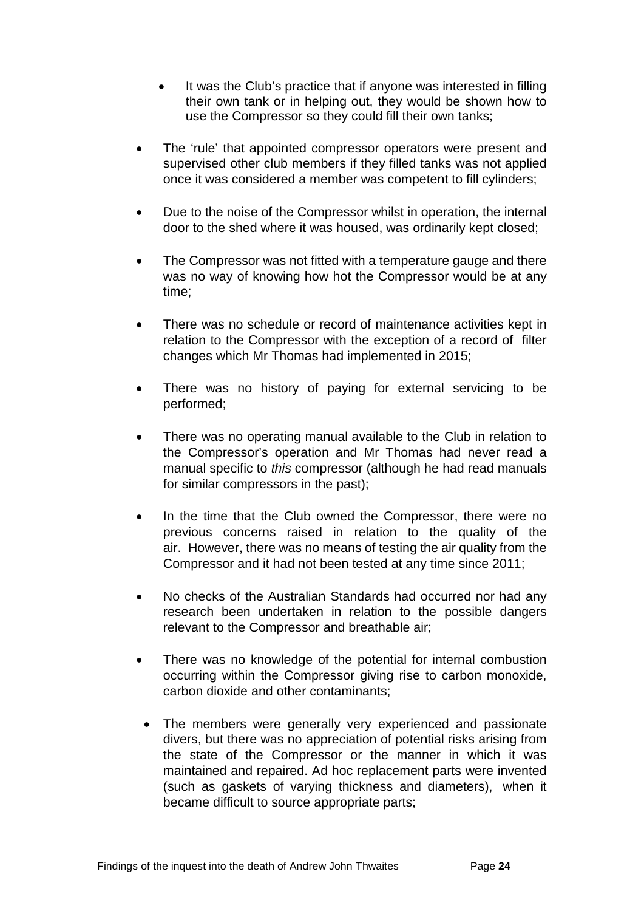- It was the Club's practice that if anyone was interested in filling their own tank or in helping out, they would be shown how to use the Compressor so they could fill their own tanks;

- The 'rule' that appointed compressor operators were present and supervised other club members if they filled tanks was not applied once it was considered a member was competent to fill cylinders;

- Due to the noise of the Compressor whilst in operation, the internal door to the shed where it was housed, was ordinarily kept closed;

- The Compressor was not fitted with a temperature gauge and there was no way of knowing how hot the Compressor would be at any time;

- There was no schedule or record of maintenance activities kept in relation to the Compressor with the exception of a record of filter changes which Mr Thomas had implemented in 2015;

- There was no history of paying for external servicing to be performed;

- There was no operating manual available to the Club in relation to the Compressor's operation and Mr Thomas had never read a manual specific to *this* compressor (although he had read manuals for similar compressors in the past);

- In the time that the Club owned the Compressor, there were no previous concerns raised in relation to the quality of the air. However, there was no means of testing the air quality from the Compressor and it had not been tested at any time since 2011;

- No checks of the Australian Standards had occurred nor had any research been undertaken in relation to the possible dangers relevant to the Compressor and breathable air;

- There was no knowledge of the potential for internal combustion occurring within the Compressor giving rise to carbon monoxide, carbon dioxide and other contaminants;

- The members were generally very experienced and passionate divers, but there was no appreciation of potential risks arising from the state of the Compressor or the manner in which it was maintained and repaired. Ad hoc replacement parts were invented (such as gaskets of varying thickness and diameters), when it became difficult to source appropriate parts;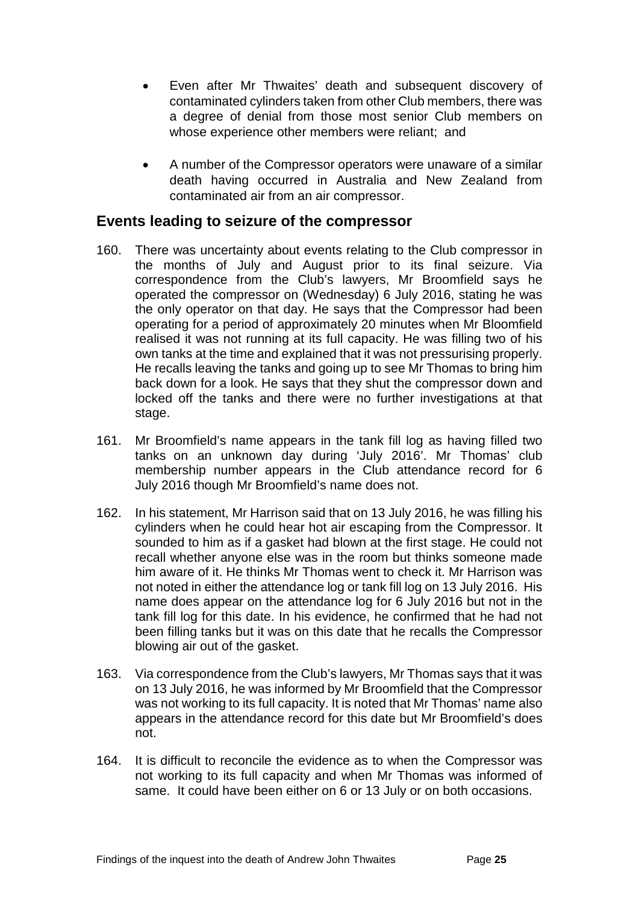- Even after Mr Thwaites' death and subsequent discovery of contaminated cylinders taken from other Club members, there was a degree of denial from those most senior Club members on whose experience other members were reliant; and
- A number of the Compressor operators were unaware of a similar death having occurred in Australia and New Zealand from contaminated air from an air compressor.

## Events leading to seizure of the compressor

160. There was uncertainty about events relating to the Club compressor in the months of July and August prior to its final seizure. Via correspondence from the Club's lawyers, Mr Broomfield says he operated the compressor on (Wednesday) 6 July 2016, stating he was the only operator on that day. He says that the Compressor had been operating for a period of approximately 20 minutes when Mr Bloomfield realised it was not running at its full capacity. He was filling two of his own tanks at the time and explained that it was not pressurising properly. He recalls leaving the tanks and going up to see Mr Thomas to bring him back down for a look. He says that they shut the compressor down and locked off the tanks and there were no further investigations at that stage.

161. Mr Broomfield's name appears in the tank fill log as having filled two tanks on an unknown day during 'July 2016'. Mr Thomas' club membership number appears in the Club attendance record for 6 July 2016 though Mr Broomfield's name does not.

162. In his statement, Mr Harrison said that on 13 July 2016, he was filling his cylinders when he could hear hot air escaping from the Compressor. It sounded to him as if a gasket had blown at the first stage. He could not recall whether anyone else was in the room but thinks someone made him aware of it. He thinks Mr Thomas went to check it. Mr Harrison was not noted in either the attendance log or tank fill log on 13 July 2016. His name does appear on the attendance log for 6 July 2016 but not in the tank fill log for this date. In his evidence, he confirmed that he had not been filling tanks but it was on this date that he recalls the Compressor blowing air out of the gasket.

163. Via correspondence from the Club's lawyers, Mr Thomas says that it was on 13 July 2016, he was informed by Mr Broomfield that the Compressor was not working to its full capacity. It is noted that Mr Thomas' name also appears in the attendance record for this date but Mr Broomfield's does not.

164. It is difficult to reconcile the evidence as to when the Compressor was not working to its full capacity and when Mr Thomas was informed of same. It could have been either on 6 or 13 July or on both occasions.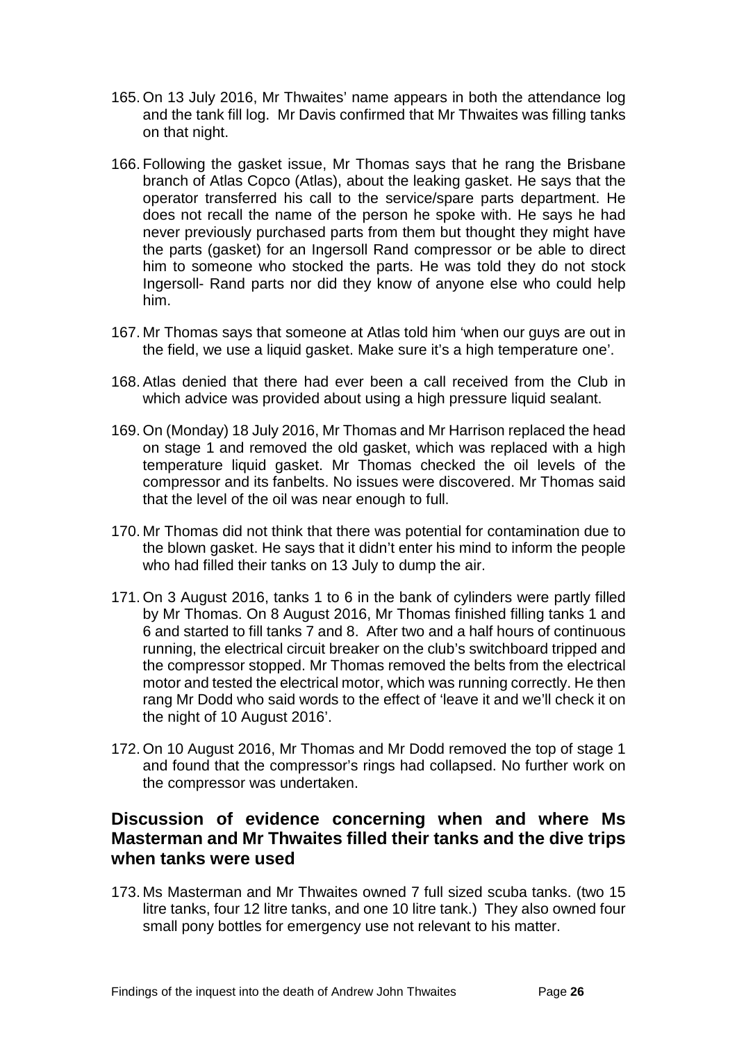165. On 13 July 2016, Mr Thwaites' name appears in both the attendance log and the tank fill log. Mr Davis confirmed that Mr Thwaites was filling tanks on that night.

166. Following the gasket issue, Mr Thomas says that he rang the Brisbane branch of Atlas Copco (Atlas), about the leaking gasket. He says that the operator transferred his call to the service/spare parts department. He does not recall the name of the person he spoke with. He says he had never previously purchased parts from them but thought they might have the parts (gasket) for an Ingersoll Rand compressor or be able to direct him to someone who stocked the parts. He was told they do not stock Ingersoll- Rand parts nor did they know of anyone else who could help him.

167. Mr Thomas says that someone at Atlas told him 'when our guys are out in the field, we use a liquid gasket. Make sure it's a high temperature one'.

168. Atlas denied that there had ever been a call received from the Club in which advice was provided about using a high pressure liquid sealant.

169. On (Monday) 18 July 2016, Mr Thomas and Mr Harrison replaced the head on stage 1 and removed the old gasket, which was replaced with a high temperature liquid gasket. Mr Thomas checked the oil levels of the compressor and its fanbelts. No issues were discovered. Mr Thomas said that the level of the oil was near enough to full.

170. Mr Thomas did not think that there was potential for contamination due to the blown gasket. He says that it didn't enter his mind to inform the people who had filled their tanks on 13 July to dump the air.

171. On 3 August 2016, tanks 1 to 6 in the bank of cylinders were partly filled by Mr Thomas. On 8 August 2016, Mr Thomas finished filling tanks 1 and 6 and started to fill tanks 7 and 8. After two and a half hours of continuous running, the electrical circuit breaker on the club's switchboard tripped and the compressor stopped. Mr Thomas removed the belts from the electrical motor and tested the electrical motor, which was running correctly. He then rang Mr Dodd who said words to the effect of 'leave it and we'll check it on the night of 10 August 2016'.

172. On 10 August 2016, Mr Thomas and Mr Dodd removed the top of stage 1 and found that the compressor's rings had collapsed. No further work on the compressor was undertaken.

## Discussion of evidence concerning when and where Ms Masterman and Mr Thwaites filled their tanks and the dive trips when tanks were used

173. Ms Masterman and Mr Thwaites owned 7 full sized scuba tanks. (two 15 litre tanks, four 12 litre tanks, and one 10 litre tank.) They also owned four small pony bottles for emergency use not relevant to his matter.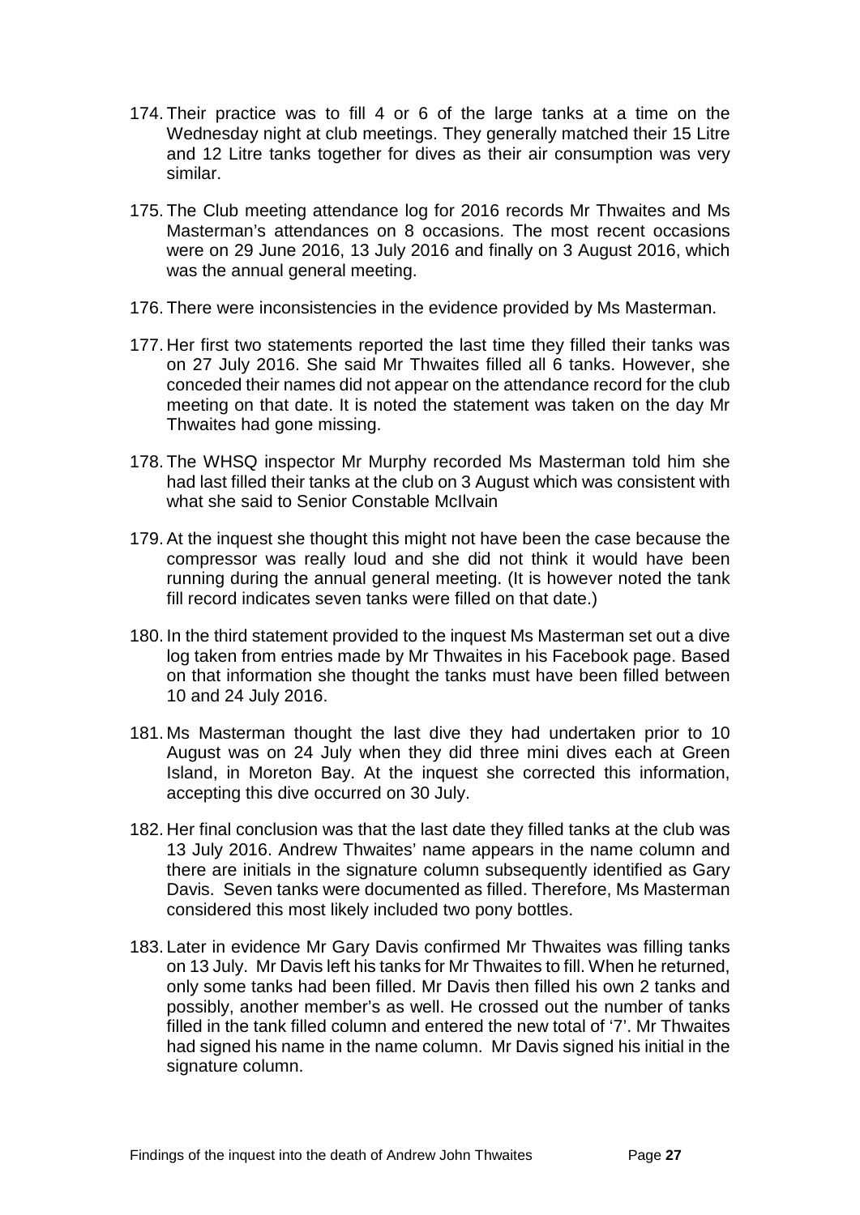174. Their practice was to fill 4 or 6 of the large tanks at a time on the Wednesday night at club meetings. They generally matched their 15 Litre and 12 Litre tanks together for dives as their air consumption was very similar.

175. The Club meeting attendance log for 2016 records Mr Thwaites and Ms Masterman's attendances on 8 occasions. The most recent occasions were on 29 June 2016, 13 July 2016 and finally on 3 August 2016, which was the annual general meeting.

176. There were inconsistencies in the evidence provided by Ms Masterman.

177. Her first two statements reported the last time they filled their tanks was on 27 July 2016. She said Mr Thwaites filled all 6 tanks. However, she conceded their names did not appear on the attendance record for the club meeting on that date. It is noted the statement was taken on the day Mr Thwaites had gone missing.

178. The WHSQ inspector Mr Murphy recorded Ms Masterman told him she had last filled their tanks at the club on 3 August which was consistent with what she said to Senior Constable McIlvain

179. At the inquest she thought this might not have been the case because the compressor was really loud and she did not think it would have been running during the annual general meeting. (It is however noted the tank fill record indicates seven tanks were filled on that date.)

180. In the third statement provided to the inquest Ms Masterman set out a dive log taken from entries made by Mr Thwaites in his Facebook page. Based on that information she thought the tanks must have been filled between 10 and 24 July 2016.

181. Ms Masterman thought the last dive they had undertaken prior to 10 August was on 24 July when they did three mini dives each at Green Island, in Moreton Bay. At the inquest she corrected this information, accepting this dive occurred on 30 July.

182. Her final conclusion was that the last date they filled tanks at the club was 13 July 2016. Andrew Thwaites' name appears in the name column and there are initials in the signature column subsequently identified as Gary Davis. Seven tanks were documented as filled. Therefore, Ms Masterman considered this most likely included two pony bottles.

183. Later in evidence Mr Gary Davis confirmed Mr Thwaites was filling tanks on 13 July. Mr Davis left his tanks for Mr Thwaites to fill. When he returned, only some tanks had been filled. Mr Davis then filled his own 2 tanks and possibly, another member's as well. He crossed out the number of tanks filled in the tank filled column and entered the new total of '7'. Mr Thwaites had signed his name in the name column. Mr Davis signed his initial in the signature column.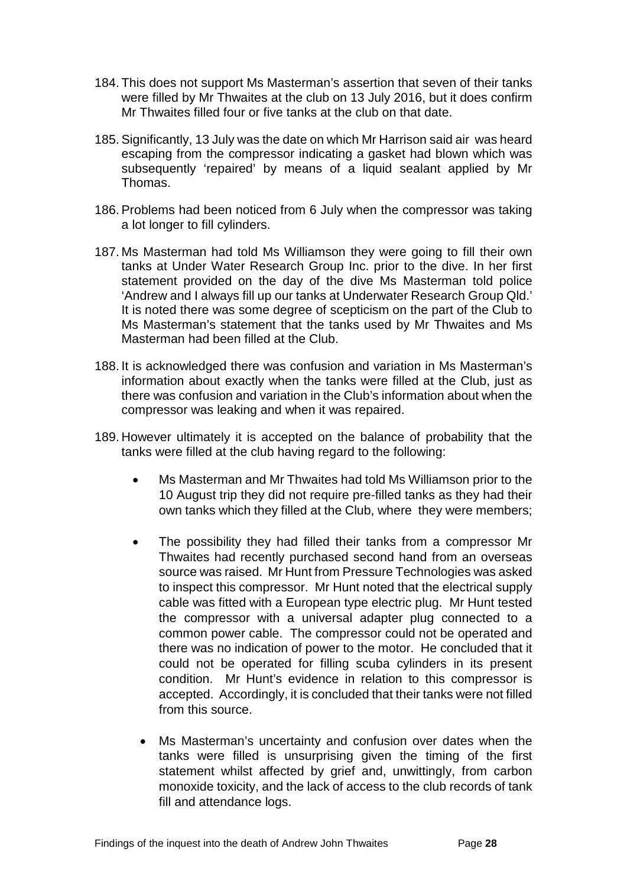184. This does not support Ms Masterman's assertion that seven of their tanks were filled by Mr Thwaites at the club on 13 July 2016, but it does confirm Mr Thwaites filled four or five tanks at the club on that date.

185. Significantly, 13 July was the date on which Mr Harrison said air was heard escaping from the compressor indicating a gasket had blown which was subsequently 'repaired' by means of a liquid sealant applied by Mr Thomas.

186. Problems had been noticed from 6 July when the compressor was taking a lot longer to fill cylinders.

187. Ms Masterman had told Ms Williamson they were going to fill their own tanks at Under Water Research Group Inc. prior to the dive. In her first statement provided on the day of the dive Ms Masterman told police 'Andrew and I always fill up our tanks at Underwater Research Group Qld.' It is noted there was some degree of scepticism on the part of the Club to Ms Masterman's statement that the tanks used by Mr Thwaites and Ms Masterman had been filled at the Club.

188. It is acknowledged there was confusion and variation in Ms Masterman's information about exactly when the tanks were filled at the Club, just as there was confusion and variation in the Club's information about when the compressor was leaking and when it was repaired.

189. However ultimately it is accepted on the balance of probability that the tanks were filled at the club having regard to the following:

- Ms Masterman and Mr Thwaites had told Ms Williamson prior to the 10 August trip they did not require pre-filled tanks as they had their own tanks which they filled at the Club, where they were members;

- The possibility they had filled their tanks from a compressor Mr Thwaites had recently purchased second hand from an overseas source was raised. Mr Hunt from Pressure Technologies was asked to inspect this compressor. Mr Hunt noted that the electrical supply cable was fitted with a European type electric plug. Mr Hunt tested the compressor with a universal adapter plug connected to a common power cable. The compressor could not be operated and there was no indication of power to the motor. He concluded that it could not be operated for filling scuba cylinders in its present condition. Mr Hunt's evidence in relation to this compressor is accepted. Accordingly, it is concluded that their tanks were not filled from this source.

- Ms Masterman's uncertainty and confusion over dates when the tanks were filled is unsurprising given the timing of the first statement whilst affected by grief and, unwittingly, from carbon monoxide toxicity, and the lack of access to the club records of tank fill and attendance logs.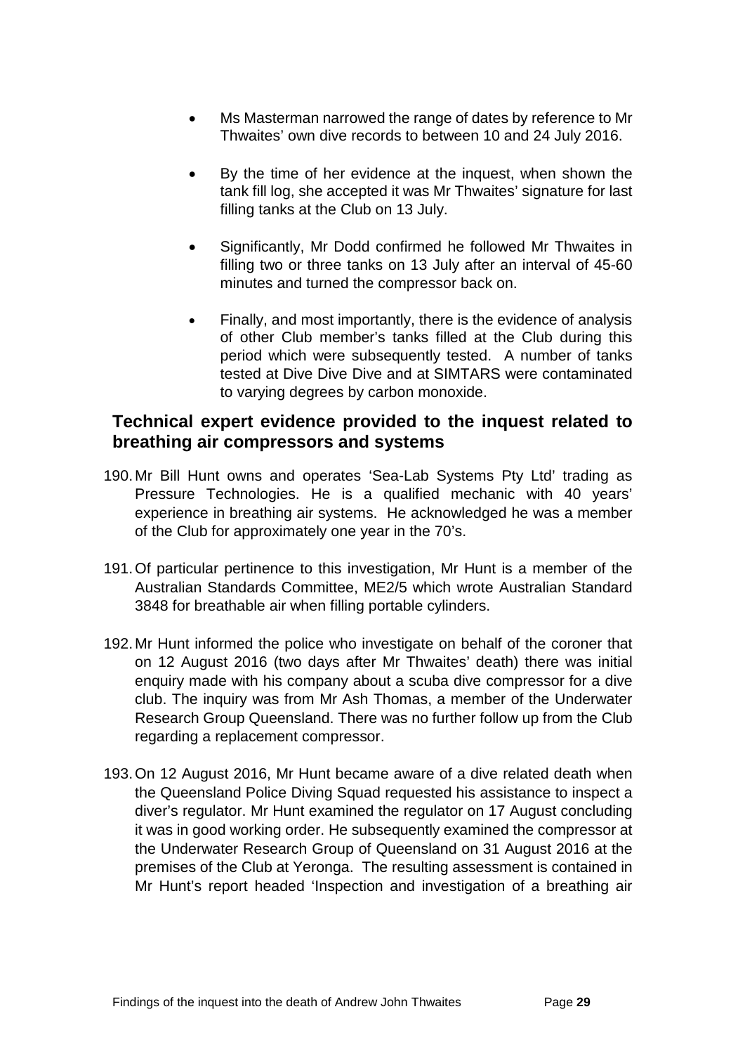- Ms Masterman narrowed the range of dates by reference to Mr Thwaites' own dive records to between 10 and 24 July 2016.

- By the time of her evidence at the inquest, when shown the tank fill log, she accepted it was Mr Thwaites' signature for last filling tanks at the Club on 13 July.

- Significantly, Mr Dodd confirmed he followed Mr Thwaites in filling two or three tanks on 13 July after an interval of 45-60 minutes and turned the compressor back on.

- Finally, and most importantly, there is the evidence of analysis of other Club member's tanks filled at the Club during this period which were subsequently tested. A number of tanks tested at Dive Dive Dive and at SIMTARS were contaminated to varying degrees by carbon monoxide.

## Technical expert evidence provided to the inquest related to breathing air compressors and systems

190. Mr Bill Hunt owns and operates 'Sea-Lab Systems Pty Ltd' trading as Pressure Technologies. He is a qualified mechanic with 40 years' experience in breathing air systems. He acknowledged he was a member of the Club for approximately one year in the 70's.

191. Of particular pertinence to this investigation, Mr Hunt is a member of the Australian Standards Committee, ME2/5 which wrote Australian Standard 3848 for breathable air when filling portable cylinders.

192. Mr Hunt informed the police who investigate on behalf of the coroner that on 12 August 2016 (two days after Mr Thwaites' death) there was initial enquiry made with his company about a scuba dive compressor for a dive club. The inquiry was from Mr Ash Thomas, a member of the Underwater Research Group Queensland. There was no further follow up from the Club regarding a replacement compressor.

193. On 12 August 2016, Mr Hunt became aware of a dive related death when the Queensland Police Diving Squad requested his assistance to inspect a diver's regulator. Mr Hunt examined the regulator on 17 August concluding it was in good working order. He subsequently examined the compressor at the Underwater Research Group of Queensland on 31 August 2016 at the premises of the Club at Yeronga. The resulting assessment is contained in Mr Hunt's report headed 'Inspection and investigation of a breathing air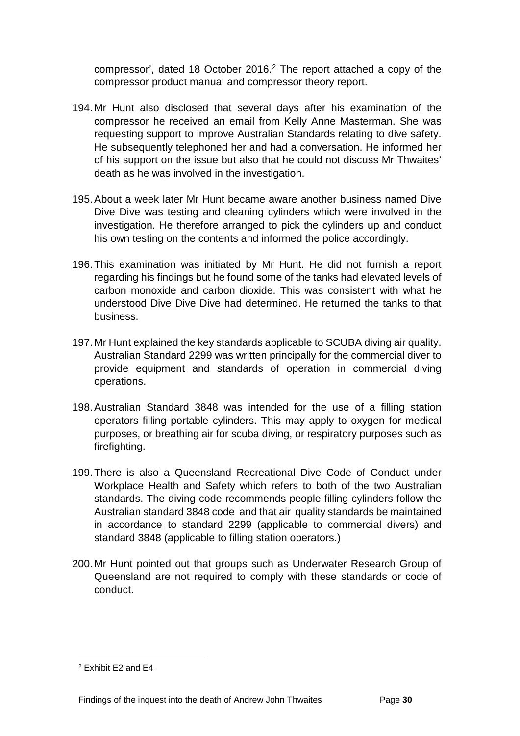compressor', dated 18 October 2016.[2] The report attached a copy of the compressor product manual and compressor theory report.

194. Mr Hunt also disclosed that several days after his examination of the compressor he received an email from Kelly Anne Masterman. She was requesting support to improve Australian Standards relating to dive safety. He subsequently telephoned her and had a conversation. He informed her of his support on the issue but also that he could not discuss Mr Thwaites' death as he was involved in the investigation.

195. About a week later Mr Hunt became aware another business named Dive Dive Dive was testing and cleaning cylinders which were involved in the investigation. He therefore arranged to pick the cylinders up and conduct his own testing on the contents and informed the police accordingly.

196. This examination was initiated by Mr Hunt. He did not furnish a report regarding his findings but he found some of the tanks had elevated levels of carbon monoxide and carbon dioxide. This was consistent with what he understood Dive Dive Dive had determined. He returned the tanks to that business.

197. Mr Hunt explained the key standards applicable to SCUBA diving air quality. Australian Standard 2299 was written principally for the commercial diver to provide equipment and standards of operation in commercial diving operations.

198. Australian Standard 3848 was intended for the use of a filling station operators filling portable cylinders. This may apply to oxygen for medical purposes, or breathing air for scuba diving, or respiratory purposes such as firefighting.

199. There is also a Queensland Recreational Dive Code of Conduct under Workplace Health and Safety which refers to both of the two Australian standards. The diving code recommends people filling cylinders follow the Australian standard 3848 code and that air quality standards be maintained in accordance to standard 2299 (applicable to commercial divers) and standard 3848 (applicable to filling station operators.)

200. Mr Hunt pointed out that groups such as Underwater Research Group of Queensland are not required to comply with these standards or code of conduct.

---

[2] Exhibit E2 and E4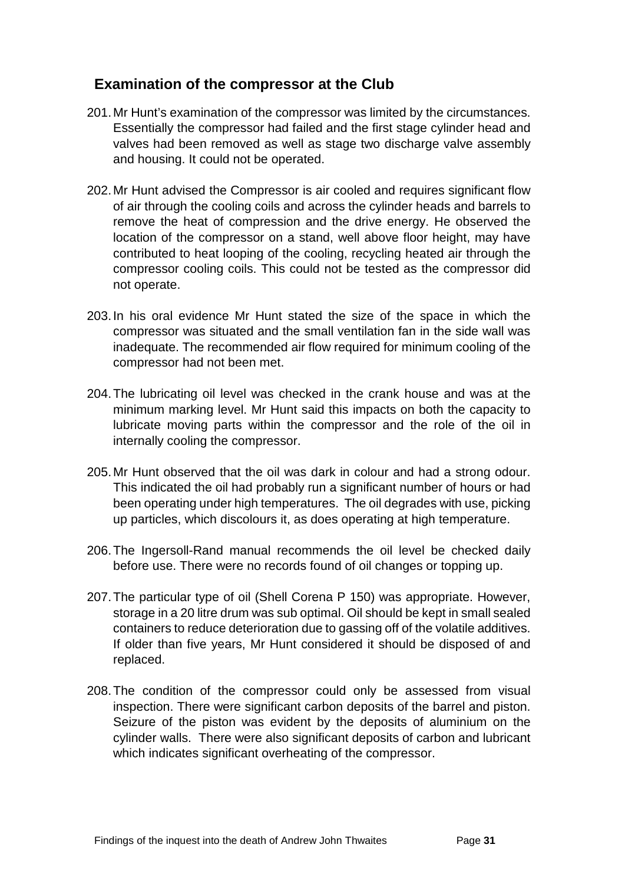## Examination of the compressor at the Club

201. Mr Hunt's examination of the compressor was limited by the circumstances. Essentially the compressor had failed and the first stage cylinder head and valves had been removed as well as stage two discharge valve assembly and housing. It could not be operated.

202. Mr Hunt advised the Compressor is air cooled and requires significant flow of air through the cooling coils and across the cylinder heads and barrels to remove the heat of compression and the drive energy. He observed the location of the compressor on a stand, well above floor height, may have contributed to heat looping of the cooling, recycling heated air through the compressor cooling coils. This could not be tested as the compressor did not operate.

203. In his oral evidence Mr Hunt stated the size of the space in which the compressor was situated and the small ventilation fan in the side wall was inadequate. The recommended air flow required for minimum cooling of the compressor had not been met.

204. The lubricating oil level was checked in the crank house and was at the minimum marking level. Mr Hunt said this impacts on both the capacity to lubricate moving parts within the compressor and the role of the oil in internally cooling the compressor.

205. Mr Hunt observed that the oil was dark in colour and had a strong odour. This indicated the oil had probably run a significant number of hours or had been operating under high temperatures. The oil degrades with use, picking up particles, which discolours it, as does operating at high temperature.

206. The Ingersoll-Rand manual recommends the oil level be checked daily before use. There were no records found of oil changes or topping up.

207. The particular type of oil (Shell Corena P 150) was appropriate. However, storage in a 20 litre drum was sub optimal. Oil should be kept in small sealed containers to reduce deterioration due to gassing off of the volatile additives. If older than five years, Mr Hunt considered it should be disposed of and replaced.

208. The condition of the compressor could only be assessed from visual inspection. There were significant carbon deposits of the barrel and piston. Seizure of the piston was evident by the deposits of aluminium on the cylinder walls. There were also significant deposits of carbon and lubricant which indicates significant overheating of the compressor.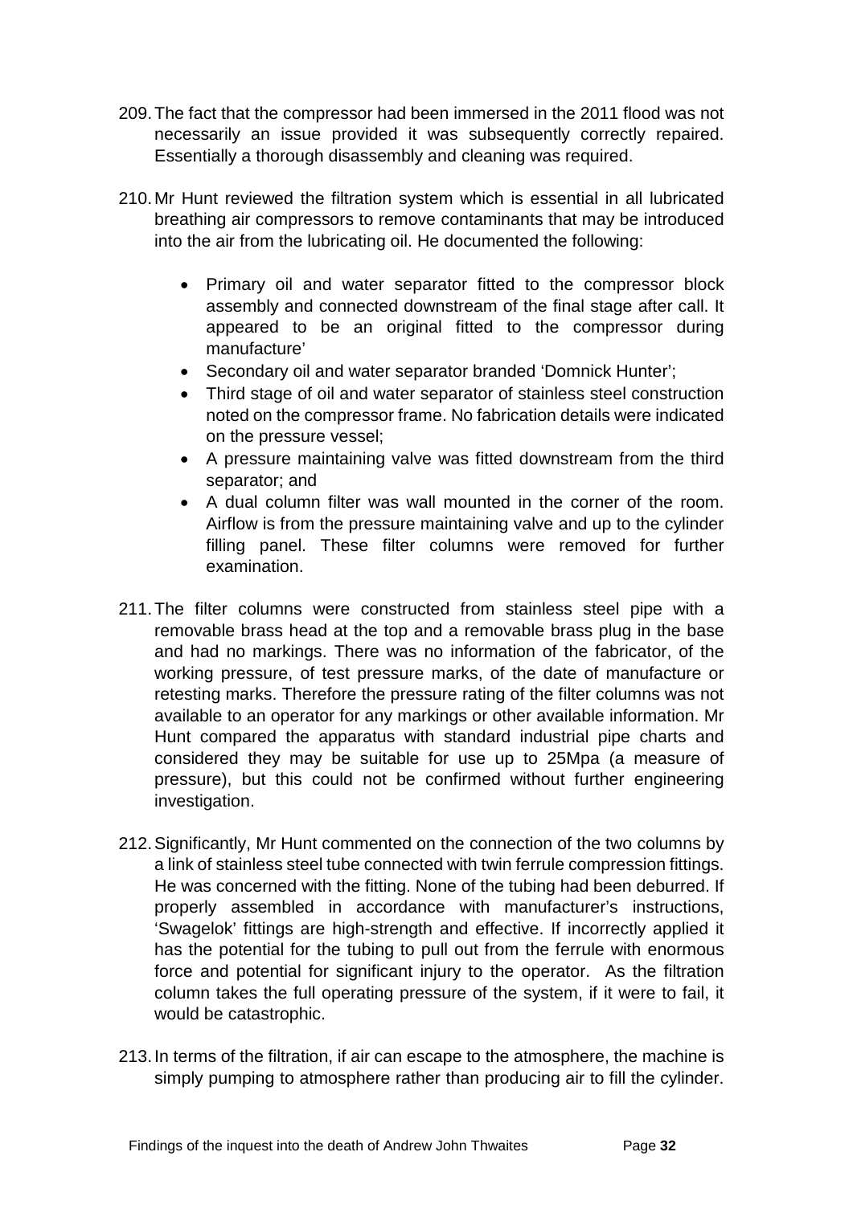209. The fact that the compressor had been immersed in the 2011 flood was not necessarily an issue provided it was subsequently correctly repaired. Essentially a thorough disassembly and cleaning was required.

210. Mr Hunt reviewed the filtration system which is essential in all lubricated breathing air compressors to remove contaminants that may be introduced into the air from the lubricating oil. He documented the following:

    - Primary oil and water separator fitted to the compressor block assembly and connected downstream of the final stage after call. It appeared to be an original fitted to the compressor during manufacture'
    - Secondary oil and water separator branded 'Domnick Hunter';
    - Third stage of oil and water separator of stainless steel construction noted on the compressor frame. No fabrication details were indicated on the pressure vessel;
    - A pressure maintaining valve was fitted downstream from the third separator; and
    - A dual column filter was wall mounted in the corner of the room. Airflow is from the pressure maintaining valve and up to the cylinder filling panel. These filter columns were removed for further examination.

211. The filter columns were constructed from stainless steel pipe with a removable brass head at the top and a removable brass plug in the base and had no markings. There was no information of the fabricator, of the working pressure, of test pressure marks, of the date of manufacture or retesting marks. Therefore the pressure rating of the filter columns was not available to an operator for any markings or other available information. Mr Hunt compared the apparatus with standard industrial pipe charts and considered they may be suitable for use up to 25Mpa (a measure of pressure), but this could not be confirmed without further engineering investigation.

212. Significantly, Mr Hunt commented on the connection of the two columns by a link of stainless steel tube connected with twin ferrule compression fittings. He was concerned with the fitting. None of the tubing had been deburred. If properly assembled in accordance with manufacturer's instructions, 'Swagelok' fittings are high-strength and effective. If incorrectly applied it has the potential for the tubing to pull out from the ferrule with enormous force and potential for significant injury to the operator. As the filtration column takes the full operating pressure of the system, if it were to fail, it would be catastrophic.

213. In terms of the filtration, if air can escape to the atmosphere, the machine is simply pumping to atmosphere rather than producing air to fill the cylinder.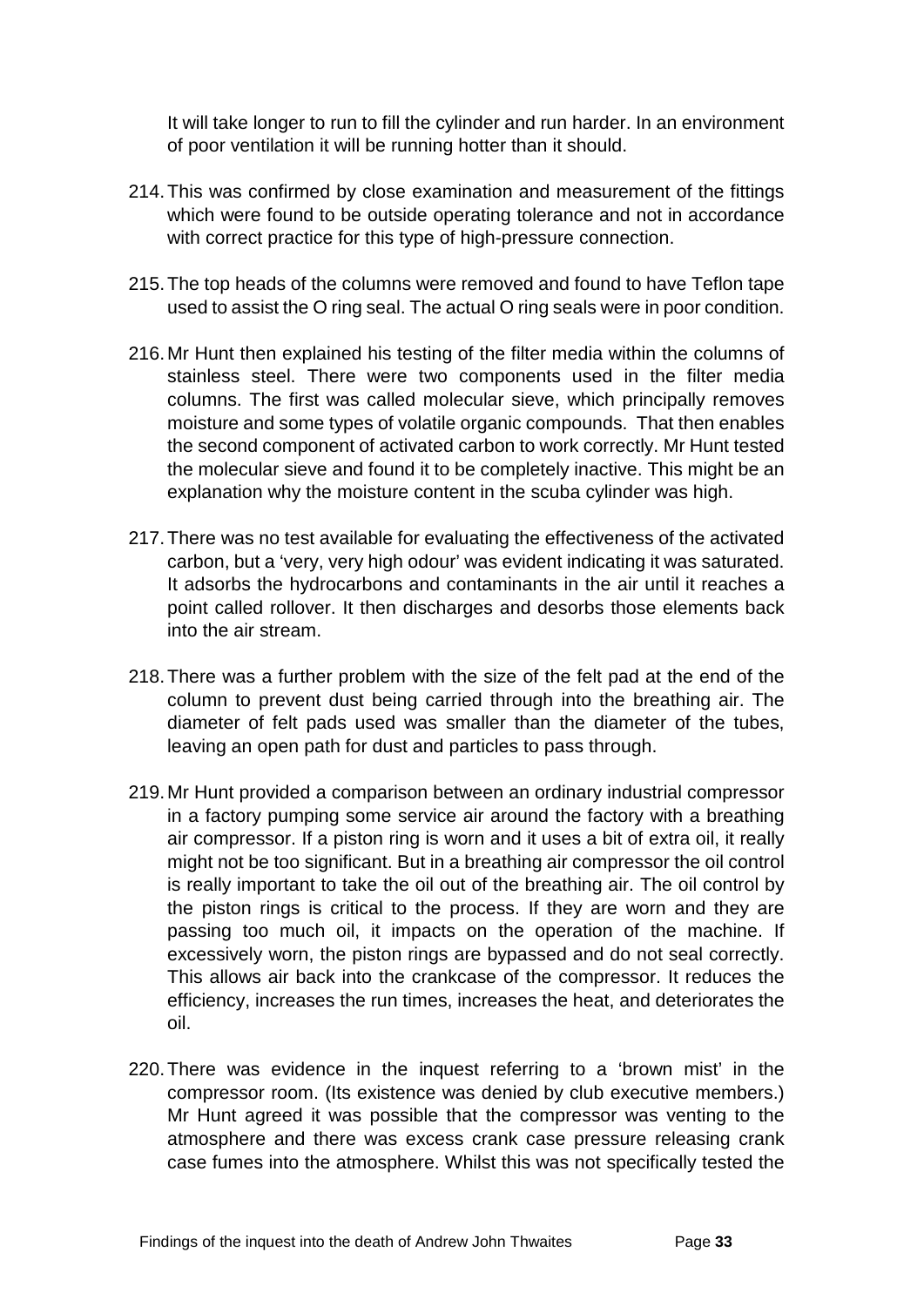It will take longer to run to fill the cylinder and run harder. In an environment of poor ventilation it will be running hotter than it should.

214. This was confirmed by close examination and measurement of the fittings which were found to be outside operating tolerance and not in accordance with correct practice for this type of high-pressure connection.

215. The top heads of the columns were removed and found to have Teflon tape used to assist the O ring seal. The actual O ring seals were in poor condition.

216. Mr Hunt then explained his testing of the filter media within the columns of stainless steel. There were two components used in the filter media columns. The first was called molecular sieve, which principally removes moisture and some types of volatile organic compounds. That then enables the second component of activated carbon to work correctly. Mr Hunt tested the molecular sieve and found it to be completely inactive. This might be an explanation why the moisture content in the scuba cylinder was high.

217. There was no test available for evaluating the effectiveness of the activated carbon, but a 'very, very high odour' was evident indicating it was saturated. It adsorbs the hydrocarbons and contaminants in the air until it reaches a point called rollover. It then discharges and desorbs those elements back into the air stream.

218. There was a further problem with the size of the felt pad at the end of the column to prevent dust being carried through into the breathing air. The diameter of felt pads used was smaller than the diameter of the tubes, leaving an open path for dust and particles to pass through.

219. Mr Hunt provided a comparison between an ordinary industrial compressor in a factory pumping some service air around the factory with a breathing air compressor. If a piston ring is worn and it uses a bit of extra oil, it really might not be too significant. But in a breathing air compressor the oil control is really important to take the oil out of the breathing air. The oil control by the piston rings is critical to the process. If they are worn and they are passing too much oil, it impacts on the operation of the machine. If excessively worn, the piston rings are bypassed and do not seal correctly. This allows air back into the crankcase of the compressor. It reduces the efficiency, increases the run times, increases the heat, and deteriorates the oil.

220. There was evidence in the inquest referring to a 'brown mist' in the compressor room. (Its existence was denied by club executive members.) Mr Hunt agreed it was possible that the compressor was venting to the atmosphere and there was excess crank case pressure releasing crank case fumes into the atmosphere. Whilst this was not specifically tested the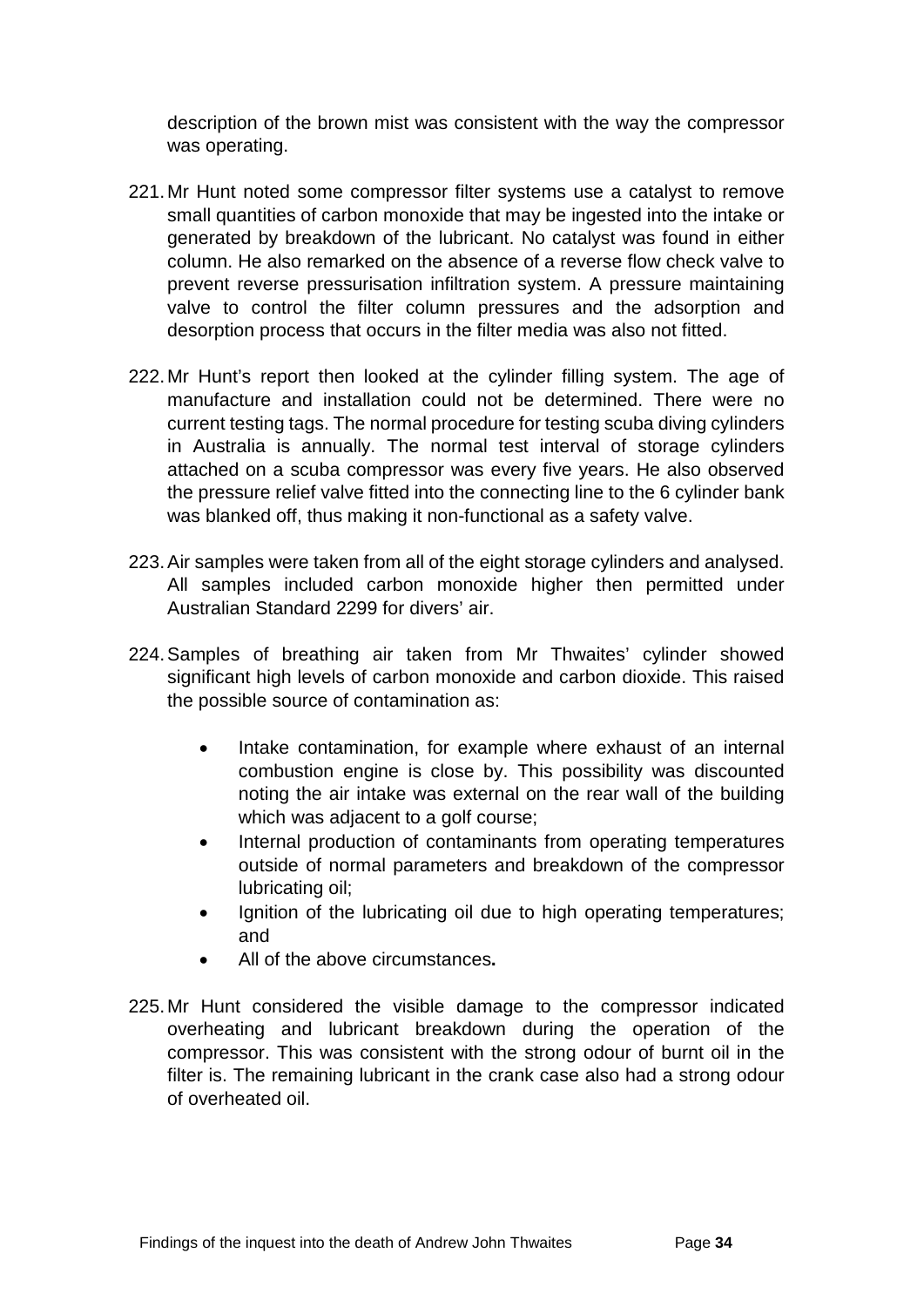description of the brown mist was consistent with the way the compressor was operating.

221. Mr Hunt noted some compressor filter systems use a catalyst to remove small quantities of carbon monoxide that may be ingested into the intake or generated by breakdown of the lubricant. No catalyst was found in either column. He also remarked on the absence of a reverse flow check valve to prevent reverse pressurisation infiltration system. A pressure maintaining valve to control the filter column pressures and the adsorption and desorption process that occurs in the filter media was also not fitted.

222. Mr Hunt's report then looked at the cylinder filling system. The age of manufacture and installation could not be determined. There were no current testing tags. The normal procedure for testing scuba diving cylinders in Australia is annually. The normal test interval of storage cylinders attached on a scuba compressor was every five years. He also observed the pressure relief valve fitted into the connecting line to the 6 cylinder bank was blanked off, thus making it non-functional as a safety valve.

223. Air samples were taken from all of the eight storage cylinders and analysed. All samples included carbon monoxide higher then permitted under Australian Standard 2299 for divers' air.

224. Samples of breathing air taken from Mr Thwaites' cylinder showed significant high levels of carbon monoxide and carbon dioxide. This raised the possible source of contamination as:

- Intake contamination, for example where exhaust of an internal combustion engine is close by. This possibility was discounted noting the air intake was external on the rear wall of the building which was adjacent to a golf course;
- Internal production of contaminants from operating temperatures outside of normal parameters and breakdown of the compressor lubricating oil;
- Ignition of the lubricating oil due to high operating temperatures; and
- All of the above circumstances**.**

225. Mr Hunt considered the visible damage to the compressor indicated overheating and lubricant breakdown during the operation of the compressor. This was consistent with the strong odour of burnt oil in the filter is. The remaining lubricant in the crank case also had a strong odour of overheated oil.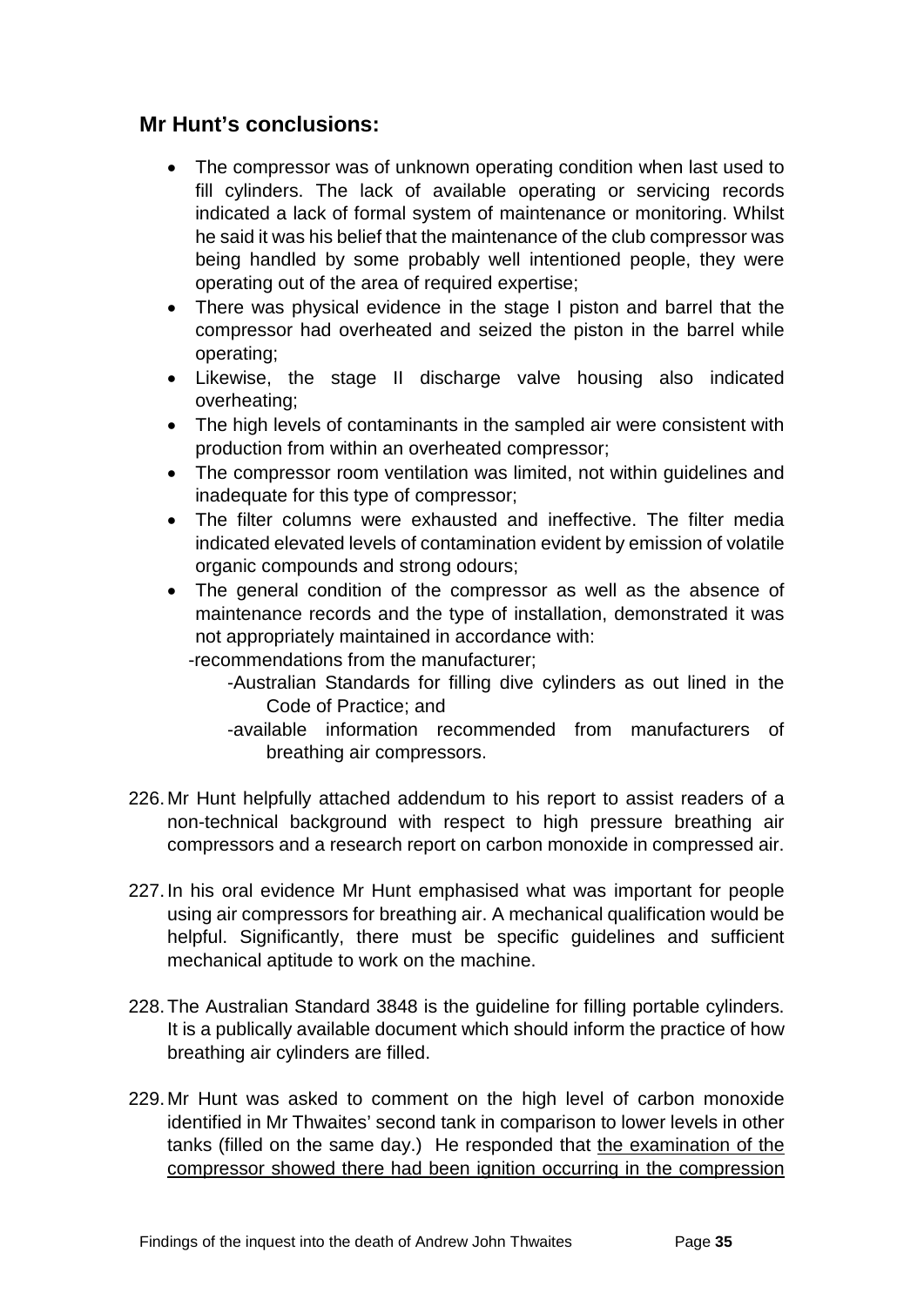## Mr Hunt's conclusions:

- The compressor was of unknown operating condition when last used to fill cylinders. The lack of available operating or servicing records indicated a lack of formal system of maintenance or monitoring. Whilst he said it was his belief that the maintenance of the club compressor was being handled by some probably well intentioned people, they were operating out of the area of required expertise;
- There was physical evidence in the stage I piston and barrel that the compressor had overheated and seized the piston in the barrel while operating;
- Likewise, the stage II discharge valve housing also indicated overheating;
- The high levels of contaminants in the sampled air were consistent with production from within an overheated compressor;
- The compressor room ventilation was limited, not within guidelines and inadequate for this type of compressor;
- The filter columns were exhausted and ineffective. The filter media indicated elevated levels of contamination evident by emission of volatile organic compounds and strong odours;
- The general condition of the compressor as well as the absence of maintenance records and the type of installation, demonstrated it was not appropriately maintained in accordance with:
  - -recommendations from the manufacturer;
  - -Australian Standards for filling dive cylinders as out lined in the Code of Practice; and
  - -available information recommended from manufacturers of breathing air compressors.

226. Mr Hunt helpfully attached addendum to his report to assist readers of a non-technical background with respect to high pressure breathing air compressors and a research report on carbon monoxide in compressed air.

227. In his oral evidence Mr Hunt emphasised what was important for people using air compressors for breathing air. A mechanical qualification would be helpful. Significantly, there must be specific guidelines and sufficient mechanical aptitude to work on the machine.

228. The Australian Standard 3848 is the guideline for filling portable cylinders. It is a publically available document which should inform the practice of how breathing air cylinders are filled.

229. Mr Hunt was asked to comment on the high level of carbon monoxide identified in Mr Thwaites' second tank in comparison to lower levels in other tanks (filled on the same day.) He responded that <u>the examination of the compressor showed there had been ignition occurring in the compression</u>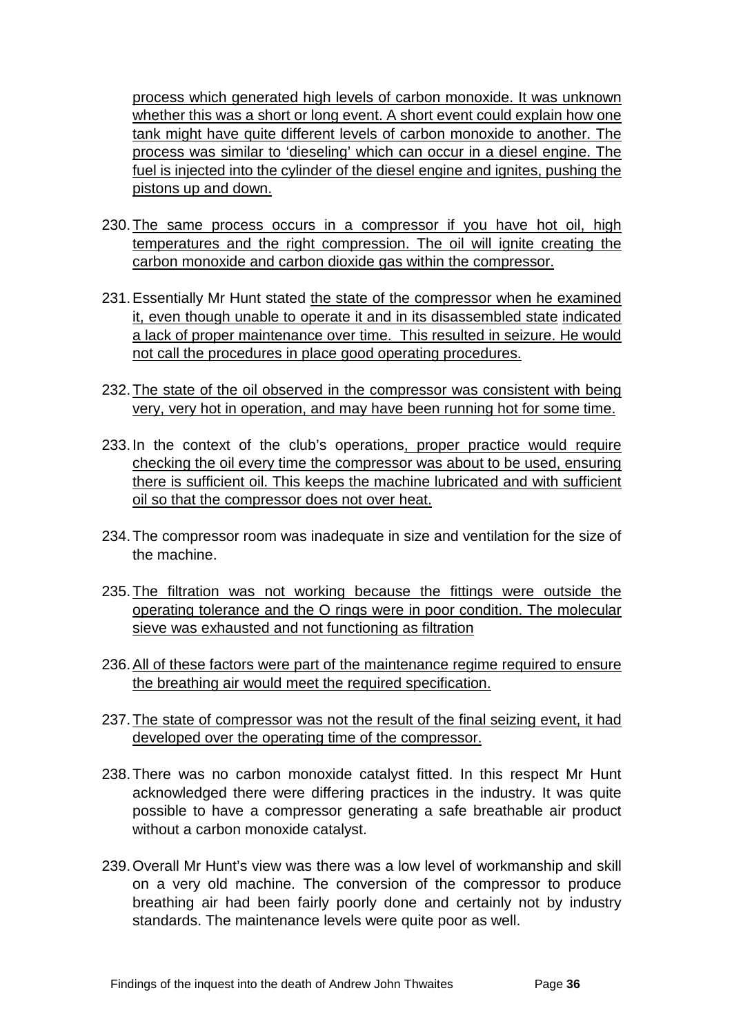process which generated high levels of carbon monoxide. It was unknown whether this was a short or long event. A short event could explain how one tank might have quite different levels of carbon monoxide to another. The process was similar to 'dieseling' which can occur in a diesel engine. The fuel is injected into the cylinder of the diesel engine and ignites, pushing the pistons up and down.

230. The same process occurs in a compressor if you have hot oil, high temperatures and the right compression. The oil will ignite creating the carbon monoxide and carbon dioxide gas within the compressor.

231. Essentially Mr Hunt stated the state of the compressor when he examined it, even though unable to operate it and in its disassembled state indicated a lack of proper maintenance over time. This resulted in seizure. He would not call the procedures in place good operating procedures.

232. The state of the oil observed in the compressor was consistent with being very, very hot in operation, and may have been running hot for some time.

233. In the context of the club's operations, proper practice would require checking the oil every time the compressor was about to be used, ensuring there is sufficient oil. This keeps the machine lubricated and with sufficient oil so that the compressor does not over heat.

234. The compressor room was inadequate in size and ventilation for the size of the machine.

235. The filtration was not working because the fittings were outside the operating tolerance and the O rings were in poor condition. The molecular sieve was exhausted and not functioning as filtration

236. All of these factors were part of the maintenance regime required to ensure the breathing air would meet the required specification.

237. The state of compressor was not the result of the final seizing event, it had developed over the operating time of the compressor.

238. There was no carbon monoxide catalyst fitted. In this respect Mr Hunt acknowledged there were differing practices in the industry. It was quite possible to have a compressor generating a safe breathable air product without a carbon monoxide catalyst.

239. Overall Mr Hunt's view was there was a low level of workmanship and skill on a very old machine. The conversion of the compressor to produce breathing air had been fairly poorly done and certainly not by industry standards. The maintenance levels were quite poor as well.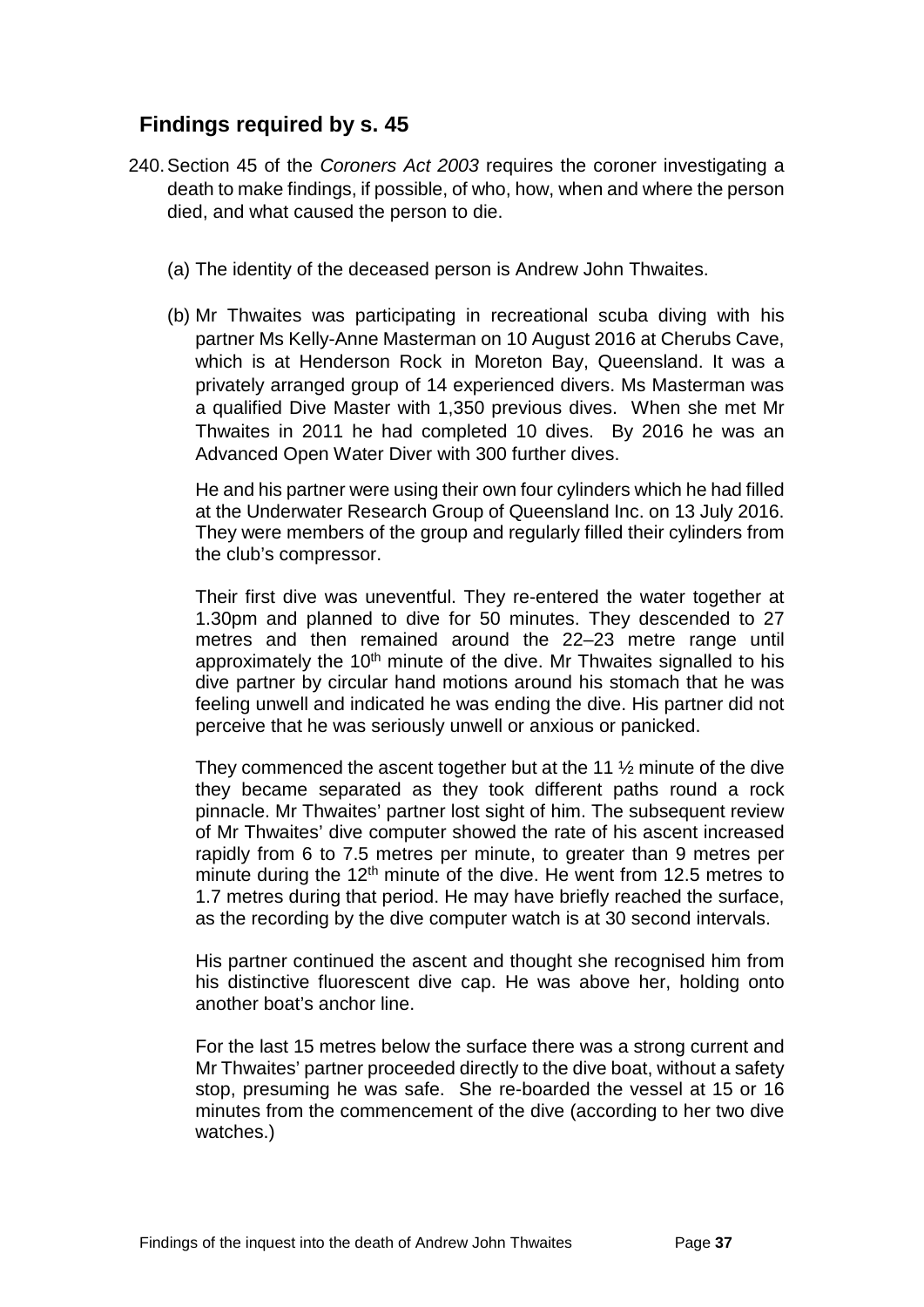## Findings required by s. 45

240. Section 45 of the *Coroners Act 2003* requires the coroner investigating a death to make findings, if possible, of who, how, when and where the person died, and what caused the person to die.

   (a) The identity of the deceased person is Andrew John Thwaites.

   (b) Mr Thwaites was participating in recreational scuba diving with his partner Ms Kelly-Anne Masterman on 10 August 2016 at Cherubs Cave, which is at Henderson Rock in Moreton Bay, Queensland. It was a privately arranged group of 14 experienced divers. Ms Masterman was a qualified Dive Master with 1,350 previous dives. When she met Mr Thwaites in 2011 he had completed 10 dives. By 2016 he was an Advanced Open Water Diver with 300 further dives.

   He and his partner were using their own four cylinders which he had filled at the Underwater Research Group of Queensland Inc. on 13 July 2016. They were members of the group and regularly filled their cylinders from the club's compressor.

   Their first dive was uneventful. They re-entered the water together at 1.30pm and planned to dive for 50 minutes. They descended to 27 metres and then remained around the 22–23 metre range until approximately the 10th minute of the dive. Mr Thwaites signalled to his dive partner by circular hand motions around his stomach that he was feeling unwell and indicated he was ending the dive. His partner did not perceive that he was seriously unwell or anxious or panicked.

   They commenced the ascent together but at the 11 ½ minute of the dive they became separated as they took different paths round a rock pinnacle. Mr Thwaites' partner lost sight of him. The subsequent review of Mr Thwaites' dive computer showed the rate of his ascent increased rapidly from 6 to 7.5 metres per minute, to greater than 9 metres per minute during the 12th minute of the dive. He went from 12.5 metres to 1.7 metres during that period. He may have briefly reached the surface, as the recording by the dive computer watch is at 30 second intervals.

   His partner continued the ascent and thought she recognised him from his distinctive fluorescent dive cap. He was above her, holding onto another boat's anchor line.

   For the last 15 metres below the surface there was a strong current and Mr Thwaites' partner proceeded directly to the dive boat, without a safety stop, presuming he was safe. She re-boarded the vessel at 15 or 16 minutes from the commencement of the dive (according to her two dive watches.)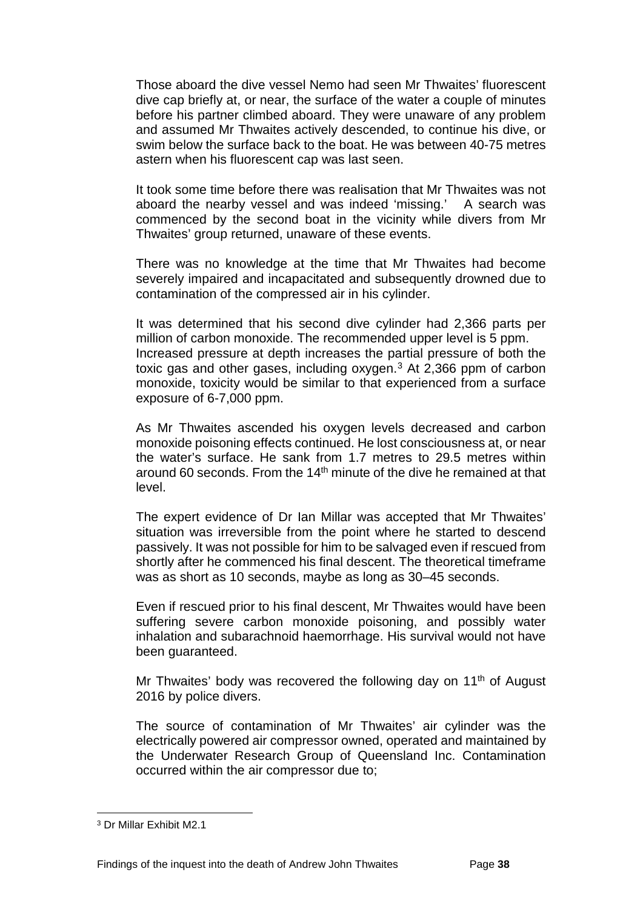Those aboard the dive vessel Nemo had seen Mr Thwaites' fluorescent dive cap briefly at, or near, the surface of the water a couple of minutes before his partner climbed aboard. They were unaware of any problem and assumed Mr Thwaites actively descended, to continue his dive, or swim below the surface back to the boat. He was between 40-75 metres astern when his fluorescent cap was last seen.

It took some time before there was realisation that Mr Thwaites was not aboard the nearby vessel and was indeed 'missing.' A search was commenced by the second boat in the vicinity while divers from Mr Thwaites' group returned, unaware of these events.

There was no knowledge at the time that Mr Thwaites had become severely impaired and incapacitated and subsequently drowned due to contamination of the compressed air in his cylinder.

It was determined that his second dive cylinder had 2,366 parts per million of carbon monoxide. The recommended upper level is 5 ppm. Increased pressure at depth increases the partial pressure of both the toxic gas and other gases, including oxygen.[3] At 2,366 ppm of carbon monoxide, toxicity would be similar to that experienced from a surface exposure of 6-7,000 ppm.

As Mr Thwaites ascended his oxygen levels decreased and carbon monoxide poisoning effects continued. He lost consciousness at, or near the water's surface. He sank from 1.7 metres to 29.5 metres within around 60 seconds. From the 14th minute of the dive he remained at that level.

The expert evidence of Dr Ian Millar was accepted that Mr Thwaites' situation was irreversible from the point where he started to descend passively. It was not possible for him to be salvaged even if rescued from shortly after he commenced his final descent. The theoretical timeframe was as short as 10 seconds, maybe as long as 30–45 seconds.

Even if rescued prior to his final descent, Mr Thwaites would have been suffering severe carbon monoxide poisoning, and possibly water inhalation and subarachnoid haemorrhage. His survival would not have been guaranteed.

Mr Thwaites' body was recovered the following day on 11th of August 2016 by police divers.

The source of contamination of Mr Thwaites' air cylinder was the electrically powered air compressor owned, operated and maintained by the Underwater Research Group of Queensland Inc. Contamination occurred within the air compressor due to;

---

[3] Dr Millar Exhibit M2.1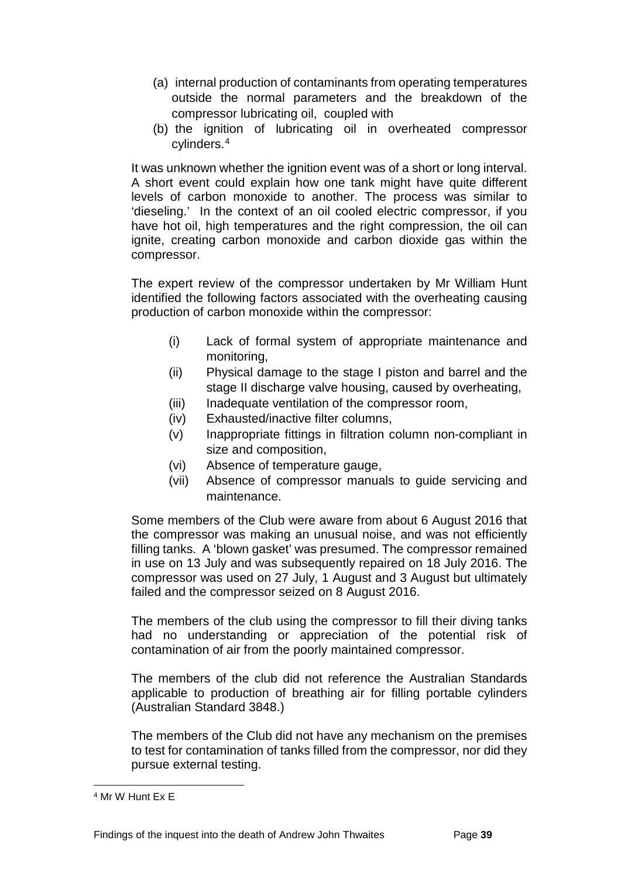(a) internal production of contaminants from operating temperatures outside the normal parameters and the breakdown of the compressor lubricating oil, coupled with

(b) the ignition of lubricating oil in overheated compressor cylinders.[4]

It was unknown whether the ignition event was of a short or long interval. A short event could explain how one tank might have quite different levels of carbon monoxide to another. The process was similar to 'dieseling.' In the context of an oil cooled electric compressor, if you have hot oil, high temperatures and the right compression, the oil can ignite, creating carbon monoxide and carbon dioxide gas within the compressor.

The expert review of the compressor undertaken by Mr William Hunt identified the following factors associated with the overheating causing production of carbon monoxide within the compressor:

(i) Lack of formal system of appropriate maintenance and monitoring,

(ii) Physical damage to the stage I piston and barrel and the stage II discharge valve housing, caused by overheating,

(iii) Inadequate ventilation of the compressor room,

(iv) Exhausted/inactive filter columns,

(v) Inappropriate fittings in filtration column non-compliant in size and composition,

(vi) Absence of temperature gauge,

(vii) Absence of compressor manuals to guide servicing and maintenance.

Some members of the Club were aware from about 6 August 2016 that the compressor was making an unusual noise, and was not efficiently filling tanks. A 'blown gasket' was presumed. The compressor remained in use on 13 July and was subsequently repaired on 18 July 2016. The compressor was used on 27 July, 1 August and 3 August but ultimately failed and the compressor seized on 8 August 2016.

The members of the club using the compressor to fill their diving tanks had no understanding or appreciation of the potential risk of contamination of air from the poorly maintained compressor.

The members of the club did not reference the Australian Standards applicable to production of breathing air for filling portable cylinders (Australian Standard 3848.)

The members of the Club did not have any mechanism on the premises to test for contamination of tanks filled from the compressor, nor did they pursue external testing.

---

[4] Mr W Hunt Ex E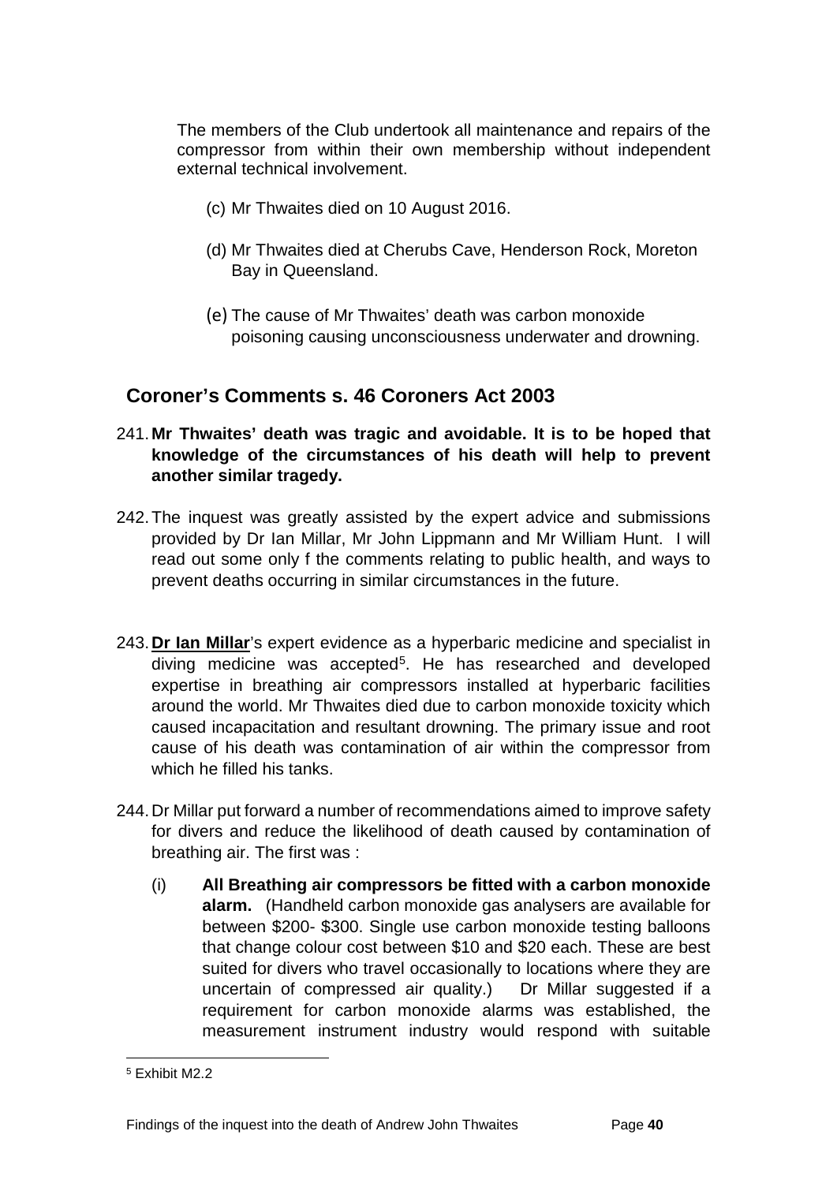The members of the Club undertook all maintenance and repairs of the compressor from within their own membership without independent external technical involvement.

(c) Mr Thwaites died on 10 August 2016.

(d) Mr Thwaites died at Cherubs Cave, Henderson Rock, Moreton Bay in Queensland.

(e) The cause of Mr Thwaites' death was carbon monoxide poisoning causing unconsciousness underwater and drowning.

## Coroner's Comments s. 46 Coroners Act 2003

241. **Mr Thwaites' death was tragic and avoidable. It is to be hoped that knowledge of the circumstances of his death will help to prevent another similar tragedy.**

242. The inquest was greatly assisted by the expert advice and submissions provided by Dr Ian Millar, Mr John Lippmann and Mr William Hunt. I will read out some only f the comments relating to public health, and ways to prevent deaths occurring in similar circumstances in the future.

243. **Dr Ian Millar**'s expert evidence as a hyperbaric medicine and specialist in diving medicine was accepted[5]. He has researched and developed expertise in breathing air compressors installed at hyperbaric facilities around the world. Mr Thwaites died due to carbon monoxide toxicity which caused incapacitation and resultant drowning. The primary issue and root cause of his death was contamination of air within the compressor from which he filled his tanks.

244. Dr Millar put forward a number of recommendations aimed to improve safety for divers and reduce the likelihood of death caused by contamination of breathing air. The first was :

(i) **All Breathing air compressors be fitted with a carbon monoxide alarm.** (Handheld carbon monoxide gas analysers are available for between $200- $300. Single use carbon monoxide testing balloons that change colour cost between $10 and $20 each. These are best suited for divers who travel occasionally to locations where they are uncertain of compressed air quality.) Dr Millar suggested if a requirement for carbon monoxide alarms was established, the measurement instrument industry would respond with suitable

---

[5] Exhibit M2.2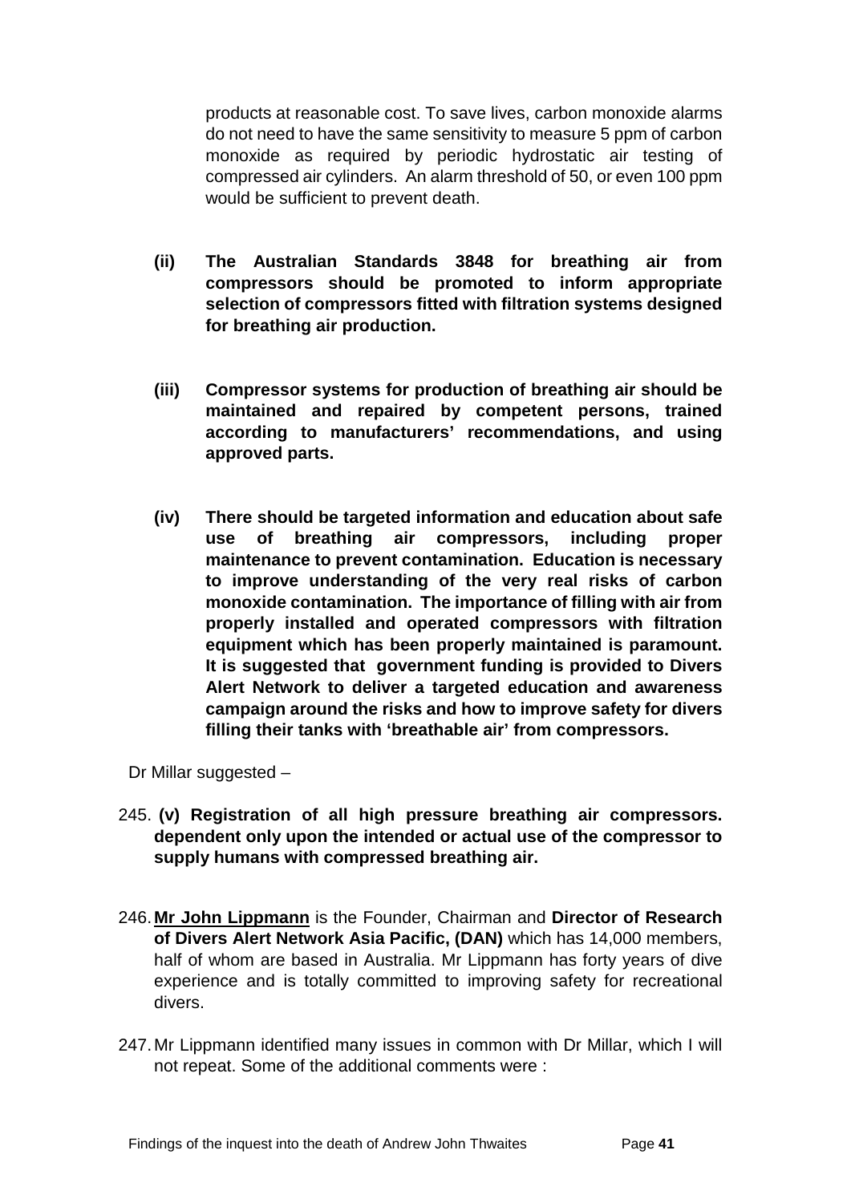products at reasonable cost. To save lives, carbon monoxide alarms do not need to have the same sensitivity to measure 5 ppm of carbon monoxide as required by periodic hydrostatic air testing of compressed air cylinders. An alarm threshold of 50, or even 100 ppm would be sufficient to prevent death.

**(ii) The Australian Standards 3848 for breathing air from compressors should be promoted to inform appropriate selection of compressors fitted with filtration systems designed for breathing air production.**

**(iii) Compressor systems for production of breathing air should be maintained and repaired by competent persons, trained according to manufacturers' recommendations, and using approved parts.**

**(iv) There should be targeted information and education about safe use of breathing air compressors, including proper maintenance to prevent contamination. Education is necessary to improve understanding of the very real risks of carbon monoxide contamination. The importance of filling with air from properly installed and operated compressors with filtration equipment which has been properly maintained is paramount. It is suggested that government funding is provided to Divers Alert Network to deliver a targeted education and awareness campaign around the risks and how to improve safety for divers filling their tanks with 'breathable air' from compressors.**

Dr Millar suggested –

245. **(v) Registration of all high pressure breathing air compressors. dependent only upon the intended or actual use of the compressor to supply humans with compressed breathing air.**

246. **<u>Mr John Lippmann</u>** is the Founder, Chairman and **Director of Research of Divers Alert Network Asia Pacific, (DAN)** which has 14,000 members, half of whom are based in Australia. Mr Lippmann has forty years of dive experience and is totally committed to improving safety for recreational divers.

247. Mr Lippmann identified many issues in common with Dr Millar, which I will not repeat. Some of the additional comments were :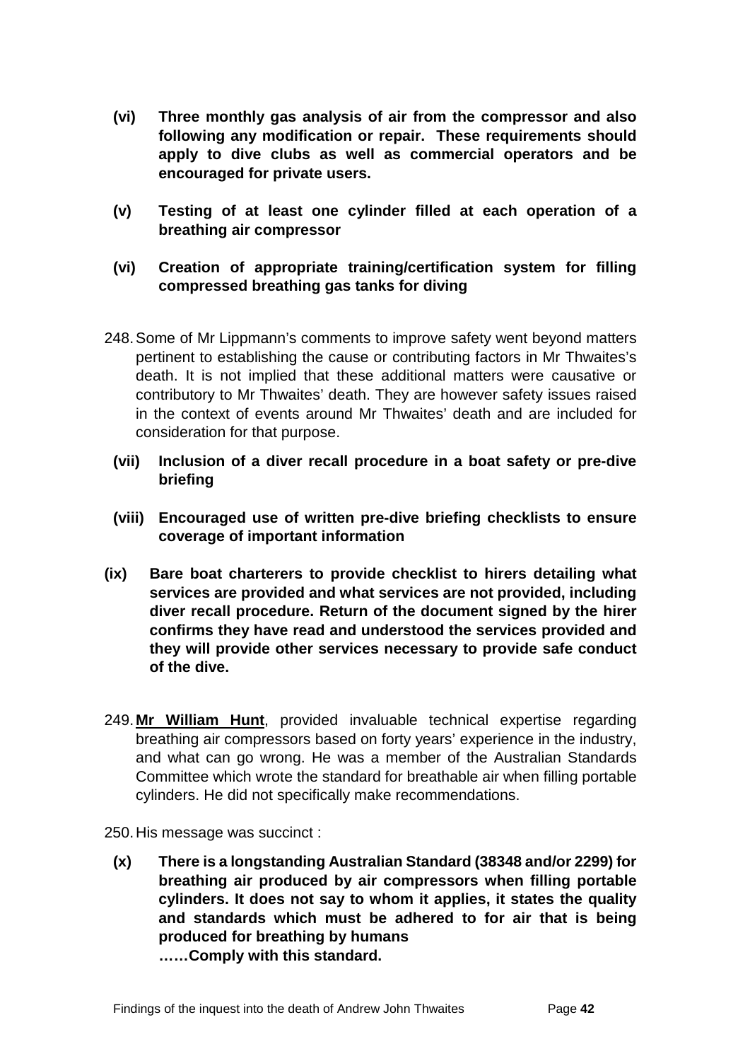**(vi) Three monthly gas analysis of air from the compressor and also following any modification or repair. These requirements should apply to dive clubs as well as commercial operators and be encouraged for private users.**

**(v) Testing of at least one cylinder filled at each operation of a breathing air compressor**

**(vi) Creation of appropriate training/certification system for filling compressed breathing gas tanks for diving**

248. Some of Mr Lippmann's comments to improve safety went beyond matters pertinent to establishing the cause or contributing factors in Mr Thwaites's death. It is not implied that these additional matters were causative or contributory to Mr Thwaites' death. They are however safety issues raised in the context of events around Mr Thwaites' death and are included for consideration for that purpose.

**(vii) Inclusion of a diver recall procedure in a boat safety or pre-dive briefing**

**(viii) Encouraged use of written pre-dive briefing checklists to ensure coverage of important information**

**(ix) Bare boat charterers to provide checklist to hirers detailing what services are provided and what services are not provided, including diver recall procedure. Return of the document signed by the hirer confirms they have read and understood the services provided and they will provide other services necessary to provide safe conduct of the dive.**

249. **Mr William Hunt**, provided invaluable technical expertise regarding breathing air compressors based on forty years' experience in the industry, and what can go wrong. He was a member of the Australian Standards Committee which wrote the standard for breathable air when filling portable cylinders. He did not specifically make recommendations.

250. His message was succinct :

**(x) There is a longstanding Australian Standard (38348 and/or 2299) for breathing air produced by air compressors when filling portable cylinders. It does not say to whom it applies, it states the quality and standards which must be adhered to for air that is being produced for breathing by humans**
**……Comply with this standard.**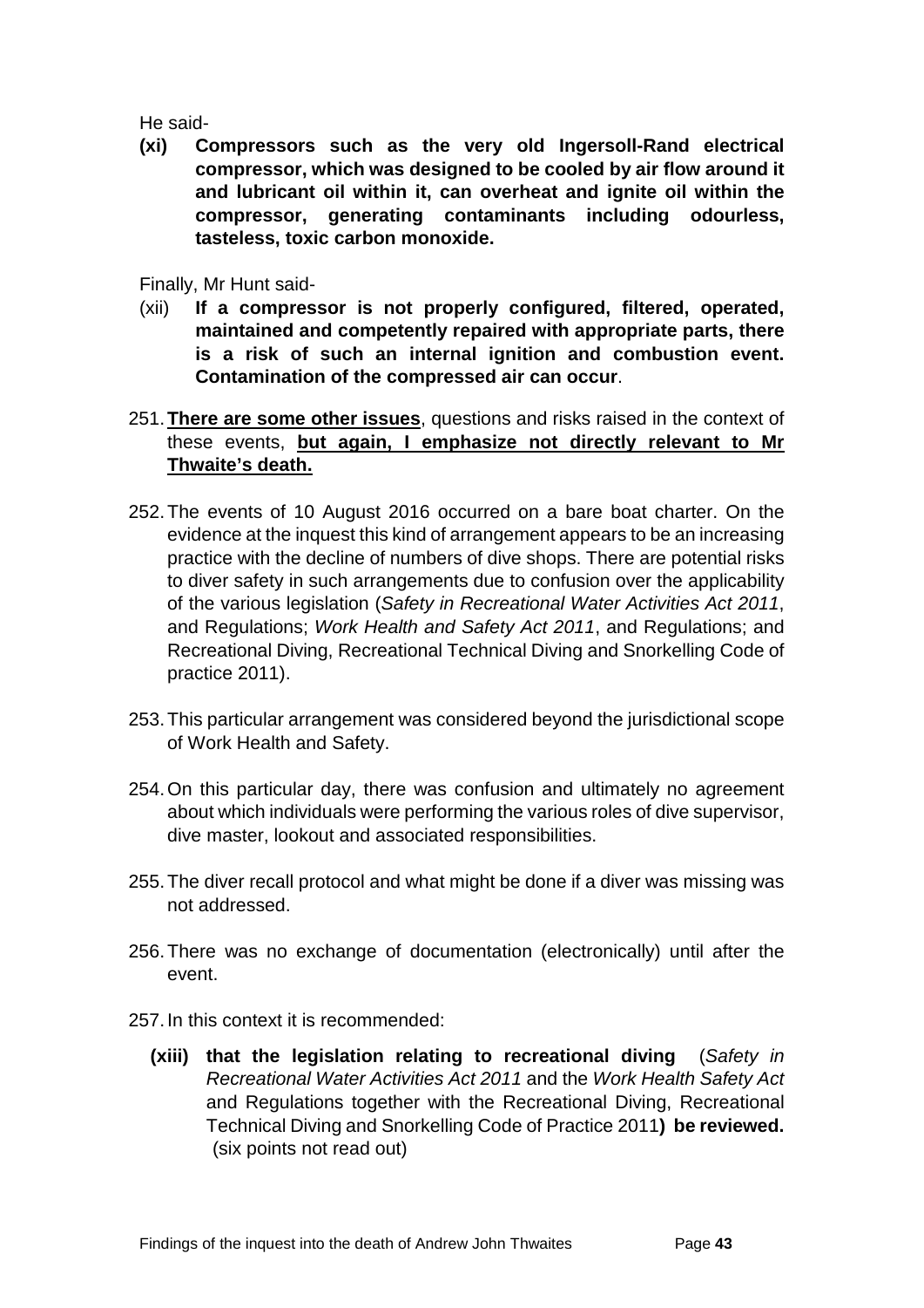He said-

**(xi) Compressors such as the very old Ingersoll-Rand electrical compressor, which was designed to be cooled by air flow around it and lubricant oil within it, can overheat and ignite oil within the compressor, generating contaminants including odourless, tasteless, toxic carbon monoxide.**

Finally, Mr Hunt said-

(xii) **If a compressor is not properly configured, filtered, operated, maintained and competently repaired with appropriate parts, there is a risk of such an internal ignition and combustion event. Contamination of the compressed air can occur**.

251. **<u>There are some other issues</u>**, questions and risks raised in the context of these events, **<u>but again, I emphasize not directly relevant to Mr Thwaite's death.</u>**

252. The events of 10 August 2016 occurred on a bare boat charter. On the evidence at the inquest this kind of arrangement appears to be an increasing practice with the decline of numbers of dive shops. There are potential risks to diver safety in such arrangements due to confusion over the applicability of the various legislation (*Safety in Recreational Water Activities Act 2011*, and Regulations; *Work Health and Safety Act 2011*, and Regulations; and Recreational Diving, Recreational Technical Diving and Snorkelling Code of practice 2011).

253. This particular arrangement was considered beyond the jurisdictional scope of Work Health and Safety.

254. On this particular day, there was confusion and ultimately no agreement about which individuals were performing the various roles of dive supervisor, dive master, lookout and associated responsibilities.

255. The diver recall protocol and what might be done if a diver was missing was not addressed.

256. There was no exchange of documentation (electronically) until after the event.

257. In this context it is recommended:

**(xiii) that the legislation relating to recreational diving** (*Safety in Recreational Water Activities Act 2011* and the *Work Health Safety Act* and Regulations together with the Recreational Diving, Recreational Technical Diving and Snorkelling Code of Practice 2011**) be reviewed.** (six points not read out)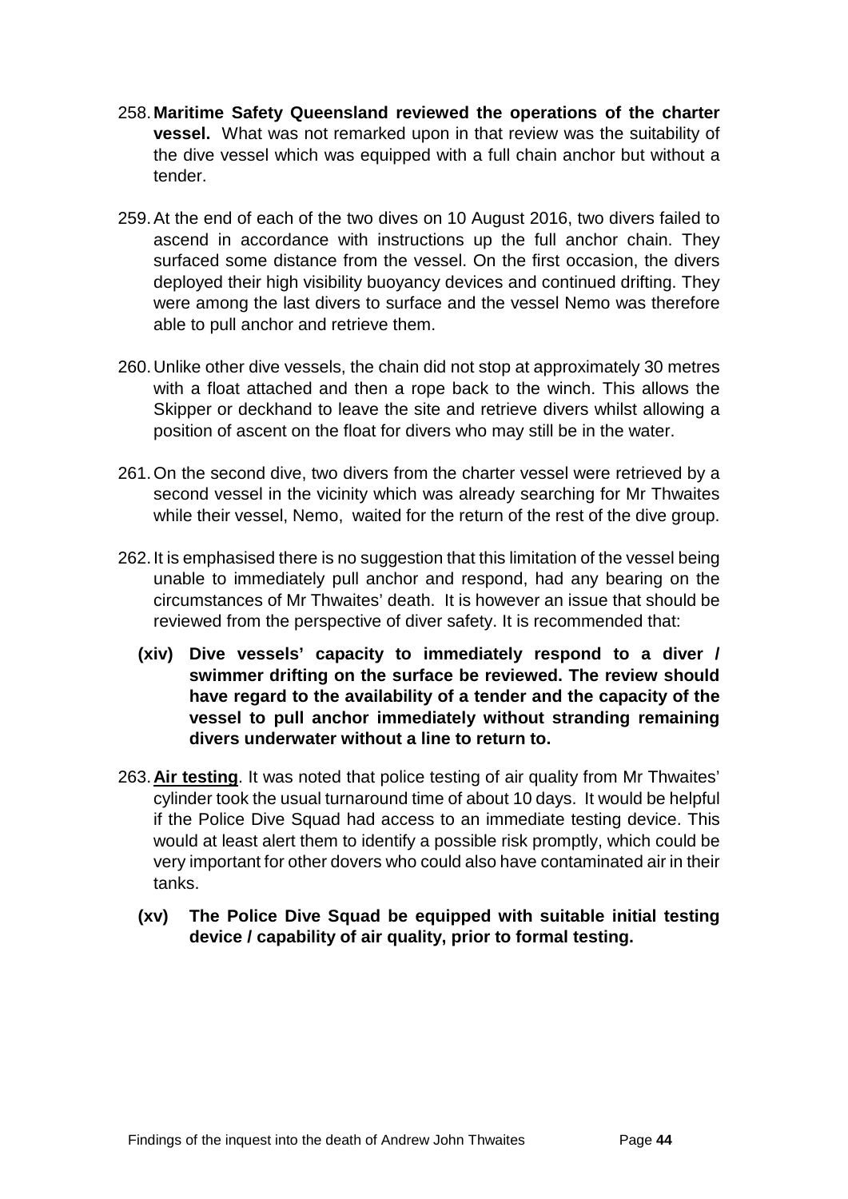258. **Maritime Safety Queensland reviewed the operations of the charter vessel.** What was not remarked upon in that review was the suitability of the dive vessel which was equipped with a full chain anchor but without a tender.

259. At the end of each of the two dives on 10 August 2016, two divers failed to ascend in accordance with instructions up the full anchor chain. They surfaced some distance from the vessel. On the first occasion, the divers deployed their high visibility buoyancy devices and continued drifting. They were among the last divers to surface and the vessel Nemo was therefore able to pull anchor and retrieve them.

260. Unlike other dive vessels, the chain did not stop at approximately 30 metres with a float attached and then a rope back to the winch. This allows the Skipper or deckhand to leave the site and retrieve divers whilst allowing a position of ascent on the float for divers who may still be in the water.

261. On the second dive, two divers from the charter vessel were retrieved by a second vessel in the vicinity which was already searching for Mr Thwaites while their vessel, Nemo, waited for the return of the rest of the dive group.

262. It is emphasised there is no suggestion that this limitation of the vessel being unable to immediately pull anchor and respond, had any bearing on the circumstances of Mr Thwaites' death. It is however an issue that should be reviewed from the perspective of diver safety. It is recommended that:

    **(xiv) Dive vessels' capacity to immediately respond to a diver / swimmer drifting on the surface be reviewed. The review should have regard to the availability of a tender and the capacity of the vessel to pull anchor immediately without stranding remaining divers underwater without a line to return to.**

263. **Air testing**. It was noted that police testing of air quality from Mr Thwaites' cylinder took the usual turnaround time of about 10 days. It would be helpful if the Police Dive Squad had access to an immediate testing device. This would at least alert them to identify a possible risk promptly, which could be very important for other dovers who could also have contaminated air in their tanks.

    **(xv) The Police Dive Squad be equipped with suitable initial testing device / capability of air quality, prior to formal testing.**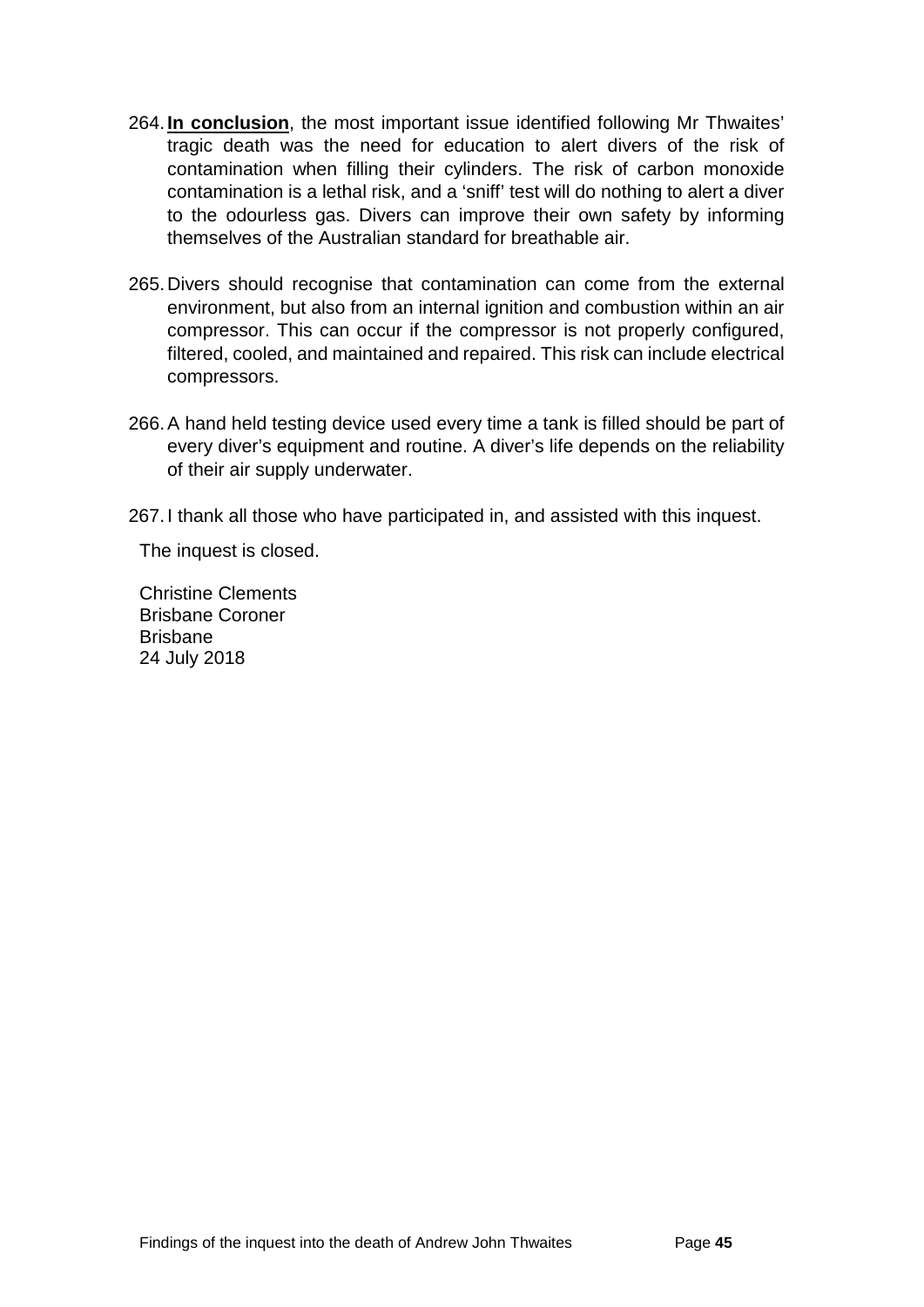264. **In conclusion**, the most important issue identified following Mr Thwaites' tragic death was the need for education to alert divers of the risk of contamination when filling their cylinders. The risk of carbon monoxide contamination is a lethal risk, and a 'sniff' test will do nothing to alert a diver to the odourless gas. Divers can improve their own safety by informing themselves of the Australian standard for breathable air.

265. Divers should recognise that contamination can come from the external environment, but also from an internal ignition and combustion within an air compressor. This can occur if the compressor is not properly configured, filtered, cooled, and maintained and repaired. This risk can include electrical compressors.

266. A hand held testing device used every time a tank is filled should be part of every diver's equipment and routine. A diver's life depends on the reliability of their air supply underwater.

267. I thank all those who have participated in, and assisted with this inquest.

The inquest is closed.

Christine Clements
Brisbane Coroner
Brisbane
24 July 2018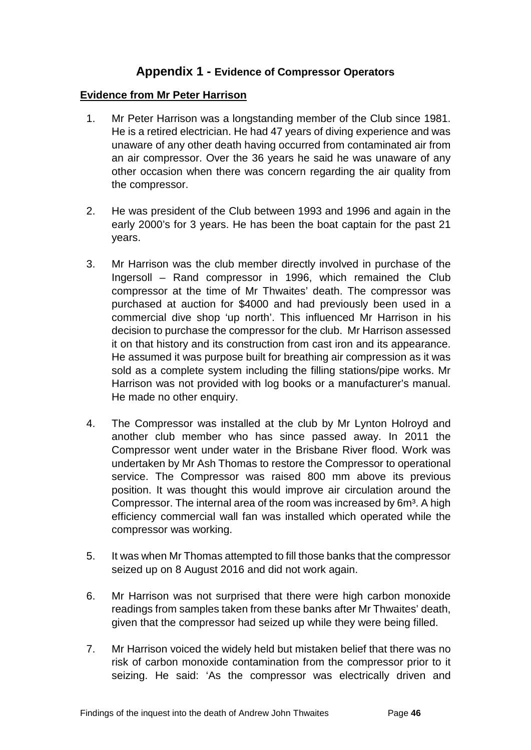## Appendix 1 - Evidence of Compressor Operators

**Evidence from Mr Peter Harrison**

1. Mr Peter Harrison was a longstanding member of the Club since 1981. He is a retired electrician. He had 47 years of diving experience and was unaware of any other death having occurred from contaminated air from an air compressor. Over the 36 years he said he was unaware of any other occasion when there was concern regarding the air quality from the compressor.

2. He was president of the Club between 1993 and 1996 and again in the early 2000's for 3 years. He has been the boat captain for the past 21 years.

3. Mr Harrison was the club member directly involved in purchase of the Ingersoll – Rand compressor in 1996, which remained the Club compressor at the time of Mr Thwaites' death. The compressor was purchased at auction for $4000 and had previously been used in a commercial dive shop 'up north'. This influenced Mr Harrison in his decision to purchase the compressor for the club. Mr Harrison assessed it on that history and its construction from cast iron and its appearance. He assumed it was purpose built for breathing air compression as it was sold as a complete system including the filling stations/pipe works. Mr Harrison was not provided with log books or a manufacturer's manual. He made no other enquiry.

4. The Compressor was installed at the club by Mr Lynton Holroyd and another club member who has since passed away. In 2011 the Compressor went under water in the Brisbane River flood. Work was undertaken by Mr Ash Thomas to restore the Compressor to operational service. The Compressor was raised 800 mm above its previous position. It was thought this would improve air circulation around the Compressor. The internal area of the room was increased by 6m³. A high efficiency commercial wall fan was installed which operated while the compressor was working.

5. It was when Mr Thomas attempted to fill those banks that the compressor seized up on 8 August 2016 and did not work again.

6. Mr Harrison was not surprised that there were high carbon monoxide readings from samples taken from these banks after Mr Thwaites' death, given that the compressor had seized up while they were being filled.

7. Mr Harrison voiced the widely held but mistaken belief that there was no risk of carbon monoxide contamination from the compressor prior to it seizing. He said: 'As the compressor was electrically driven and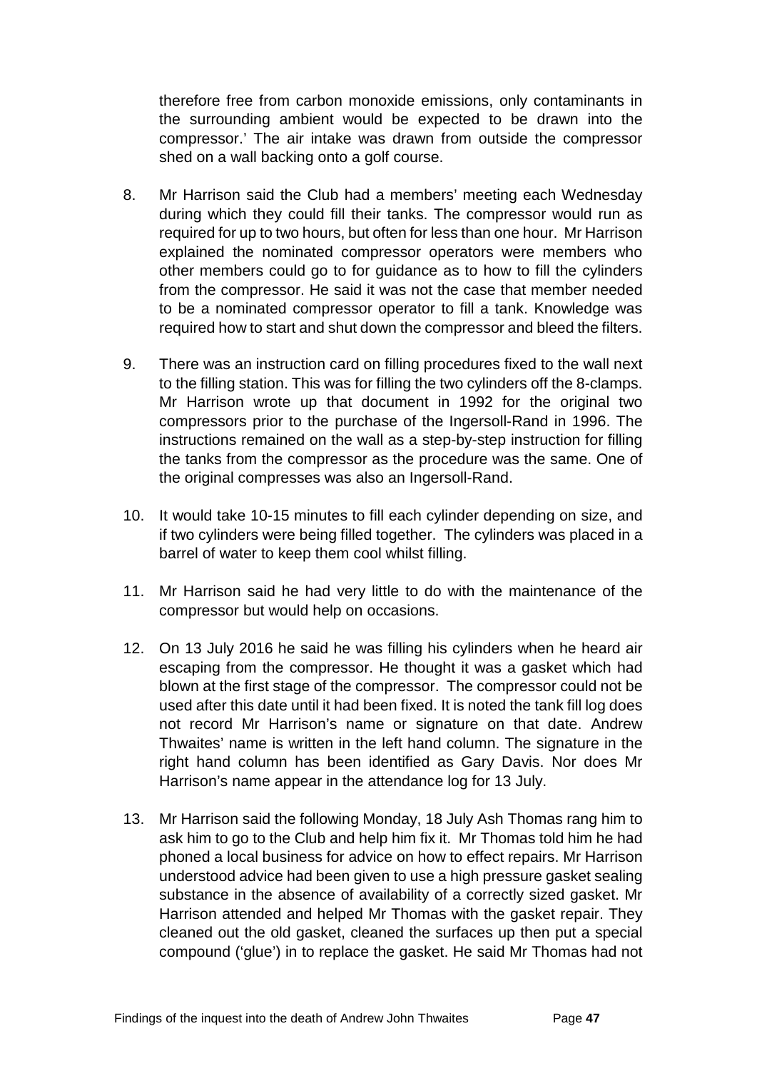therefore free from carbon monoxide emissions, only contaminants in the surrounding ambient would be expected to be drawn into the compressor.' The air intake was drawn from outside the compressor shed on a wall backing onto a golf course.

8. Mr Harrison said the Club had a members' meeting each Wednesday during which they could fill their tanks. The compressor would run as required for up to two hours, but often for less than one hour. Mr Harrison explained the nominated compressor operators were members who other members could go to for guidance as to how to fill the cylinders from the compressor. He said it was not the case that member needed to be a nominated compressor operator to fill a tank. Knowledge was required how to start and shut down the compressor and bleed the filters.

9. There was an instruction card on filling procedures fixed to the wall next to the filling station. This was for filling the two cylinders off the 8-clamps. Mr Harrison wrote up that document in 1992 for the original two compressors prior to the purchase of the Ingersoll-Rand in 1996. The instructions remained on the wall as a step-by-step instruction for filling the tanks from the compressor as the procedure was the same. One of the original compresses was also an Ingersoll-Rand.

10. It would take 10-15 minutes to fill each cylinder depending on size, and if two cylinders were being filled together. The cylinders was placed in a barrel of water to keep them cool whilst filling.

11. Mr Harrison said he had very little to do with the maintenance of the compressor but would help on occasions.

12. On 13 July 2016 he said he was filling his cylinders when he heard air escaping from the compressor. He thought it was a gasket which had blown at the first stage of the compressor. The compressor could not be used after this date until it had been fixed. It is noted the tank fill log does not record Mr Harrison's name or signature on that date. Andrew Thwaites' name is written in the left hand column. The signature in the right hand column has been identified as Gary Davis. Nor does Mr Harrison's name appear in the attendance log for 13 July.

13. Mr Harrison said the following Monday, 18 July Ash Thomas rang him to ask him to go to the Club and help him fix it. Mr Thomas told him he had phoned a local business for advice on how to effect repairs. Mr Harrison understood advice had been given to use a high pressure gasket sealing substance in the absence of availability of a correctly sized gasket. Mr Harrison attended and helped Mr Thomas with the gasket repair. They cleaned out the old gasket, cleaned the surfaces up then put a special compound ('glue') in to replace the gasket. He said Mr Thomas had not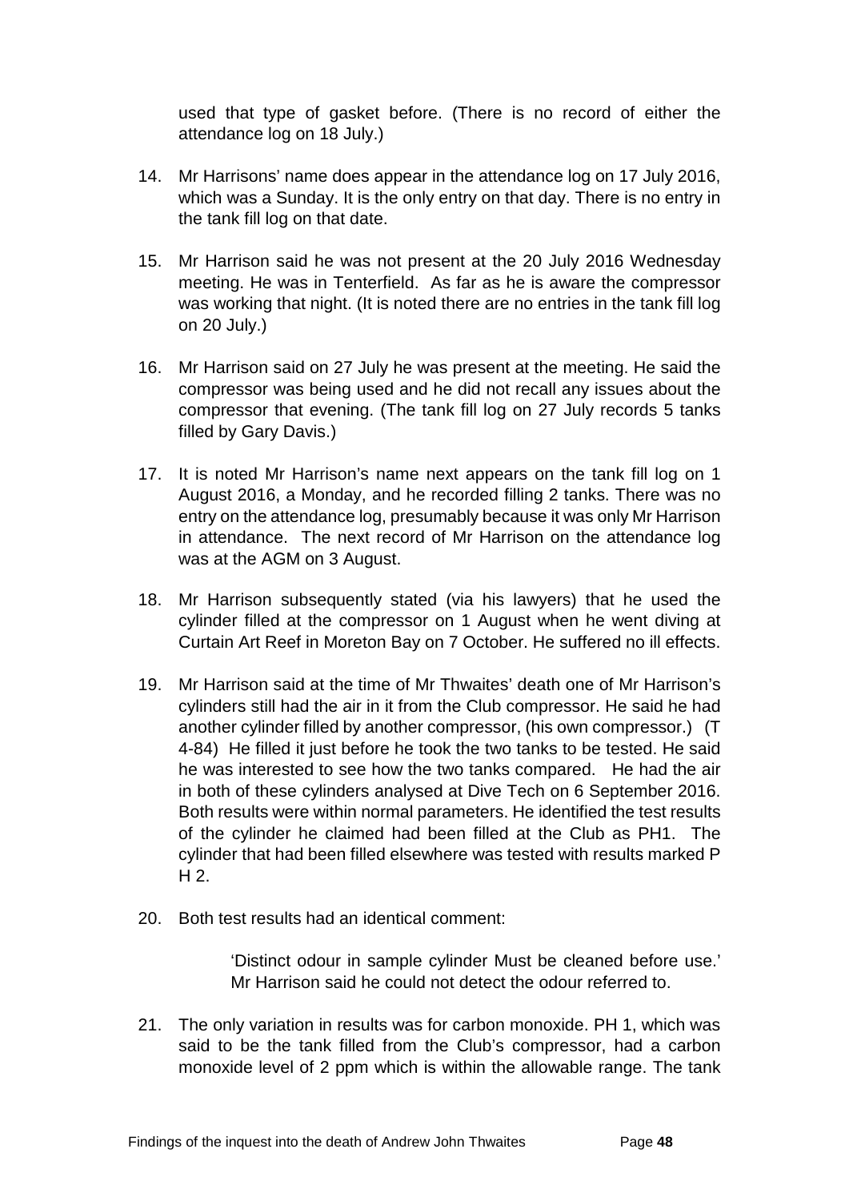used that type of gasket before. (There is no record of either the attendance log on 18 July.)

14. Mr Harrisons' name does appear in the attendance log on 17 July 2016, which was a Sunday. It is the only entry on that day. There is no entry in the tank fill log on that date.

15. Mr Harrison said he was not present at the 20 July 2016 Wednesday meeting. He was in Tenterfield. As far as he is aware the compressor was working that night. (It is noted there are no entries in the tank fill log on 20 July.)

16. Mr Harrison said on 27 July he was present at the meeting. He said the compressor was being used and he did not recall any issues about the compressor that evening. (The tank fill log on 27 July records 5 tanks filled by Gary Davis.)

17. It is noted Mr Harrison's name next appears on the tank fill log on 1 August 2016, a Monday, and he recorded filling 2 tanks. There was no entry on the attendance log, presumably because it was only Mr Harrison in attendance. The next record of Mr Harrison on the attendance log was at the AGM on 3 August.

18. Mr Harrison subsequently stated (via his lawyers) that he used the cylinder filled at the compressor on 1 August when he went diving at Curtain Art Reef in Moreton Bay on 7 October. He suffered no ill effects.

19. Mr Harrison said at the time of Mr Thwaites' death one of Mr Harrison's cylinders still had the air in it from the Club compressor. He said he had another cylinder filled by another compressor, (his own compressor.) (T 4-84) He filled it just before he took the two tanks to be tested. He said he was interested to see how the two tanks compared. He had the air in both of these cylinders analysed at Dive Tech on 6 September 2016. Both results were within normal parameters. He identified the test results of the cylinder he claimed had been filled at the Club as PH1. The cylinder that had been filled elsewhere was tested with results marked P H 2.

20. Both test results had an identical comment:

> 'Distinct odour in sample cylinder Must be cleaned before use.' Mr Harrison said he could not detect the odour referred to.

21. The only variation in results was for carbon monoxide. PH 1, which was said to be the tank filled from the Club's compressor, had a carbon monoxide level of 2 ppm which is within the allowable range. The tank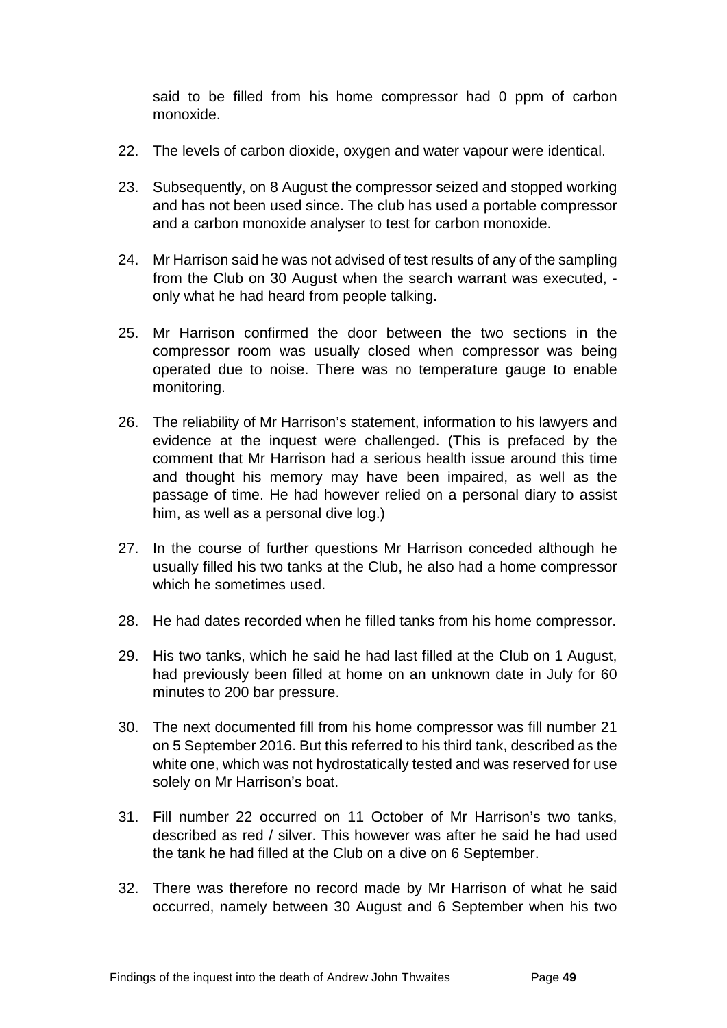said to be filled from his home compressor had 0 ppm of carbon monoxide.

22. The levels of carbon dioxide, oxygen and water vapour were identical.

23. Subsequently, on 8 August the compressor seized and stopped working and has not been used since. The club has used a portable compressor and a carbon monoxide analyser to test for carbon monoxide.

24. Mr Harrison said he was not advised of test results of any of the sampling from the Club on 30 August when the search warrant was executed, - only what he had heard from people talking.

25. Mr Harrison confirmed the door between the two sections in the compressor room was usually closed when compressor was being operated due to noise. There was no temperature gauge to enable monitoring.

26. The reliability of Mr Harrison's statement, information to his lawyers and evidence at the inquest were challenged. (This is prefaced by the comment that Mr Harrison had a serious health issue around this time and thought his memory may have been impaired, as well as the passage of time. He had however relied on a personal diary to assist him, as well as a personal dive log.)

27. In the course of further questions Mr Harrison conceded although he usually filled his two tanks at the Club, he also had a home compressor which he sometimes used.

28. He had dates recorded when he filled tanks from his home compressor.

29. His two tanks, which he said he had last filled at the Club on 1 August, had previously been filled at home on an unknown date in July for 60 minutes to 200 bar pressure.

30. The next documented fill from his home compressor was fill number 21 on 5 September 2016. But this referred to his third tank, described as the white one, which was not hydrostatically tested and was reserved for use solely on Mr Harrison's boat.

31. Fill number 22 occurred on 11 October of Mr Harrison's two tanks, described as red / silver. This however was after he said he had used the tank he had filled at the Club on a dive on 6 September.

32. There was therefore no record made by Mr Harrison of what he said occurred, namely between 30 August and 6 September when his two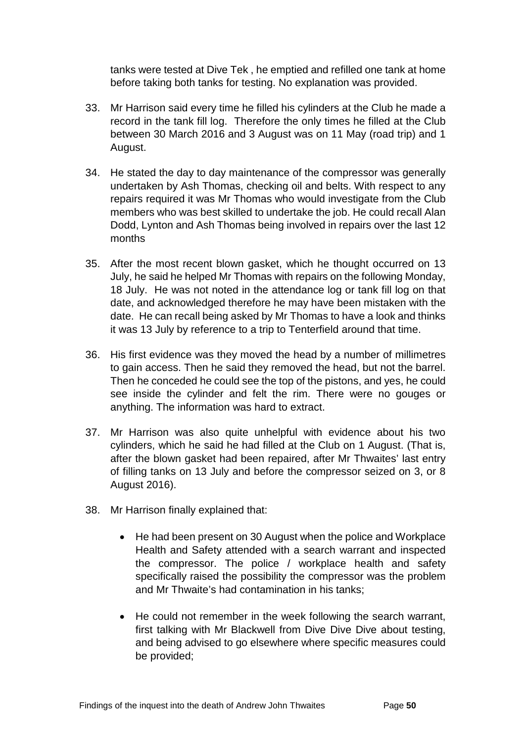tanks were tested at Dive Tek , he emptied and refilled one tank at home before taking both tanks for testing. No explanation was provided.

33. Mr Harrison said every time he filled his cylinders at the Club he made a record in the tank fill log. Therefore the only times he filled at the Club between 30 March 2016 and 3 August was on 11 May (road trip) and 1 August.

34. He stated the day to day maintenance of the compressor was generally undertaken by Ash Thomas, checking oil and belts. With respect to any repairs required it was Mr Thomas who would investigate from the Club members who was best skilled to undertake the job. He could recall Alan Dodd, Lynton and Ash Thomas being involved in repairs over the last 12 months

35. After the most recent blown gasket, which he thought occurred on 13 July, he said he helped Mr Thomas with repairs on the following Monday, 18 July. He was not noted in the attendance log or tank fill log on that date, and acknowledged therefore he may have been mistaken with the date. He can recall being asked by Mr Thomas to have a look and thinks it was 13 July by reference to a trip to Tenterfield around that time.

36. His first evidence was they moved the head by a number of millimetres to gain access. Then he said they removed the head, but not the barrel. Then he conceded he could see the top of the pistons, and yes, he could see inside the cylinder and felt the rim. There were no gouges or anything. The information was hard to extract.

37. Mr Harrison was also quite unhelpful with evidence about his two cylinders, which he said he had filled at the Club on 1 August. (That is, after the blown gasket had been repaired, after Mr Thwaites' last entry of filling tanks on 13 July and before the compressor seized on 3, or 8 August 2016).

38. Mr Harrison finally explained that:

    - He had been present on 30 August when the police and Workplace Health and Safety attended with a search warrant and inspected the compressor. The police / workplace health and safety specifically raised the possibility the compressor was the problem and Mr Thwaite's had contamination in his tanks;

    - He could not remember in the week following the search warrant, first talking with Mr Blackwell from Dive Dive Dive about testing, and being advised to go elsewhere where specific measures could be provided;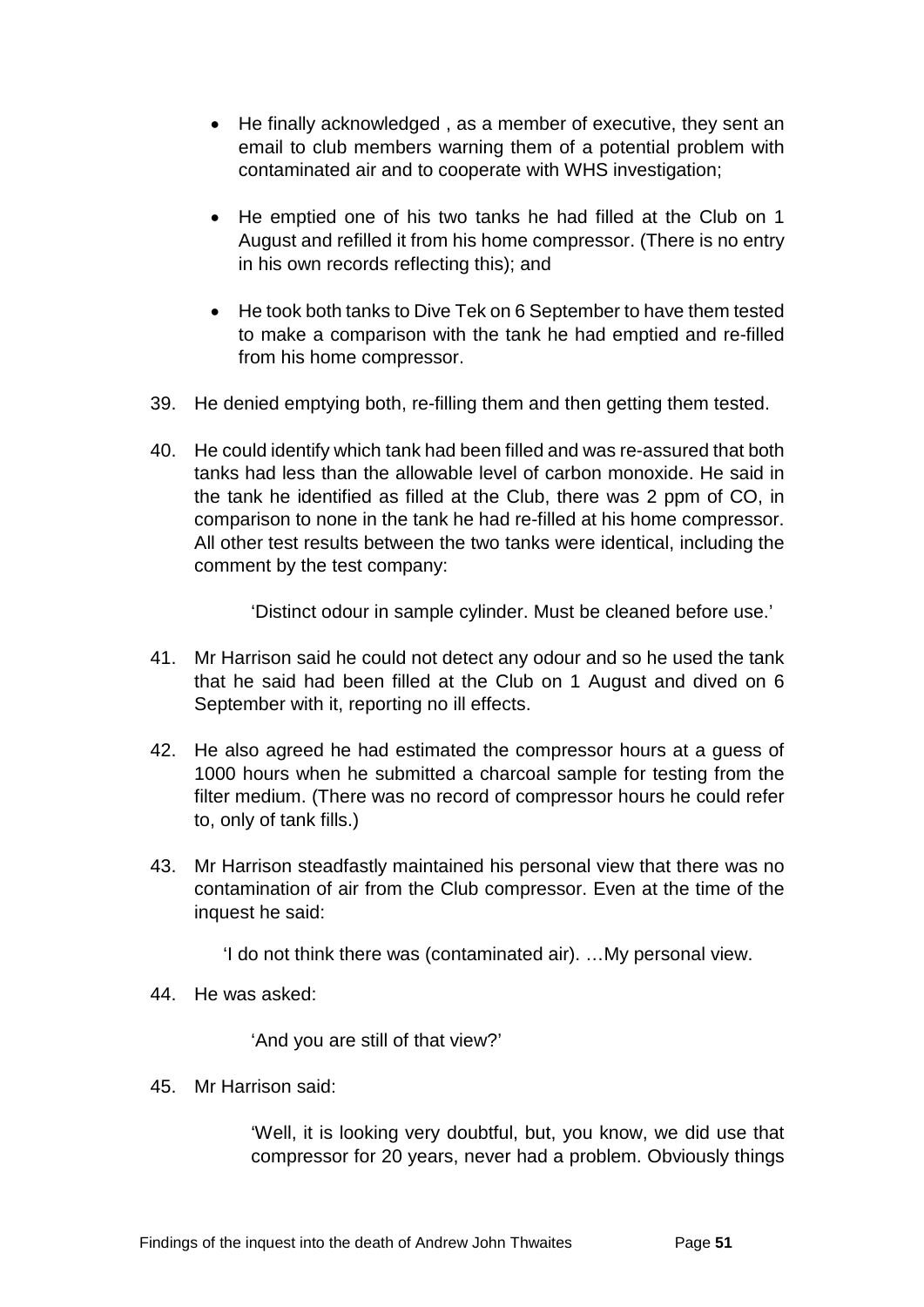- He finally acknowledged , as a member of executive, they sent an email to club members warning them of a potential problem with contaminated air and to cooperate with WHS investigation;

- He emptied one of his two tanks he had filled at the Club on 1 August and refilled it from his home compressor. (There is no entry in his own records reflecting this); and

- He took both tanks to Dive Tek on 6 September to have them tested to make a comparison with the tank he had emptied and re-filled from his home compressor.

39. He denied emptying both, re-filling them and then getting them tested.

40. He could identify which tank had been filled and was re-assured that both tanks had less than the allowable level of carbon monoxide. He said in the tank he identified as filled at the Club, there was 2 ppm of CO, in comparison to none in the tank he had re-filled at his home compressor. All other test results between the two tanks were identical, including the comment by the test company:

    'Distinct odour in sample cylinder. Must be cleaned before use.'

41. Mr Harrison said he could not detect any odour and so he used the tank that he said had been filled at the Club on 1 August and dived on 6 September with it, reporting no ill effects.

42. He also agreed he had estimated the compressor hours at a guess of 1000 hours when he submitted a charcoal sample for testing from the filter medium. (There was no record of compressor hours he could refer to, only of tank fills.)

43. Mr Harrison steadfastly maintained his personal view that there was no contamination of air from the Club compressor. Even at the time of the inquest he said:

    'I do not think there was (contaminated air). …My personal view.

44. He was asked:

    'And you are still of that view?'

45. Mr Harrison said:

    'Well, it is looking very doubtful, but, you know, we did use that compressor for 20 years, never had a problem. Obviously things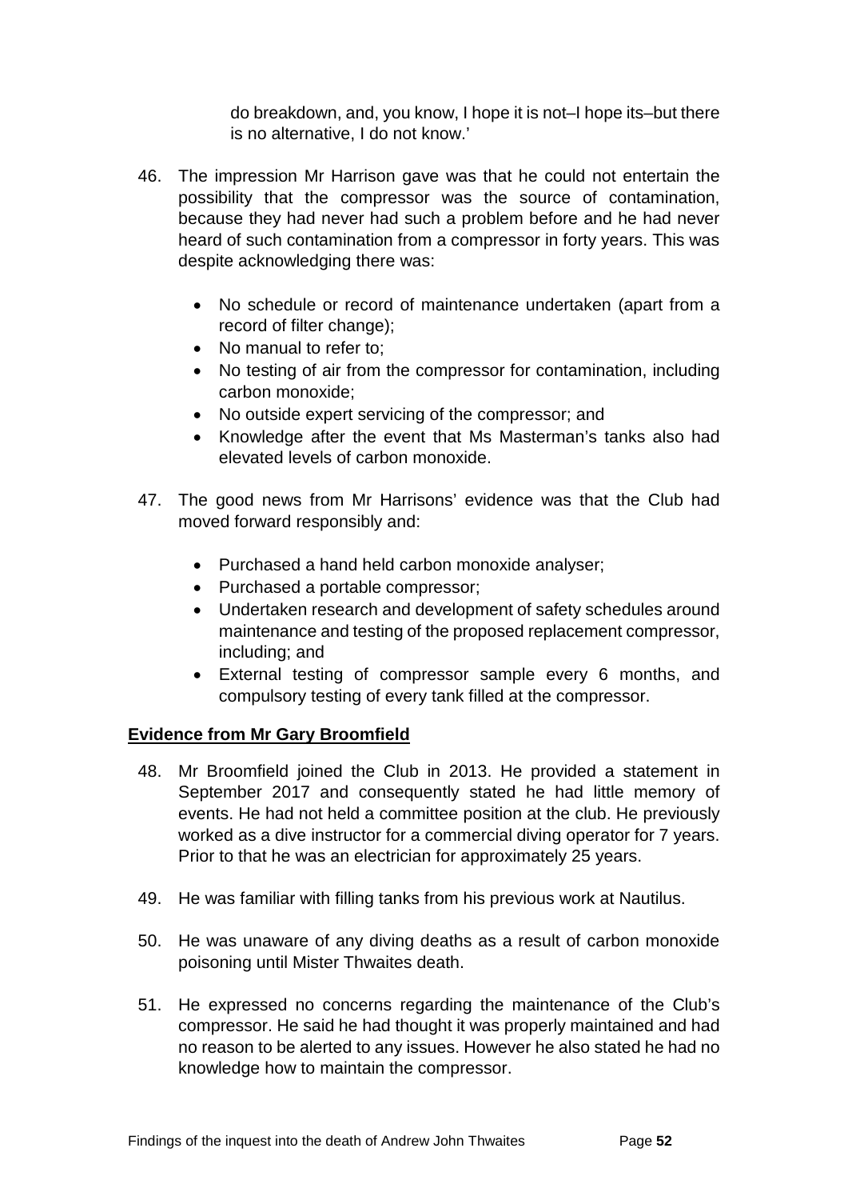do breakdown, and, you know, I hope it is not–I hope its–but there is no alternative, I do not know.'

46. The impression Mr Harrison gave was that he could not entertain the possibility that the compressor was the source of contamination, because they had never had such a problem before and he had never heard of such contamination from a compressor in forty years. This was despite acknowledging there was:

    - No schedule or record of maintenance undertaken (apart from a record of filter change);
    - No manual to refer to;
    - No testing of air from the compressor for contamination, including carbon monoxide;
    - No outside expert servicing of the compressor; and
    - Knowledge after the event that Ms Masterman's tanks also had elevated levels of carbon monoxide.

47. The good news from Mr Harrisons' evidence was that the Club had moved forward responsibly and:

    - Purchased a hand held carbon monoxide analyser;
    - Purchased a portable compressor;
    - Undertaken research and development of safety schedules around maintenance and testing of the proposed replacement compressor, including; and
    - External testing of compressor sample every 6 months, and compulsory testing of every tank filled at the compressor.

**Evidence from Mr Gary Broomfield**

48. Mr Broomfield joined the Club in 2013. He provided a statement in September 2017 and consequently stated he had little memory of events. He had not held a committee position at the club. He previously worked as a dive instructor for a commercial diving operator for 7 years. Prior to that he was an electrician for approximately 25 years.

49. He was familiar with filling tanks from his previous work at Nautilus.

50. He was unaware of any diving deaths as a result of carbon monoxide poisoning until Mister Thwaites death.

51. He expressed no concerns regarding the maintenance of the Club's compressor. He said he had thought it was properly maintained and had no reason to be alerted to any issues. However he also stated he had no knowledge how to maintain the compressor.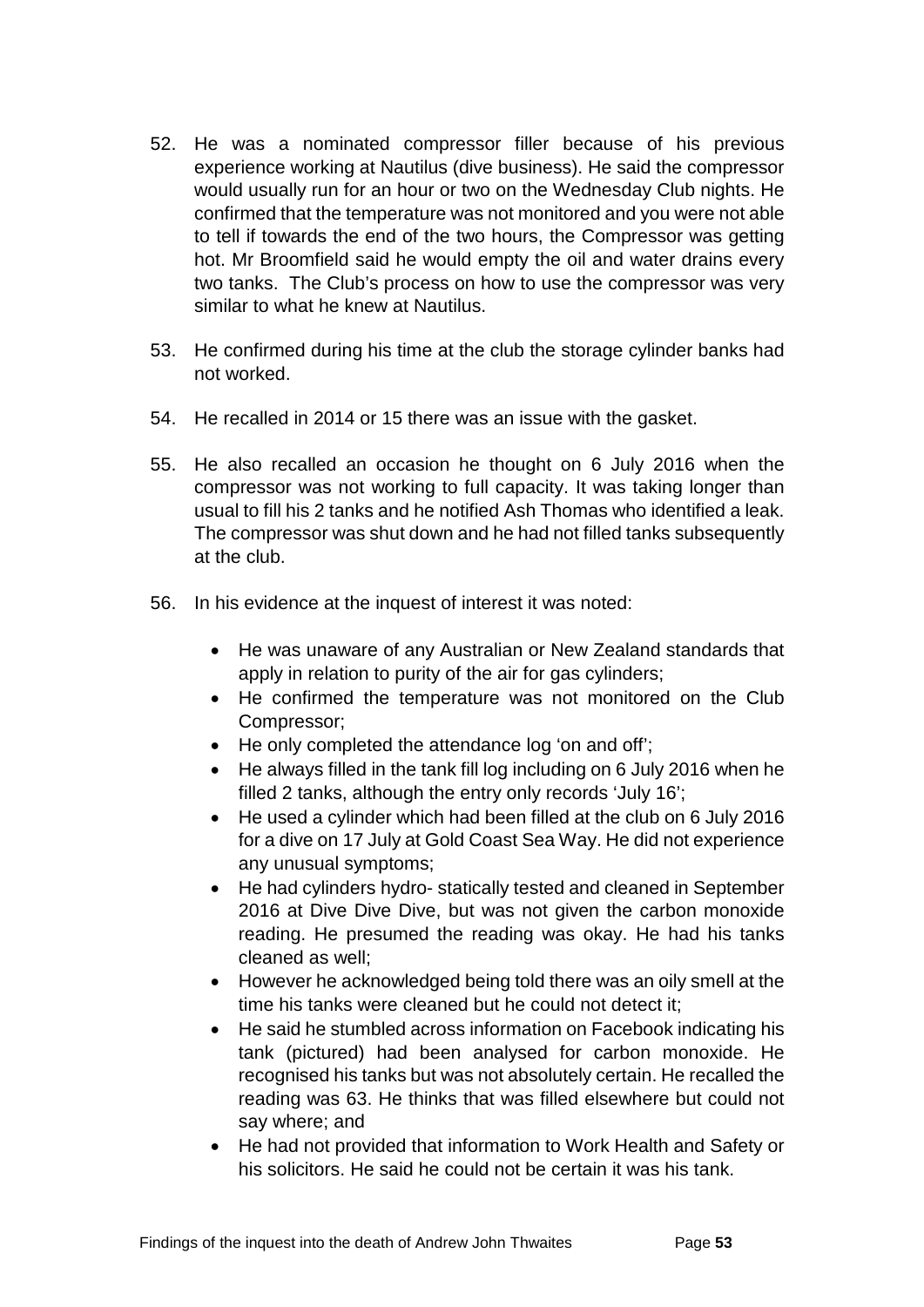52. He was a nominated compressor filler because of his previous experience working at Nautilus (dive business). He said the compressor would usually run for an hour or two on the Wednesday Club nights. He confirmed that the temperature was not monitored and you were not able to tell if towards the end of the two hours, the Compressor was getting hot. Mr Broomfield said he would empty the oil and water drains every two tanks. The Club's process on how to use the compressor was very similar to what he knew at Nautilus.

53. He confirmed during his time at the club the storage cylinder banks had not worked.

54. He recalled in 2014 or 15 there was an issue with the gasket.

55. He also recalled an occasion he thought on 6 July 2016 when the compressor was not working to full capacity. It was taking longer than usual to fill his 2 tanks and he notified Ash Thomas who identified a leak. The compressor was shut down and he had not filled tanks subsequently at the club.

56. In his evidence at the inquest of interest it was noted:

    - He was unaware of any Australian or New Zealand standards that apply in relation to purity of the air for gas cylinders;
    - He confirmed the temperature was not monitored on the Club Compressor;
    - He only completed the attendance log 'on and off';
    - He always filled in the tank fill log including on 6 July 2016 when he filled 2 tanks, although the entry only records 'July 16';
    - He used a cylinder which had been filled at the club on 6 July 2016 for a dive on 17 July at Gold Coast Sea Way. He did not experience any unusual symptoms;
    - He had cylinders hydro- statically tested and cleaned in September 2016 at Dive Dive Dive, but was not given the carbon monoxide reading. He presumed the reading was okay. He had his tanks cleaned as well;
    - However he acknowledged being told there was an oily smell at the time his tanks were cleaned but he could not detect it;
    - He said he stumbled across information on Facebook indicating his tank (pictured) had been analysed for carbon monoxide. He recognised his tanks but was not absolutely certain. He recalled the reading was 63. He thinks that was filled elsewhere but could not say where; and
    - He had not provided that information to Work Health and Safety or his solicitors. He said he could not be certain it was his tank.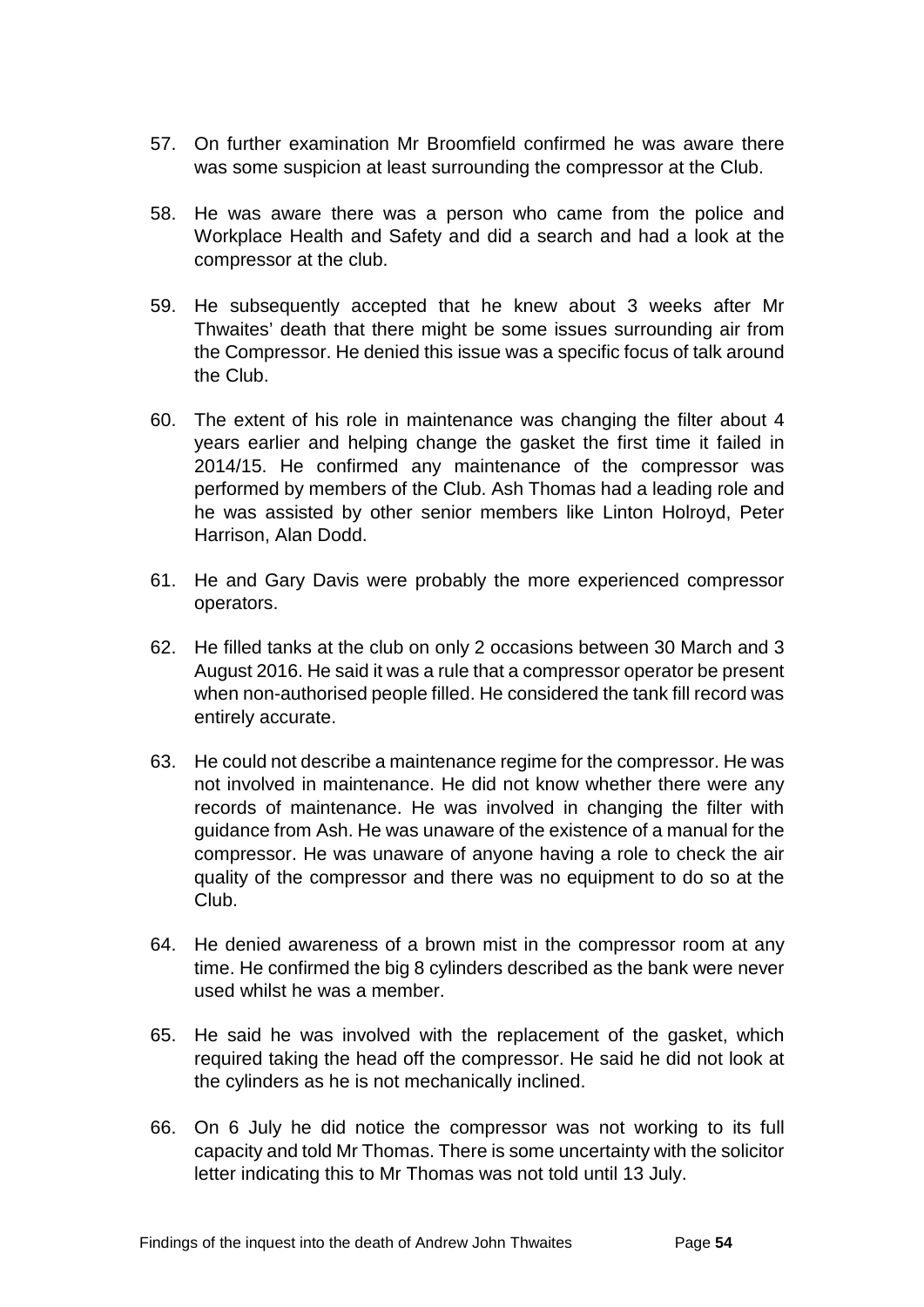57. On further examination Mr Broomfield confirmed he was aware there was some suspicion at least surrounding the compressor at the Club.

58. He was aware there was a person who came from the police and Workplace Health and Safety and did a search and had a look at the compressor at the club.

59. He subsequently accepted that he knew about 3 weeks after Mr Thwaites' death that there might be some issues surrounding air from the Compressor. He denied this issue was a specific focus of talk around the Club.

60. The extent of his role in maintenance was changing the filter about 4 years earlier and helping change the gasket the first time it failed in 2014/15. He confirmed any maintenance of the compressor was performed by members of the Club. Ash Thomas had a leading role and he was assisted by other senior members like Linton Holroyd, Peter Harrison, Alan Dodd.

61. He and Gary Davis were probably the more experienced compressor operators.

62. He filled tanks at the club on only 2 occasions between 30 March and 3 August 2016. He said it was a rule that a compressor operator be present when non-authorised people filled. He considered the tank fill record was entirely accurate.

63. He could not describe a maintenance regime for the compressor. He was not involved in maintenance. He did not know whether there were any records of maintenance. He was involved in changing the filter with guidance from Ash. He was unaware of the existence of a manual for the compressor. He was unaware of anyone having a role to check the air quality of the compressor and there was no equipment to do so at the Club.

64. He denied awareness of a brown mist in the compressor room at any time. He confirmed the big 8 cylinders described as the bank were never used whilst he was a member.

65. He said he was involved with the replacement of the gasket, which required taking the head off the compressor. He said he did not look at the cylinders as he is not mechanically inclined.

66. On 6 July he did notice the compressor was not working to its full capacity and told Mr Thomas. There is some uncertainty with the solicitor letter indicating this to Mr Thomas was not told until 13 July.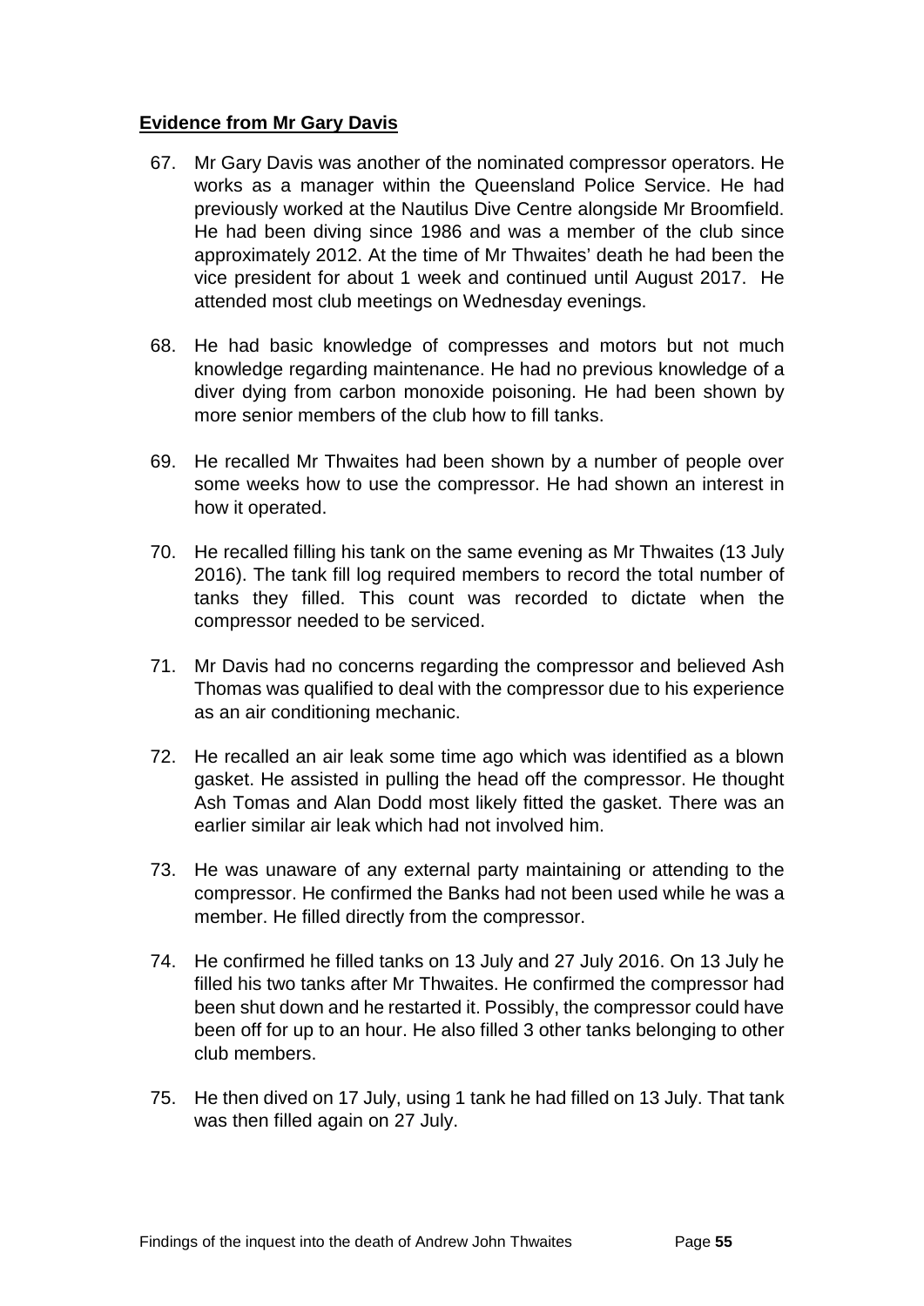**Evidence from Mr Gary Davis**

67. Mr Gary Davis was another of the nominated compressor operators. He works as a manager within the Queensland Police Service. He had previously worked at the Nautilus Dive Centre alongside Mr Broomfield. He had been diving since 1986 and was a member of the club since approximately 2012. At the time of Mr Thwaites' death he had been the vice president for about 1 week and continued until August 2017. He attended most club meetings on Wednesday evenings.

68. He had basic knowledge of compresses and motors but not much knowledge regarding maintenance. He had no previous knowledge of a diver dying from carbon monoxide poisoning. He had been shown by more senior members of the club how to fill tanks.

69. He recalled Mr Thwaites had been shown by a number of people over some weeks how to use the compressor. He had shown an interest in how it operated.

70. He recalled filling his tank on the same evening as Mr Thwaites (13 July 2016). The tank fill log required members to record the total number of tanks they filled. This count was recorded to dictate when the compressor needed to be serviced.

71. Mr Davis had no concerns regarding the compressor and believed Ash Thomas was qualified to deal with the compressor due to his experience as an air conditioning mechanic.

72. He recalled an air leak some time ago which was identified as a blown gasket. He assisted in pulling the head off the compressor. He thought Ash Tomas and Alan Dodd most likely fitted the gasket. There was an earlier similar air leak which had not involved him.

73. He was unaware of any external party maintaining or attending to the compressor. He confirmed the Banks had not been used while he was a member. He filled directly from the compressor.

74. He confirmed he filled tanks on 13 July and 27 July 2016. On 13 July he filled his two tanks after Mr Thwaites. He confirmed the compressor had been shut down and he restarted it. Possibly, the compressor could have been off for up to an hour. He also filled 3 other tanks belonging to other club members.

75. He then dived on 17 July, using 1 tank he had filled on 13 July. That tank was then filled again on 27 July.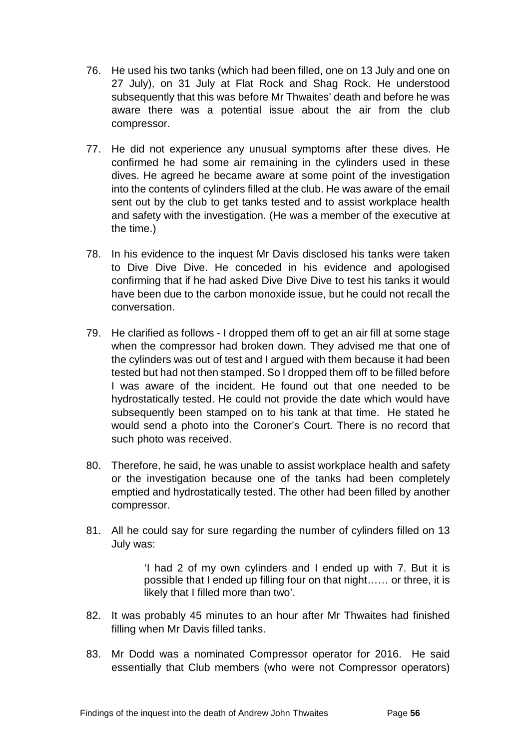76. He used his two tanks (which had been filled, one on 13 July and one on 27 July), on 31 July at Flat Rock and Shag Rock. He understood subsequently that this was before Mr Thwaites' death and before he was aware there was a potential issue about the air from the club compressor.

77. He did not experience any unusual symptoms after these dives. He confirmed he had some air remaining in the cylinders used in these dives. He agreed he became aware at some point of the investigation into the contents of cylinders filled at the club. He was aware of the email sent out by the club to get tanks tested and to assist workplace health and safety with the investigation. (He was a member of the executive at the time.)

78. In his evidence to the inquest Mr Davis disclosed his tanks were taken to Dive Dive Dive. He conceded in his evidence and apologised confirming that if he had asked Dive Dive Dive to test his tanks it would have been due to the carbon monoxide issue, but he could not recall the conversation.

79. He clarified as follows - I dropped them off to get an air fill at some stage when the compressor had broken down. They advised me that one of the cylinders was out of test and I argued with them because it had been tested but had not then stamped. So I dropped them off to be filled before I was aware of the incident. He found out that one needed to be hydrostatically tested. He could not provide the date which would have subsequently been stamped on to his tank at that time. He stated he would send a photo into the Coroner's Court. There is no record that such photo was received.

80. Therefore, he said, he was unable to assist workplace health and safety or the investigation because one of the tanks had been completely emptied and hydrostatically tested. The other had been filled by another compressor.

81. All he could say for sure regarding the number of cylinders filled on 13 July was:

> 'I had 2 of my own cylinders and I ended up with 7. But it is possible that I ended up filling four on that night…… or three, it is likely that I filled more than two'.

82. It was probably 45 minutes to an hour after Mr Thwaites had finished filling when Mr Davis filled tanks.

83. Mr Dodd was a nominated Compressor operator for 2016. He said essentially that Club members (who were not Compressor operators)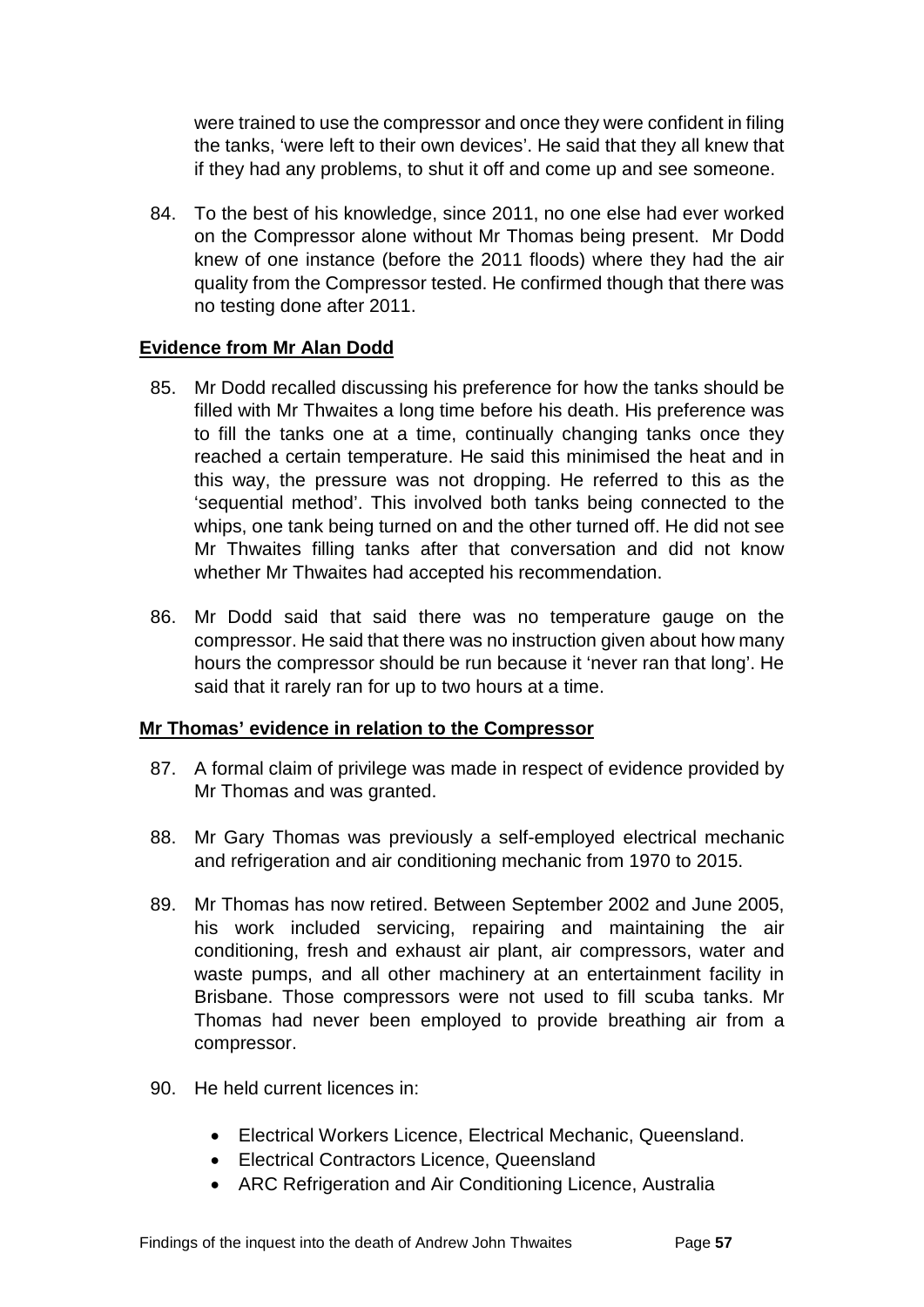were trained to use the compressor and once they were confident in filing the tanks, 'were left to their own devices'. He said that they all knew that if they had any problems, to shut it off and come up and see someone.

84. To the best of his knowledge, since 2011, no one else had ever worked on the Compressor alone without Mr Thomas being present. Mr Dodd knew of one instance (before the 2011 floods) where they had the air quality from the Compressor tested. He confirmed though that there was no testing done after 2011.

**Evidence from Mr Alan Dodd**

85. Mr Dodd recalled discussing his preference for how the tanks should be filled with Mr Thwaites a long time before his death. His preference was to fill the tanks one at a time, continually changing tanks once they reached a certain temperature. He said this minimised the heat and in this way, the pressure was not dropping. He referred to this as the 'sequential method'. This involved both tanks being connected to the whips, one tank being turned on and the other turned off. He did not see Mr Thwaites filling tanks after that conversation and did not know whether Mr Thwaites had accepted his recommendation.

86. Mr Dodd said that said there was no temperature gauge on the compressor. He said that there was no instruction given about how many hours the compressor should be run because it 'never ran that long'. He said that it rarely ran for up to two hours at a time.

**Mr Thomas' evidence in relation to the Compressor**

87. A formal claim of privilege was made in respect of evidence provided by Mr Thomas and was granted.

88. Mr Gary Thomas was previously a self-employed electrical mechanic and refrigeration and air conditioning mechanic from 1970 to 2015.

89. Mr Thomas has now retired. Between September 2002 and June 2005, his work included servicing, repairing and maintaining the air conditioning, fresh and exhaust air plant, air compressors, water and waste pumps, and all other machinery at an entertainment facility in Brisbane. Those compressors were not used to fill scuba tanks. Mr Thomas had never been employed to provide breathing air from a compressor.

90. He held current licences in:

- Electrical Workers Licence, Electrical Mechanic, Queensland.
- Electrical Contractors Licence, Queensland
- ARC Refrigeration and Air Conditioning Licence, Australia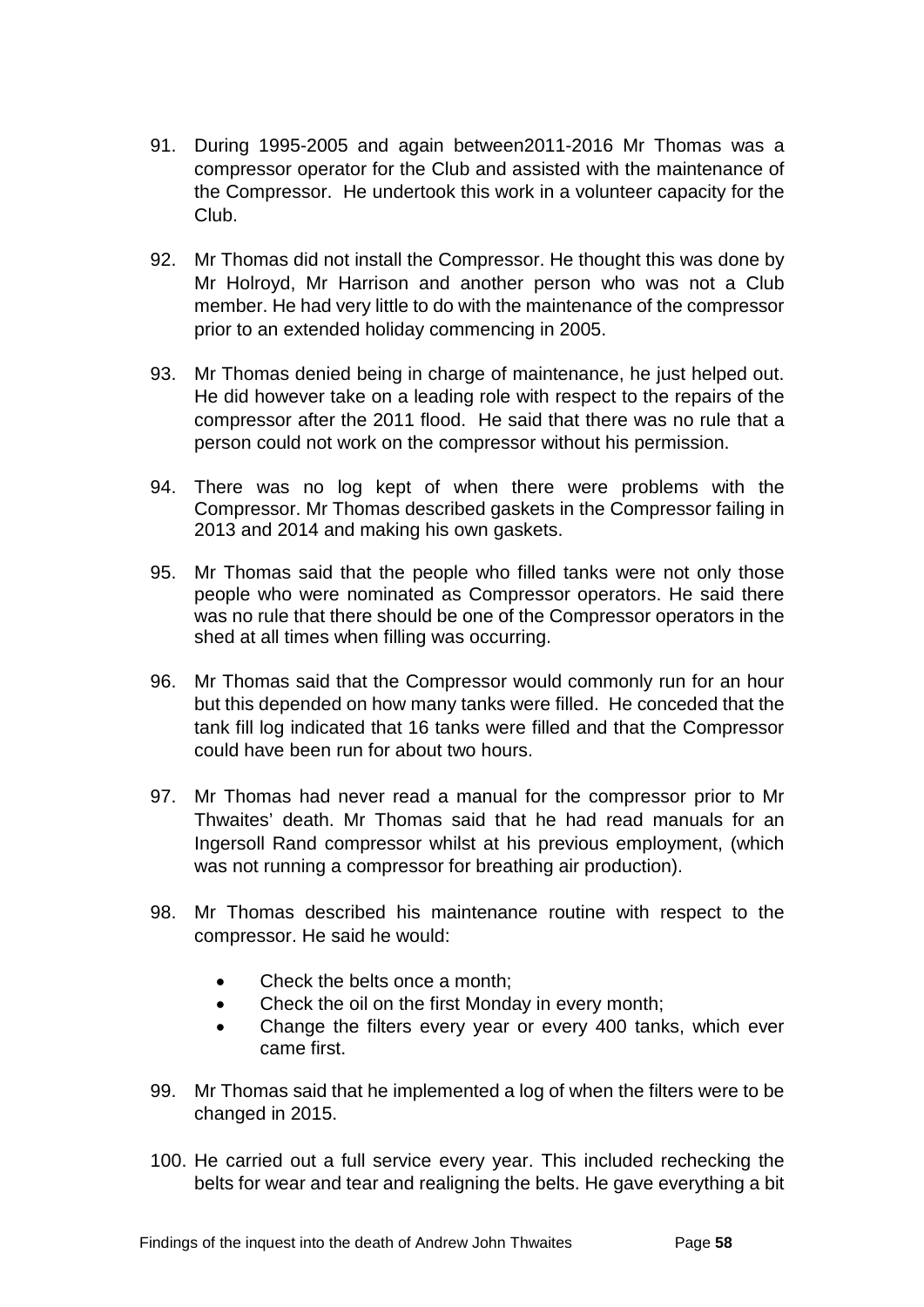91. During 1995-2005 and again between2011-2016 Mr Thomas was a compressor operator for the Club and assisted with the maintenance of the Compressor. He undertook this work in a volunteer capacity for the Club.

92. Mr Thomas did not install the Compressor. He thought this was done by Mr Holroyd, Mr Harrison and another person who was not a Club member. He had very little to do with the maintenance of the compressor prior to an extended holiday commencing in 2005.

93. Mr Thomas denied being in charge of maintenance, he just helped out. He did however take on a leading role with respect to the repairs of the compressor after the 2011 flood. He said that there was no rule that a person could not work on the compressor without his permission.

94. There was no log kept of when there were problems with the Compressor. Mr Thomas described gaskets in the Compressor failing in 2013 and 2014 and making his own gaskets.

95. Mr Thomas said that the people who filled tanks were not only those people who were nominated as Compressor operators. He said there was no rule that there should be one of the Compressor operators in the shed at all times when filling was occurring.

96. Mr Thomas said that the Compressor would commonly run for an hour but this depended on how many tanks were filled. He conceded that the tank fill log indicated that 16 tanks were filled and that the Compressor could have been run for about two hours.

97. Mr Thomas had never read a manual for the compressor prior to Mr Thwaites' death. Mr Thomas said that he had read manuals for an Ingersoll Rand compressor whilst at his previous employment, (which was not running a compressor for breathing air production).

98. Mr Thomas described his maintenance routine with respect to the compressor. He said he would:

    - Check the belts once a month;
    - Check the oil on the first Monday in every month;
    - Change the filters every year or every 400 tanks, which ever came first.

99. Mr Thomas said that he implemented a log of when the filters were to be changed in 2015.

100. He carried out a full service every year. This included rechecking the belts for wear and tear and realigning the belts. He gave everything a bit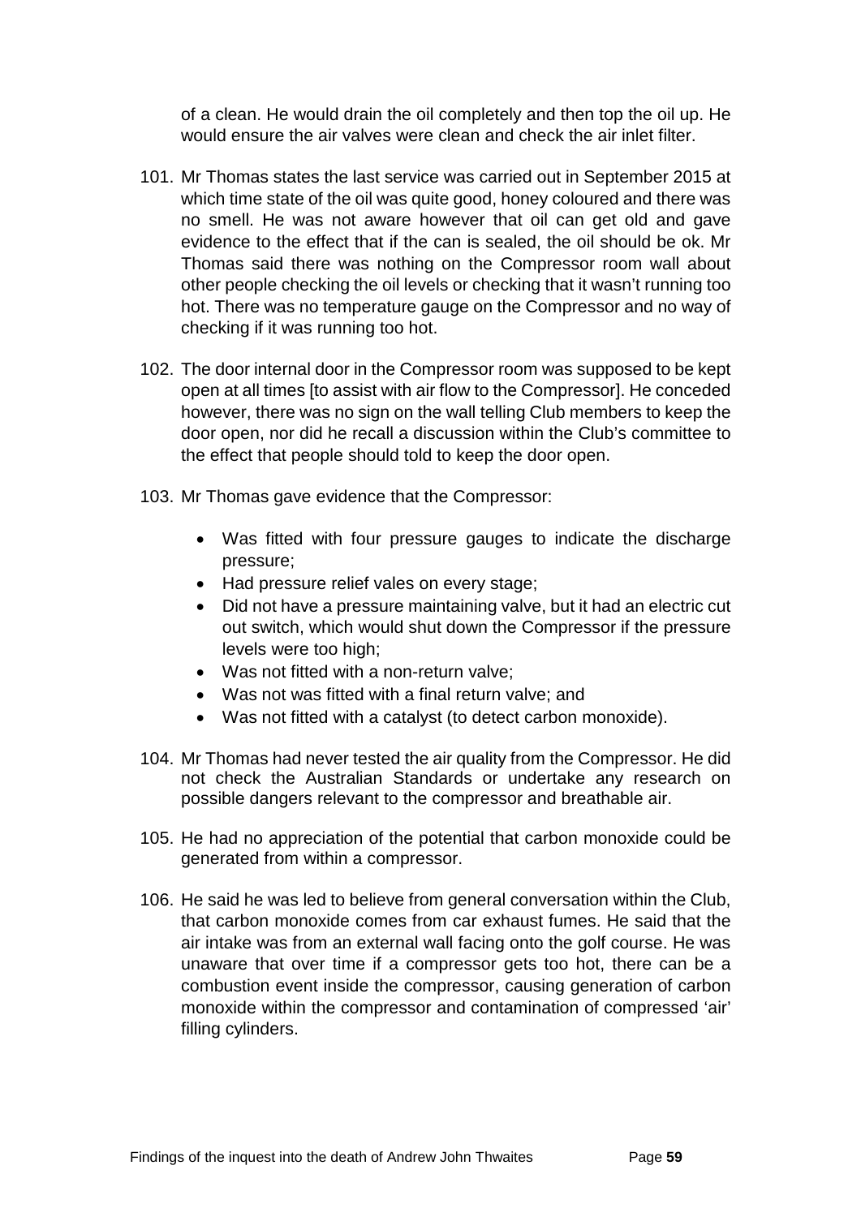of a clean. He would drain the oil completely and then top the oil up. He would ensure the air valves were clean and check the air inlet filter.

101. Mr Thomas states the last service was carried out in September 2015 at which time state of the oil was quite good, honey coloured and there was no smell. He was not aware however that oil can get old and gave evidence to the effect that if the can is sealed, the oil should be ok. Mr Thomas said there was nothing on the Compressor room wall about other people checking the oil levels or checking that it wasn't running too hot. There was no temperature gauge on the Compressor and no way of checking if it was running too hot.

102. The door internal door in the Compressor room was supposed to be kept open at all times [to assist with air flow to the Compressor]. He conceded however, there was no sign on the wall telling Club members to keep the door open, nor did he recall a discussion within the Club's committee to the effect that people should told to keep the door open.

103. Mr Thomas gave evidence that the Compressor:

    - Was fitted with four pressure gauges to indicate the discharge pressure;
    - Had pressure relief vales on every stage;
    - Did not have a pressure maintaining valve, but it had an electric cut out switch, which would shut down the Compressor if the pressure levels were too high;
    - Was not fitted with a non-return valve;
    - Was not was fitted with a final return valve; and
    - Was not fitted with a catalyst (to detect carbon monoxide).

104. Mr Thomas had never tested the air quality from the Compressor. He did not check the Australian Standards or undertake any research on possible dangers relevant to the compressor and breathable air.

105. He had no appreciation of the potential that carbon monoxide could be generated from within a compressor.

106. He said he was led to believe from general conversation within the Club, that carbon monoxide comes from car exhaust fumes. He said that the air intake was from an external wall facing onto the golf course. He was unaware that over time if a compressor gets too hot, there can be a combustion event inside the compressor, causing generation of carbon monoxide within the compressor and contamination of compressed 'air' filling cylinders.